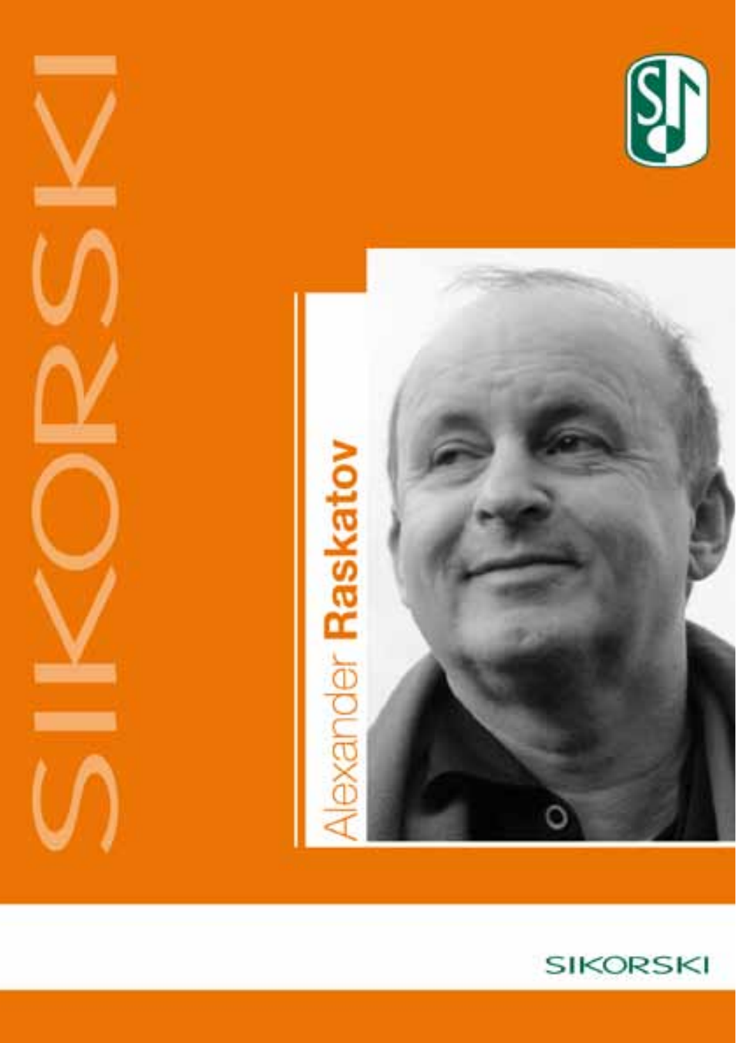# Alexander Raskatov

SIKORSKI

SIKORSKI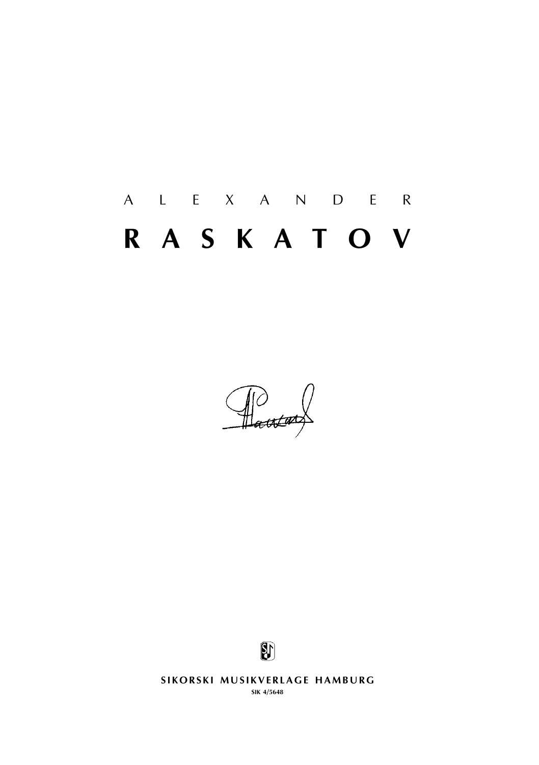A L E X A N D E R

# R A S K A T O V

SIKORSKI MUSIKVERLAGE HAMBURG

SIK 4/5648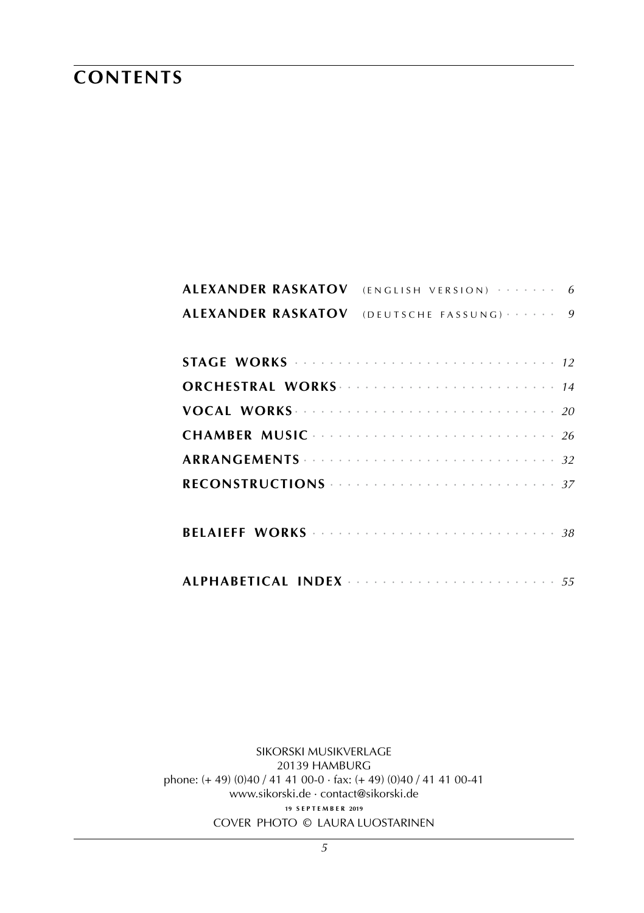# CONTENTS

| | |
|---|---|
| **ALEXANDER RASKATOV** (ENGLISH VERSION) | *6* |
| **ALEXANDER RASKATOV** (DEUTSCHE FASSUNG) | *9* |
| **STAGE WORKS** | *12* |
| **ORCHESTRAL WORKS** | *14* |
| **VOCAL WORKS** | *20* |
| **CHAMBER MUSIC** | *26* |
| **ARRANGEMENTS** | *32* |
| **RECONSTRUCTIONS** | *37* |
| **BELAIEFF WORKS** | *38* |
| **ALPHABETICAL INDEX** | *55* |

SIKORSKI MUSIKVERLAGE
20139 HAMBURG
phone: (+ 49) (0)40 / 41 41 00-0 · fax: (+ 49) (0)40 / 41 41 00-41
www.sikorski.de · contact@sikorski.de
19 SEPTEMBER 2019
COVER PHOTO © LAURA LUOSTARINEN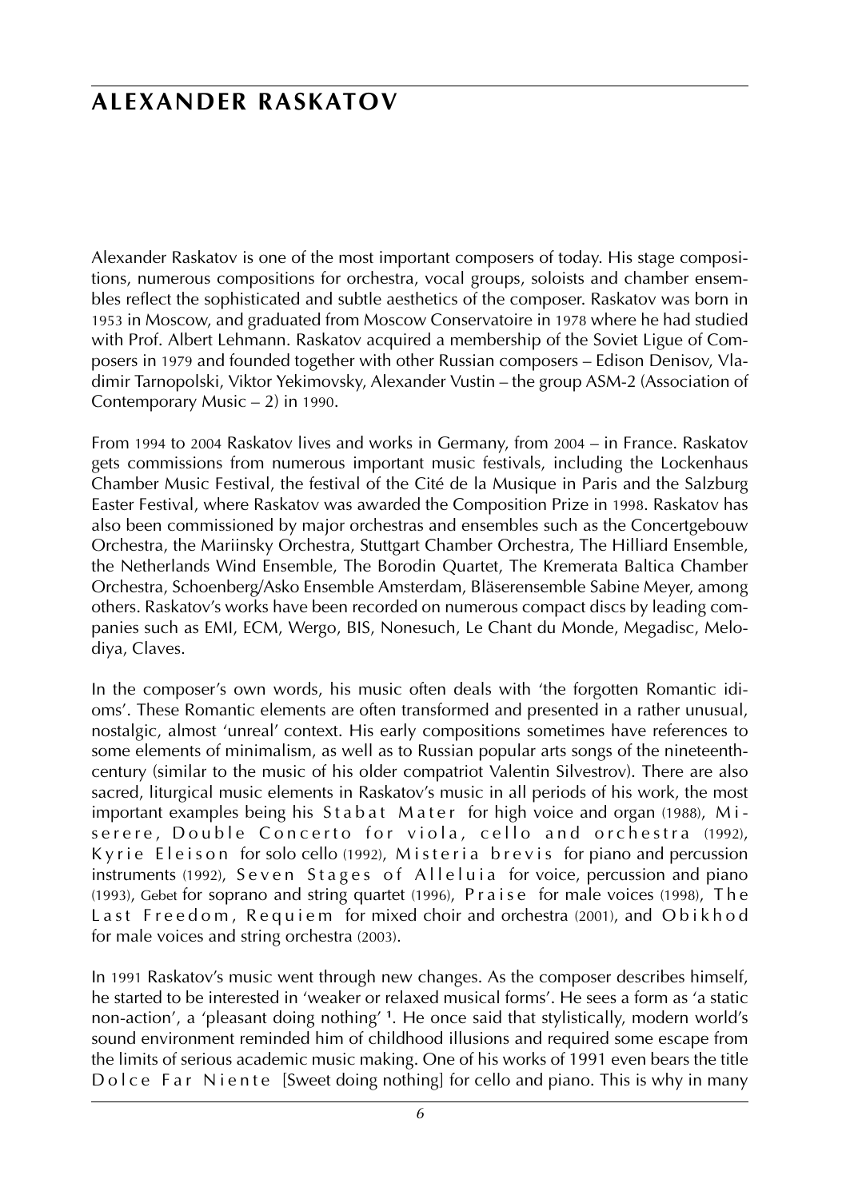# ALEXANDER RASKATOV

Alexander Raskatov is one of the most important composers of today. His stage compositions, numerous compositions for orchestra, vocal groups, soloists and chamber ensembles reflect the sophisticated and subtle aesthetics of the composer. Raskatov was born in 1953 in Moscow, and graduated from Moscow Conservatoire in 1978 where he had studied with Prof. Albert Lehmann. Raskatov acquired a membership of the Soviet Ligue of Composers in 1979 and founded together with other Russian composers – Edison Denisov, Vladimir Tarnopolski, Viktor Yekimovsky, Alexander Vustin – the group ASM-2 (Association of Contemporary Music – 2) in 1990.

From 1994 to 2004 Raskatov lives and works in Germany, from 2004 – in France. Raskatov gets commissions from numerous important music festivals, including the Lockenhaus Chamber Music Festival, the festival of the Cité de la Musique in Paris and the Salzburg Easter Festival, where Raskatov was awarded the Composition Prize in 1998. Raskatov has also been commissioned by major orchestras and ensembles such as the Concertgebouw Orchestra, the Mariinsky Orchestra, Stuttgart Chamber Orchestra, The Hilliard Ensemble, the Netherlands Wind Ensemble, The Borodin Quartet, The Kremerata Baltica Chamber Orchestra, Schoenberg/Asko Ensemble Amsterdam, Bläserensemble Sabine Meyer, among others. Raskatov's works have been recorded on numerous compact discs by leading companies such as EMI, ECM, Wergo, BIS, Nonesuch, Le Chant du Monde, Megadisc, Melodiya, Claves.

In the composer's own words, his music often deals with 'the forgotten Romantic idioms'. These Romantic elements are often transformed and presented in a rather unusual, nostalgic, almost 'unreal' context. His early compositions sometimes have references to some elements of minimalism, as well as to Russian popular arts songs of the nineteenth-century (similar to the music of his older compatriot Valentin Silvestrov). There are also sacred, liturgical music elements in Raskatov's music in all periods of his work, the most important examples being his Stabat Mater for high voice and organ (1988), Miserere, Double Concerto for viola, cello and orchestra (1992), Kyrie Eleison for solo cello (1992), Misteria brevis for piano and percussion instruments (1992), Seven Stages of Alleluia for voice, percussion and piano (1993), Gebet for soprano and string quartet (1996), Praise for male voices (1998), The Last Freedom, Requiem for mixed choir and orchestra (2001), and Obikhod for male voices and string orchestra (2003).

In 1991 Raskatov's music went through new changes. As the composer describes himself, he started to be interested in 'weaker or relaxed musical forms'. He sees a form as 'a static non-action', a 'pleasant doing nothing' [1]. He once said that stylistically, modern world's sound environment reminded him of childhood illusions and required some escape from the limits of serious academic music making. One of his works of 1991 even bears the title Dolce Far Niente [Sweet doing nothing] for cello and piano. This is why in many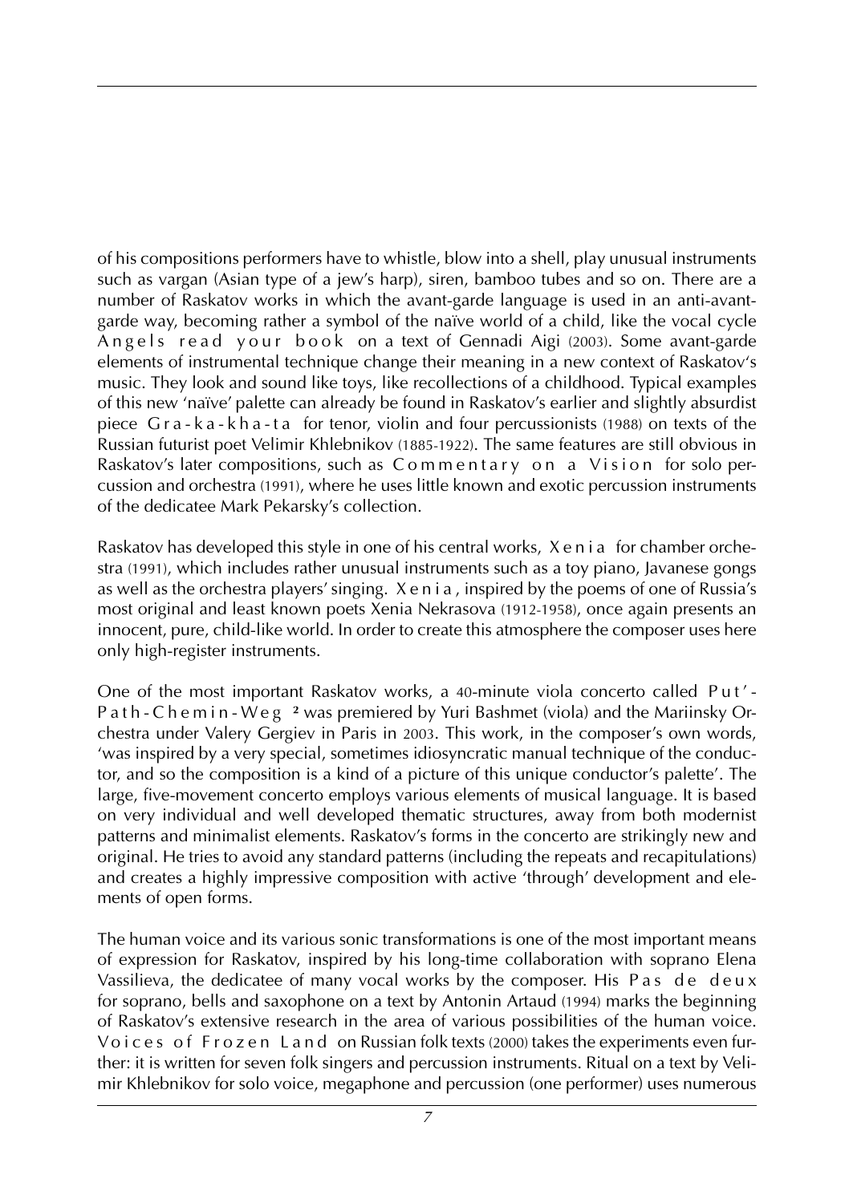of his compositions performers have to whistle, blow into a shell, play unusual instruments such as vargan (Asian type of a jew's harp), siren, bamboo tubes and so on. There are a number of Raskatov works in which the avant-garde language is used in an anti-avant-garde way, becoming rather a symbol of the naïve world of a child, like the vocal cycle *Angels read your book* on a text of Gennadi Aigi (2003). Some avant-garde elements of instrumental technique change their meaning in a new context of Raskatov's music. They look and sound like toys, like recollections of a childhood. Typical examples of this new 'naïve' palette can already be found in Raskatov's earlier and slightly absurdist piece *Gra-ka-kha-ta* for tenor, violin and four percussionists (1988) on texts of the Russian futurist poet Velimir Khlebnikov (1885-1922). The same features are still obvious in Raskatov's later compositions, such as *Commentary on a Vision* for solo percussion and orchestra (1991), where he uses little known and exotic percussion instruments of the dedicatee Mark Pekarsky's collection.

Raskatov has developed this style in one of his central works, *Xenia* for chamber orchestra (1991), which includes rather unusual instruments such as a toy piano, Javanese gongs as well as the orchestra players' singing. *Xenia*, inspired by the poems of one of Russia's most original and least known poets Xenia Nekrasova (1912-1958), once again presents an innocent, pure, child-like world. In order to create this atmosphere the composer uses here only high-register instruments.

One of the most important Raskatov works, a 40-minute viola concerto called *Put'-Path-Chemin-Weg* [2] was premiered by Yuri Bashmet (viola) and the Mariinsky Orchestra under Valery Gergiev in Paris in 2003. This work, in the composer's own words, 'was inspired by a very special, sometimes idiosyncratic manual technique of the conductor, and so the composition is a kind of a picture of this unique conductor's palette'. The large, five-movement concerto employs various elements of musical language. It is based on very individual and well developed thematic structures, away from both modernist patterns and minimalist elements. Raskatov's forms in the concerto are strikingly new and original. He tries to avoid any standard patterns (including the repeats and recapitulations) and creates a highly impressive composition with active 'through' development and elements of open forms.

The human voice and its various sonic transformations is one of the most important means of expression for Raskatov, inspired by his long-time collaboration with soprano Elena Vassilieva, the dedicatee of many vocal works by the composer. His *Pas de deux* for soprano, bells and saxophone on a text by Antonin Artaud (1994) marks the beginning of Raskatov's extensive research in the area of various possibilities of the human voice. *Voices of Frozen Land* on Russian folk texts (2000) takes the experiments even further: it is written for seven folk singers and percussion instruments. Ritual on a text by Velimir Khlebnikov for solo voice, megaphone and percussion (one performer) uses numerous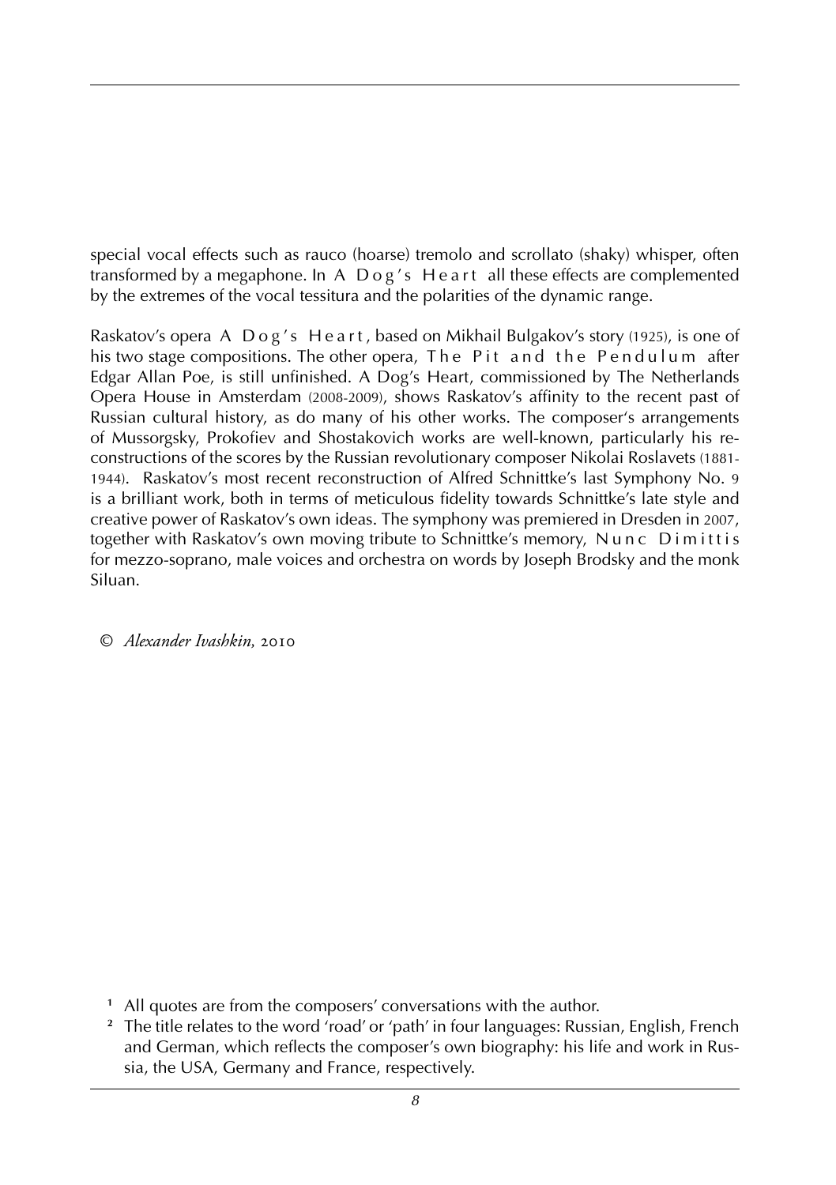special vocal effects such as rauco (hoarse) tremolo and scrollato (shaky) whisper, often transformed by a megaphone. In *A Dog's Heart* all these effects are complemented by the extremes of the vocal tessitura and the polarities of the dynamic range.

Raskatov's opera *A Dog's Heart*, based on Mikhail Bulgakov's story (1925), is one of his two stage compositions. The other opera, *The Pit and the Pendulum* after Edgar Allan Poe, is still unfinished. A Dog's Heart, commissioned by The Netherlands Opera House in Amsterdam (2008-2009), shows Raskatov's affinity to the recent past of Russian cultural history, as do many of his other works. The composer's arrangements of Mussorgsky, Prokofiev and Shostakovich works are well-known, particularly his reconstructions of the scores by the Russian revolutionary composer Nikolai Roslavets (1881-1944). Raskatov's most recent reconstruction of Alfred Schnittke's last Symphony No. 9 is a brilliant work, both in terms of meticulous fidelity towards Schnittke's late style and creative power of Raskatov's own ideas. The symphony was premiered in Dresden in 2007, together with Raskatov's own moving tribute to Schnittke's memory, *Nunc Dimittis* for mezzo-soprano, male voices and orchestra on words by Joseph Brodsky and the monk Siluan.

© *Alexander Ivashkin*, 2010

[1] All quotes are from the composers' conversations with the author.

[2] The title relates to the word 'road' or 'path' in four languages: Russian, English, French and German, which reflects the composer's own biography: his life and work in Russia, the USA, Germany and France, respectively.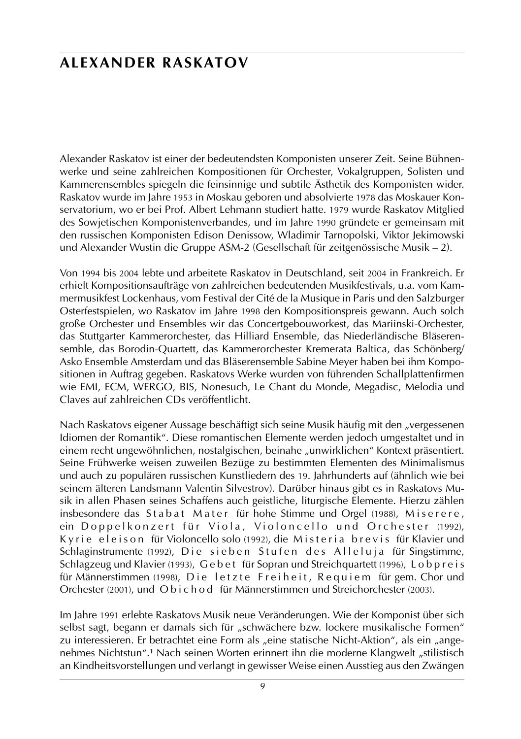# ALEXANDER RASKATOV

Alexander Raskatov ist einer der bedeutendsten Komponisten unserer Zeit. Seine Bühnenwerke und seine zahlreichen Kompositionen für Orchester, Vokalgruppen, Solisten und Kammerensembles spiegeln die feinsinnige und subtile Ästhetik des Komponisten wider. Raskatov wurde im Jahre 1953 in Moskau geboren und absolvierte 1978 das Moskauer Konservatorium, wo er bei Prof. Albert Lehmann studiert hatte. 1979 wurde Raskatov Mitglied des Sowjetischen Komponistenverbandes, und im Jahre 1990 gründete er gemeinsam mit den russischen Komponisten Edison Denissow, Wladimir Tarnopolski, Viktor Jekimowski und Alexander Wustin die Gruppe ASM-2 (Gesellschaft für zeitgenössische Musik – 2).

Von 1994 bis 2004 lebte und arbeitete Raskatov in Deutschland, seit 2004 in Frankreich. Er erhielt Kompositionsaufträge von zahlreichen bedeutenden Musikfestivals, u.a. vom Kammermusikfest Lockenhaus, vom Festival der Cité de la Musique in Paris und den Salzburger Osterfestspielen, wo Raskatov im Jahre 1998 den Kompositionspreis gewann. Auch solch große Orchester und Ensembles wir das Concertgebouworkest, das Mariinski-Orchester, das Stuttgarter Kammerorchester, das Hilliard Ensemble, das Niederländische Bläserensemble, das Borodin-Quartett, das Kammerorchester Kremerata Baltica, das Schönberg/Asko Ensemble Amsterdam und das Bläserensemble Sabine Meyer haben bei ihm Kompositionen in Auftrag gegeben. Raskatovs Werke wurden von führenden Schallplattenfirmen wie EMI, ECM, WERGO, BIS, Nonesuch, Le Chant du Monde, Megadisc, Melodia und Claves auf zahlreichen CDs veröffentlicht.

Nach Raskatovs eigener Aussage beschäftigt sich seine Musik häufig mit den „vergessenen Idiomen der Romantik". Diese romantischen Elemente werden jedoch umgestaltet und in einem recht ungewöhnlichen, nostalgischen, beinahe „unwirklichen" Kontext präsentiert. Seine Frühwerke weisen zuweilen Bezüge zu bestimmten Elementen des Minimalismus und auch zu populären russischen Kunstliedern des 19. Jahrhunderts auf (ähnlich wie bei seinem älteren Landsmann Valentin Silvestrov). Darüber hinaus gibt es in Raskatovs Musik in allen Phasen seines Schaffens auch geistliche, liturgische Elemente. Hierzu zählen insbesondere das Stabat Mater für hohe Stimme und Orgel (1988), Miserere, ein Doppelkonzert für Viola, Violoncello und Orchester (1992), Kyrie eleison für Violoncello solo (1992), die Misteria brevis für Klavier und Schlaginstrumente (1992), Die sieben Stufen des Alleluja für Singstimme, Schlagzeug und Klavier (1993), Gebet für Sopran und Streichquartett (1996), Lobpreis für Männerstimmen (1998), Die letzte Freiheit, Requiem für gem. Chor und Orchester (2001), und Obichod für Männerstimmen und Streichorchester (2003).

Im Jahre 1991 erlebte Raskatovs Musik neue Veränderungen. Wie der Komponist über sich selbst sagt, begann er damals sich für „schwächere bzw. lockere musikalische Formen" zu interessieren. Er betrachtet eine Form als „eine statische Nicht-Aktion", als ein „angenehmes Nichtstun".[1] Nach seinen Worten erinnert ihn die moderne Klangwelt „stilistisch an Kindheitsvorstellungen und verlangt in gewisser Weise einen Ausstieg aus den Zwängen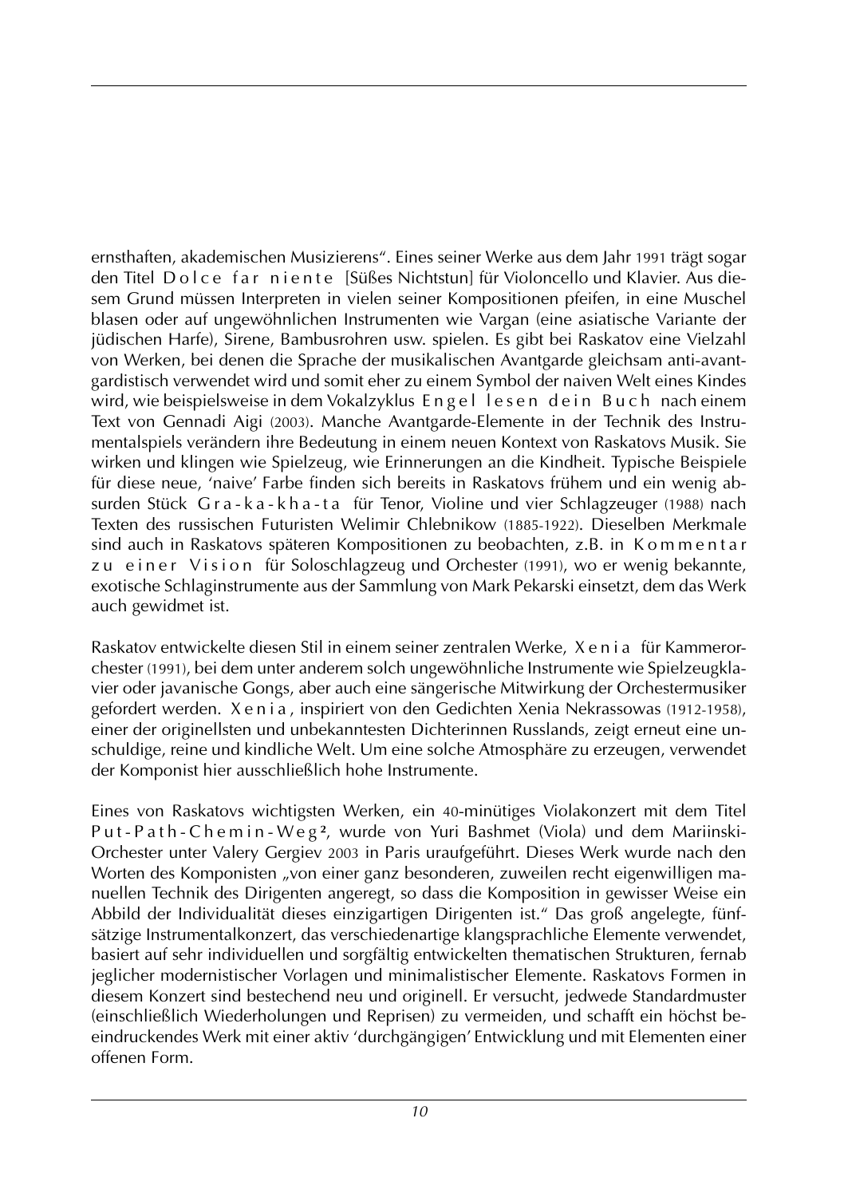ernsthaften, akademischen Musizierens". Eines seiner Werke aus dem Jahr 1991 trägt sogar den Titel *Dolce far niente* [Süßes Nichtstun] für Violoncello und Klavier. Aus diesem Grund müssen Interpreten in vielen seiner Kompositionen pfeifen, in eine Muschel blasen oder auf ungewöhnlichen Instrumenten wie Vargan (eine asiatische Variante der jüdischen Harfe), Sirene, Bambusrohren usw. spielen. Es gibt bei Raskatov eine Vielzahl von Werken, bei denen die Sprache der musikalischen Avantgarde gleichsam anti-avantgardistisch verwendet wird und somit eher zu einem Symbol der naiven Welt eines Kindes wird, wie beispielsweise in dem Vokalzyklus *Engel lesen dein Buch* nach einem Text von Gennadi Aigi (2003). Manche Avantgarde-Elemente in der Technik des Instrumentalspiels verändern ihre Bedeutung in einem neuen Kontext von Raskatovs Musik. Sie wirken und klingen wie Spielzeug, wie Erinnerungen an die Kindheit. Typische Beispiele für diese neue, 'naive' Farbe finden sich bereits in Raskatovs frühem und ein wenig absurden Stück *Gra-ka-kha-ta* für Tenor, Violine und vier Schlagzeuger (1988) nach Texten des russischen Futuristen Welimir Chlebnikow (1885-1922). Dieselben Merkmale sind auch in Raskatovs späteren Kompositionen zu beobachten, z.B. in *Kommentar zu einer Vision* für Soloschlagzeug und Orchester (1991), wo er wenig bekannte, exotische Schlaginstrumente aus der Sammlung von Mark Pekarski einsetzt, dem das Werk auch gewidmet ist.

Raskatov entwickelte diesen Stil in einem seiner zentralen Werke, *Xenia* für Kammerorchester (1991), bei dem unter anderem solch ungewöhnliche Instrumente wie Spielzeugklavier oder javanische Gongs, aber auch eine sängerische Mitwirkung der Orchestermusiker gefordert werden. *Xenia*, inspiriert von den Gedichten Xenia Nekrassowas (1912-1958), einer der originellsten und unbekanntesten Dichterinnen Russlands, zeigt erneut eine unschuldige, reine und kindliche Welt. Um eine solche Atmosphäre zu erzeugen, verwendet der Komponist hier ausschließlich hohe Instrumente.

Eines von Raskatovs wichtigsten Werken, ein 40-minütiges Violakonzert mit dem Titel *Put-Path-Chemin-Weg*[2], wurde von Yuri Bashmet (Viola) und dem Mariinski-Orchester unter Valery Gergiev 2003 in Paris uraufgeführt. Dieses Werk wurde nach den Worten des Komponisten „von einer ganz besonderen, zuweilen recht eigenwilligen manuellen Technik des Dirigenten angeregt, so dass die Komposition in gewisser Weise ein Abbild der Individualität dieses einzigartigen Dirigenten ist." Das groß angelegte, fünfsätzige Instrumentalkonzert, das verschiedenartige klangsprachliche Elemente verwendet, basiert auf sehr individuellen und sorgfältig entwickelten thematischen Strukturen, fernab jeglicher modernistischer Vorlagen und minimalistischer Elemente. Raskatovs Formen in diesem Konzert sind bestechend neu und originell. Er versucht, jedwede Standardmuster (einschließlich Wiederholungen und Reprisen) zu vermeiden, und schafft ein höchst beeindruckendes Werk mit einer aktiv 'durchgängigen' Entwicklung und mit Elementen einer offenen Form.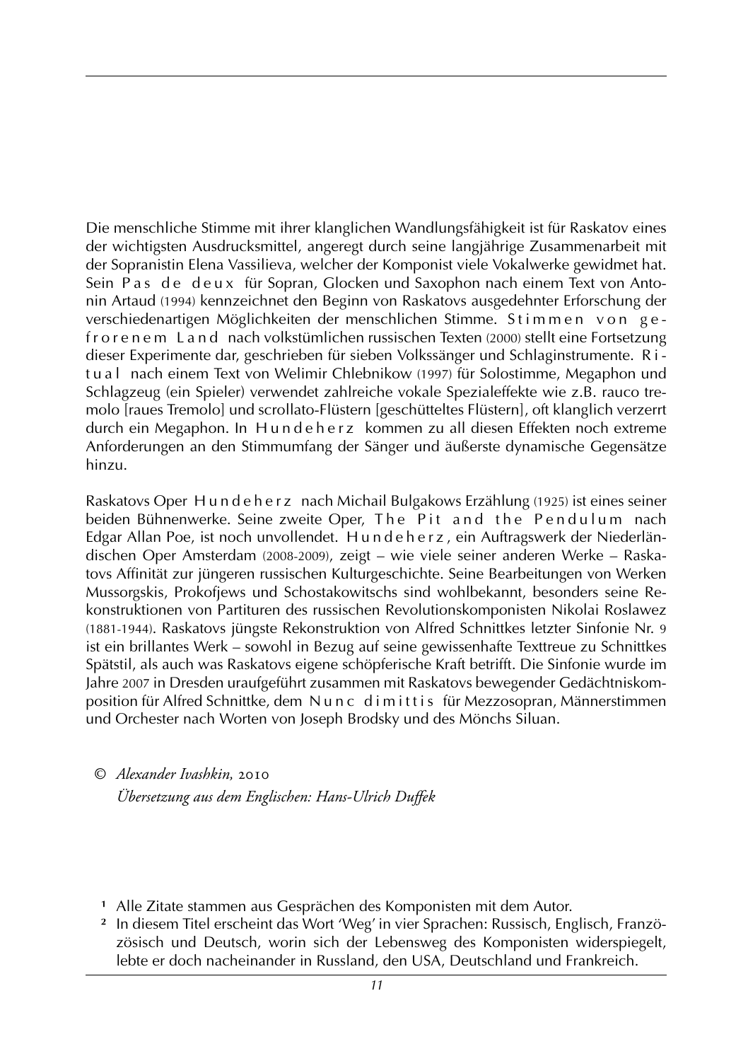Die menschliche Stimme mit ihrer klanglichen Wandlungsfähigkeit ist für Raskatov eines der wichtigsten Ausdrucksmittel, angeregt durch seine langjährige Zusammenarbeit mit der Sopranistin Elena Vassilieva, welcher der Komponist viele Vokalwerke gewidmet hat. Sein Pas de deux für Sopran, Glocken und Saxophon nach einem Text von Antonin Artaud (1994) kennzeichnet den Beginn von Raskatovs ausgedehnter Erforschung der verschiedenartigen Möglichkeiten der menschlichen Stimme. Stimmen von gefrorenem Land nach volkstümlichen russischen Texten (2000) stellt eine Fortsetzung dieser Experimente dar, geschrieben für sieben Volkssänger und Schlaginstrumente. Ritual nach einem Text von Welimir Chlebnikow (1997) für Solostimme, Megaphon und Schlagzeug (ein Spieler) verwendet zahlreiche vokale Spezialeffekte wie z.B. rauco tremolo [raues Tremolo] und scrollato-Flüstern [geschütteltes Flüstern], oft klanglich verzerrt durch ein Megaphon. In Hundeherz kommen zu all diesen Effekten noch extreme Anforderungen an den Stimmumfang der Sänger und äußerste dynamische Gegensätze hinzu.

Raskatovs Oper Hundeherz nach Michail Bulgakows Erzählung (1925) ist eines seiner beiden Bühnenwerke. Seine zweite Oper, The Pit and the Pendulum nach Edgar Allan Poe, ist noch unvollendet. Hundeherz, ein Auftragswerk der Niederländischen Oper Amsterdam (2008-2009), zeigt – wie viele seiner anderen Werke – Raskatovs Affinität zur jüngeren russischen Kulturgeschichte. Seine Bearbeitungen von Werken Mussorgskis, Prokofjews und Schostakowitschs sind wohlbekannt, besonders seine Rekonstruktionen von Partituren des russischen Revolutionskomponisten Nikolai Roslawez (1881-1944). Raskatovs jüngste Rekonstruktion von Alfred Schnittkes letzter Sinfonie Nr. 9 ist ein brillantes Werk – sowohl in Bezug auf seine gewissenhafte Texttreue zu Schnittkes Spätstil, als auch was Raskatovs eigene schöpferische Kraft betrifft. Die Sinfonie wurde im Jahre 2007 in Dresden uraufgeführt zusammen mit Raskatovs bewegender Gedächtniskomposition für Alfred Schnittke, dem Nunc dimittis für Mezzosopran, Männerstimmen und Orchester nach Worten von Joseph Brodsky und des Mönchs Siluan.

© *Alexander Ivashkin*, 2010
*Übersetzung aus dem Englischen: Hans-Ulrich Duffek*

[1] Alle Zitate stammen aus Gesprächen des Komponisten mit dem Autor.

[2] In diesem Titel erscheint das Wort 'Weg' in vier Sprachen: Russisch, Englisch, Französisch und Deutsch, worin sich der Lebensweg des Komponisten widerspiegelt, lebte er doch nacheinander in Russland, den USA, Deutschland und Frankreich.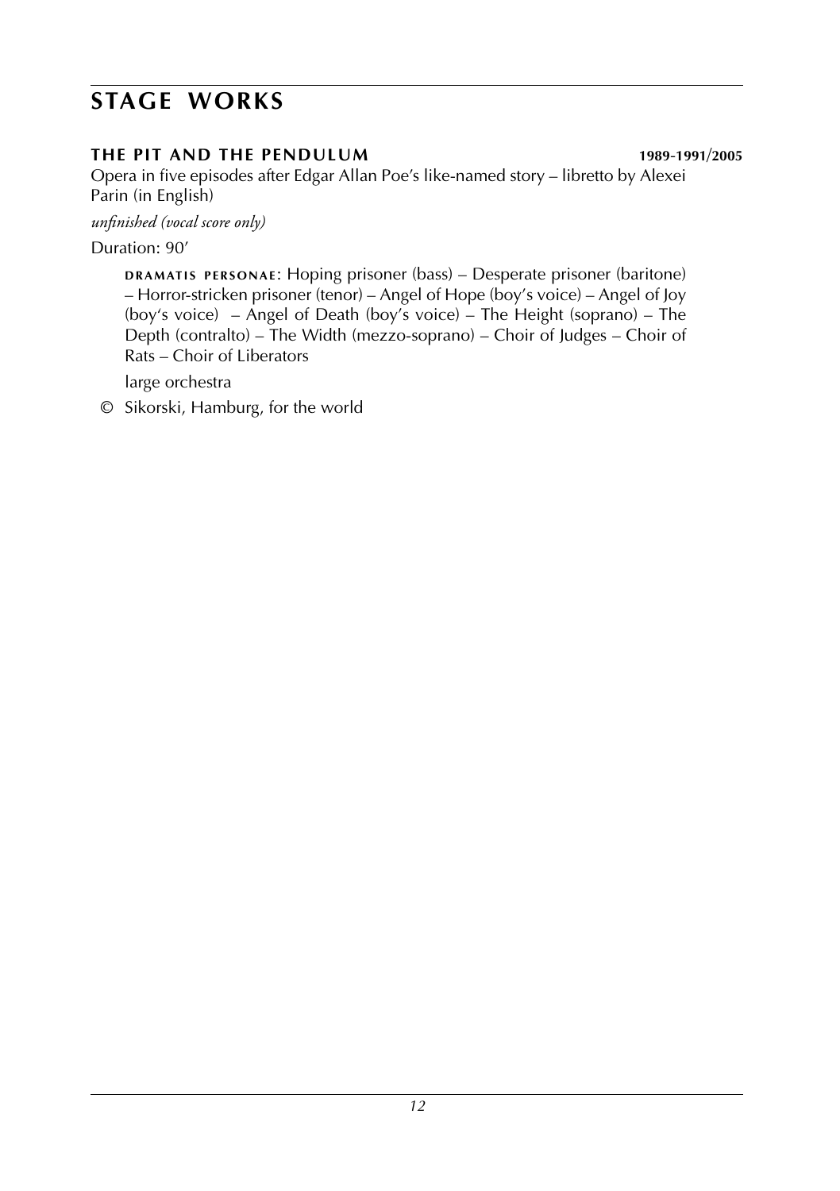# STAGE WORKS

### THE PIT AND THE PENDULUM 1989-1991/2005

Opera in five episodes after Edgar Allan Poe's like-named story – libretto by Alexei Parin (in English)

*unfinished (vocal score only)*

Duration: 90'

DRAMATIS PERSONAE: Hoping prisoner (bass) – Desperate prisoner (baritone) – Horror-stricken prisoner (tenor) – Angel of Hope (boy's voice) – Angel of Joy (boy's voice) – Angel of Death (boy's voice) – The Height (soprano) – The Depth (contralto) – The Width (mezzo-soprano) – Choir of Judges – Choir of Rats – Choir of Liberators

large orchestra

© Sikorski, Hamburg, for the world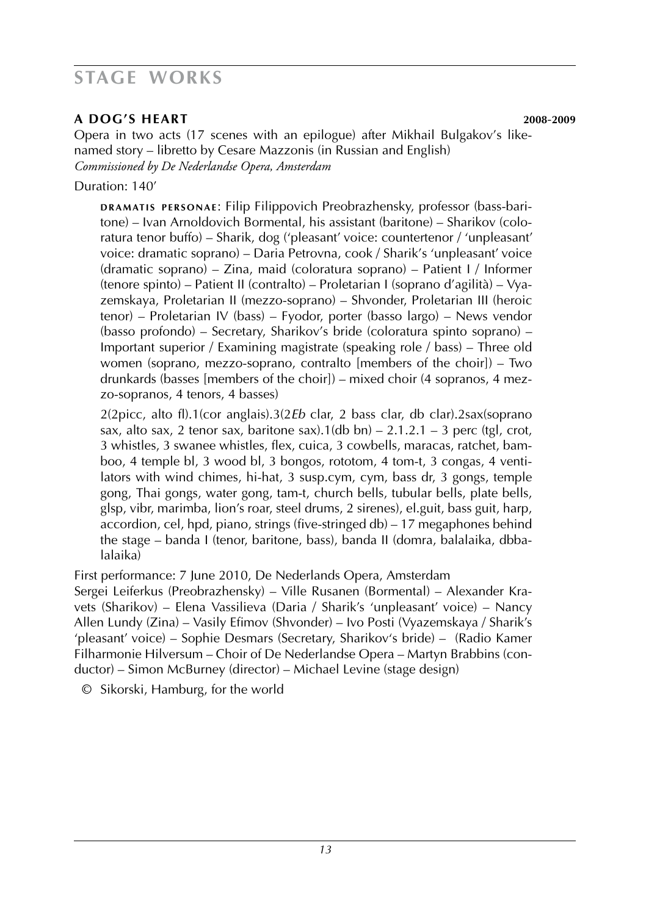# STAGE WORKS

## A DOG'S HEART 2008-2009

Opera in two acts (17 scenes with an epilogue) after Mikhail Bulgakov's like-named story – libretto by Cesare Mazzonis (in Russian and English)
*Commissioned by De Nederlandse Opera, Amsterdam*

Duration: 140'

DRAMATIS PERSONAE: Filip Filippovich Preobrazhensky, professor (bass-baritone) – Ivan Arnoldovich Bormental, his assistant (baritone) – Sharikov (coloratura tenor buffo) – Sharik, dog ('pleasant' voice: countertenor / 'unpleasant' voice: dramatic soprano) – Daria Petrovna, cook / Sharik's 'unpleasant' voice (dramatic soprano) – Zina, maid (coloratura soprano) – Patient I / Informer (tenore spinto) – Patient II (contralto) – Proletarian I (soprano d'agilità) – Vyazemskaya, Proletarian II (mezzo-soprano) – Shvonder, Proletarian III (heroic tenor) – Proletarian IV (bass) – Fyodor, porter (basso largo) – News vendor (basso profondo) – Secretary, Sharikov's bride (coloratura spinto soprano) – Important superior / Examining magistrate (speaking role / bass) – Three old women (soprano, mezzo-soprano, contralto [members of the choir]) – Two drunkards (basses [members of the choir]) – mixed choir (4 sopranos, 4 mezzo-sopranos, 4 tenors, 4 basses)

2(2picc, alto fl).1(cor anglais).3(2*Eb* clar, 2 bass clar, db clar).2sax(soprano sax, alto sax, 2 tenor sax, baritone sax).1(db bn) – 2.1.2.1 – 3 perc (tgl, crot, 3 whistles, 3 swanee whistles, flex, cuica, 3 cowbells, maracas, ratchet, bamboo, 4 temple bl, 3 wood bl, 3 bongos, rototom, 4 tom-t, 3 congas, 4 ventilators with wind chimes, hi-hat, 3 susp.cym, cym, bass dr, 3 gongs, temple gong, Thai gongs, water gong, tam-t, church bells, tubular bells, plate bells, glsp, vibr, marimba, lion's roar, steel drums, 2 sirenes), el.guit, bass guit, harp, accordion, cel, hpd, piano, strings (five-stringed db) – 17 megaphones behind the stage – banda I (tenor, baritone, bass), banda II (domra, balalaika, dbbalalaika)

First performance: 7 June 2010, De Nederlands Opera, Amsterdam
Sergei Leiferkus (Preobrazhensky) – Ville Rusanen (Bormental) – Alexander Kravets (Sharikov) – Elena Vassilieva (Daria / Sharik's 'unpleasant' voice) – Nancy Allen Lundy (Zina) – Vasily Efimov (Shvonder) – Ivo Posti (Vyazemskaya / Sharik's 'pleasant' voice) – Sophie Desmars (Secretary, Sharikov's bride) – (Radio Kamer Filharmonie Hilversum – Choir of De Nederlandse Opera – Martyn Brabbins (conductor) – Simon McBurney (director) – Michael Levine (stage design)

© Sikorski, Hamburg, for the world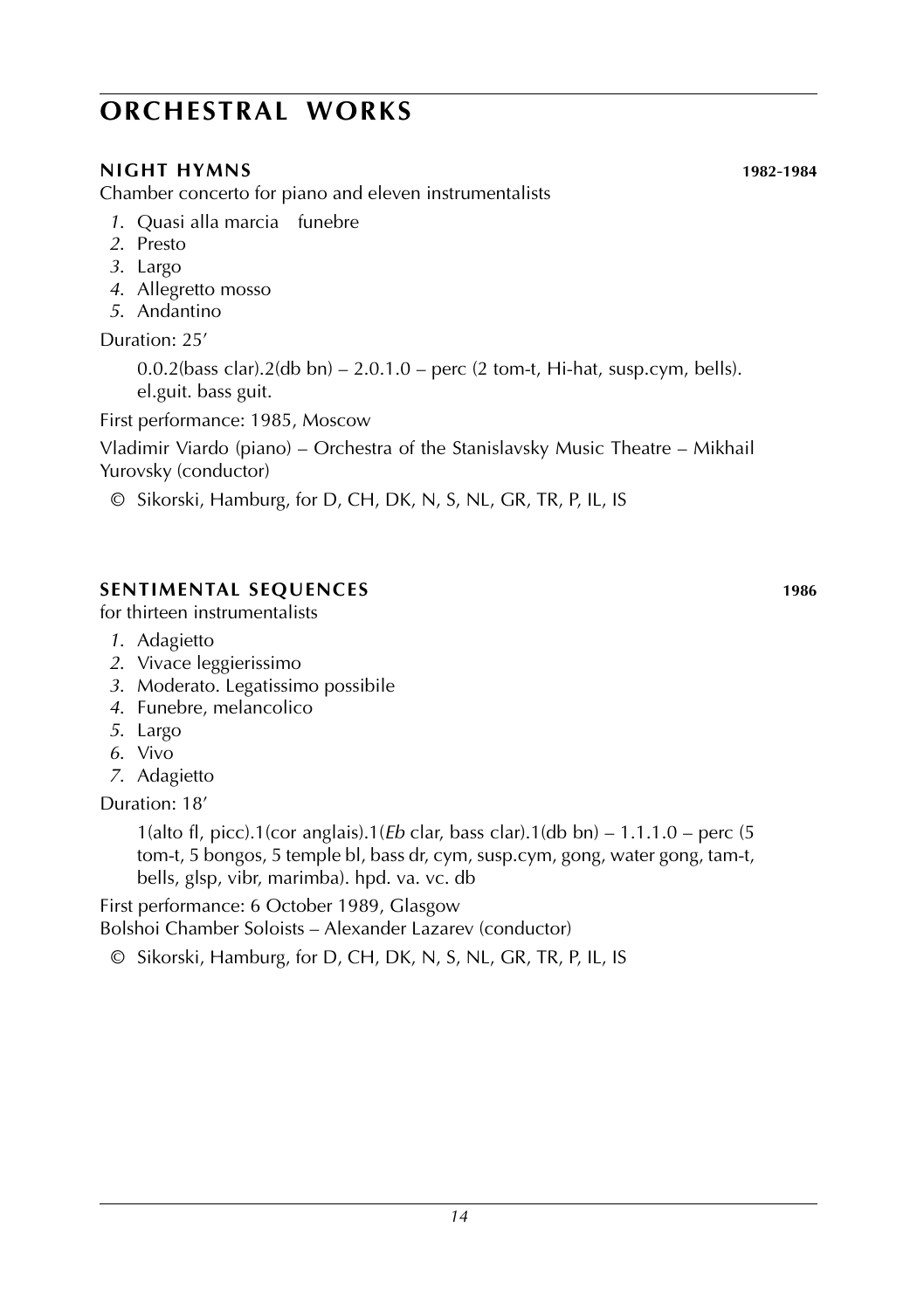# ORCHESTRAL WORKS

## NIGHT HYMNS 1982-1984

Chamber concerto for piano and eleven instrumentalists

1. Quasi alla marcia funebre
2. Presto
3. Largo
4. Allegretto mosso
5. Andantino

Duration: 25′

0.0.2(bass clar).2(db bn) – 2.0.1.0 – perc (2 tom-t, Hi-hat, susp.cym, bells). el.guit. bass guit.

First performance: 1985, Moscow

Vladimir Viardo (piano) – Orchestra of the Stanislavsky Music Theatre – Mikhail Yurovsky (conductor)

© Sikorski, Hamburg, for D, CH, DK, N, S, NL, GR, TR, P, IL, IS

## SENTIMENTAL SEQUENCES 1986

for thirteen instrumentalists

1. Adagietto
2. Vivace leggierissimo
3. Moderato. Legatissimo possibile
4. Funebre, melancolico
5. Largo
6. Vivo
7. Adagietto

Duration: 18′

1(alto fl, picc).1(cor anglais).1(*Eb* clar, bass clar).1(db bn) – 1.1.1.0 – perc (5 tom-t, 5 bongos, 5 temple bl, bass dr, cym, susp.cym, gong, water gong, tam-t, bells, glsp, vibr, marimba). hpd. va. vc. db

First performance: 6 October 1989, Glasgow
Bolshoi Chamber Soloists – Alexander Lazarev (conductor)

© Sikorski, Hamburg, for D, CH, DK, N, S, NL, GR, TR, P, IL, IS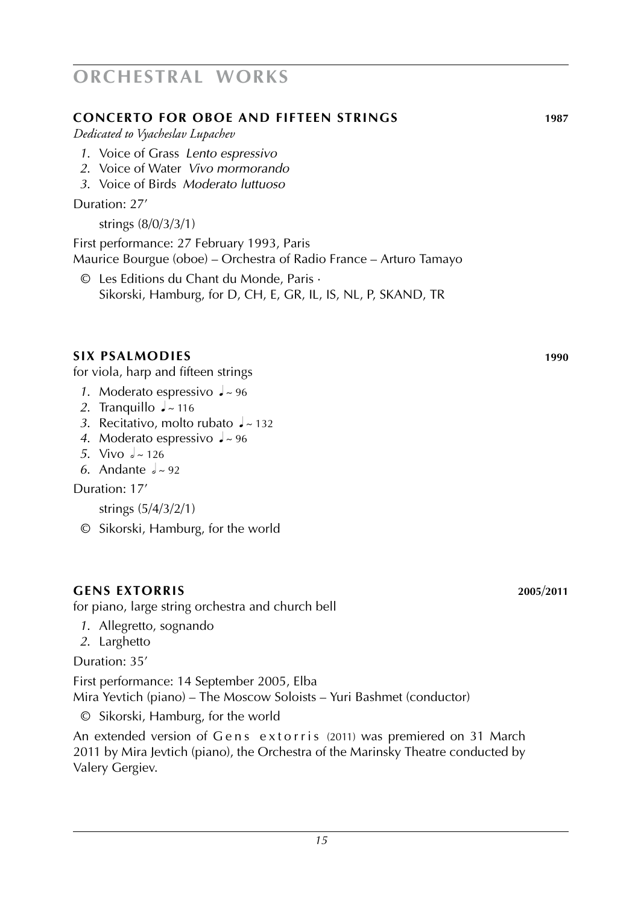# ORCHESTRAL WORKS

## CONCERTO FOR OBOE AND FIFTEEN STRINGS **1987**

*Dedicated to Vyacheslav Lupachev*

1. Voice of Grass *Lento espressivo*
2. Voice of Water *Vivo mormorando*
3. Voice of Birds *Moderato luttuoso*

Duration: 27'

strings (8/0/3/3/1)

First performance: 27 February 1993, Paris
Maurice Bourgue (oboe) – Orchestra of Radio France – Arturo Tamayo

© Les Editions du Chant du Monde, Paris ·
Sikorski, Hamburg, for D, CH, E, GR, IL, IS, NL, P, SKAND, TR

## SIX PSALMODIES **1990**

for viola, harp and fifteen strings

1. Moderato espressivo ♩~ 96
2. Tranquillo ♩~ 116
3. Recitativo, molto rubato ♩~ 132
4. Moderato espressivo ♩~ 96
5. Vivo 𝅗𝅥~ 126
6. Andante 𝅗𝅥~ 92

Duration: 17'

strings (5/4/3/2/1)

© Sikorski, Hamburg, for the world

## GENS EXTORRIS **2005/2011**

for piano, large string orchestra and church bell

1. Allegretto, sognando
2. Larghetto

Duration: 35'

First performance: 14 September 2005, Elba
Mira Yevtich (piano) – The Moscow Soloists – Yuri Bashmet (conductor)

© Sikorski, Hamburg, for the world

An extended version of Gens extorris (2011) was premiered on 31 March 2011 by Mira Jevtich (piano), the Orchestra of the Marinsky Theatre conducted by Valery Gergiev.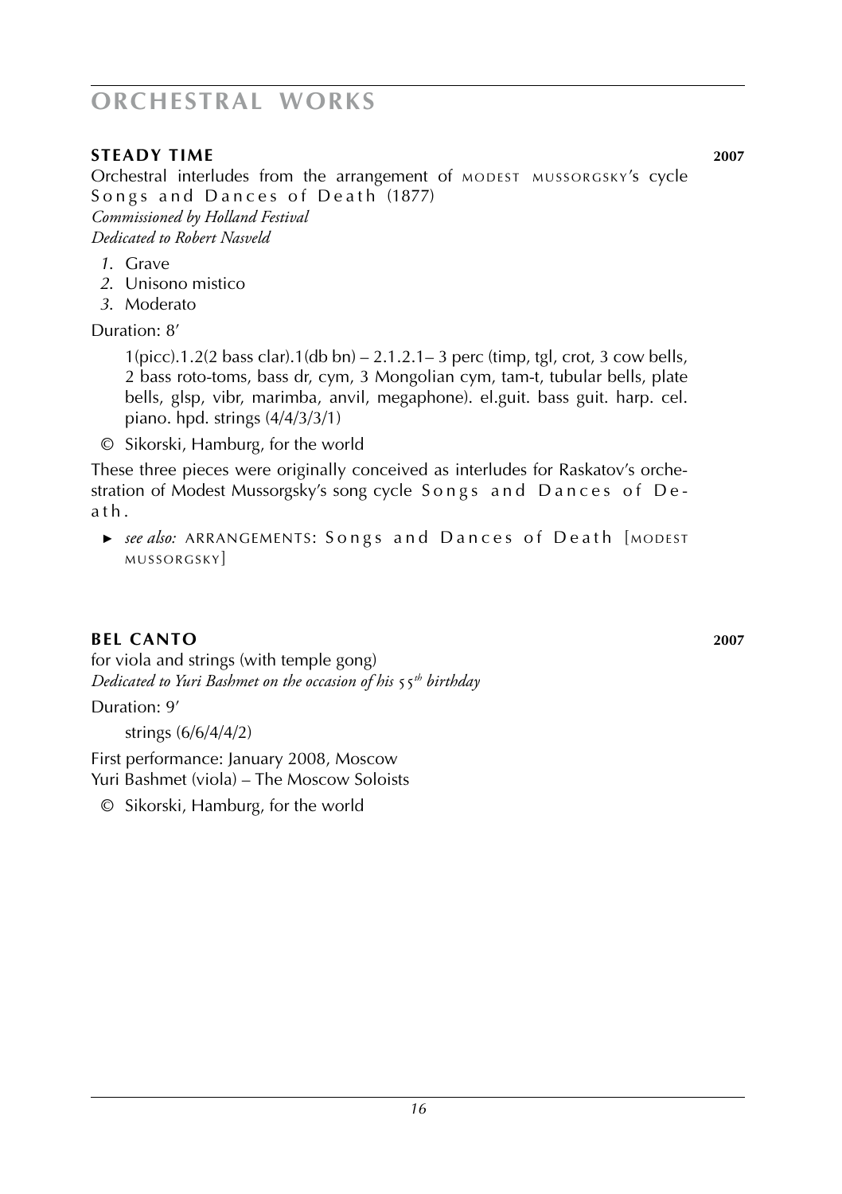# ORCHESTRAL WORKS

## STEADY TIME 2007

Orchestral interludes from the arrangement of MODEST MUSSORGSKY's cycle Songs and Dances of Death (1877)
*Commissioned by Holland Festival*
*Dedicated to Robert Nasveld*

1. Grave
2. Unisono mistico
3. Moderato

Duration: 8'

1(picc).1.2(2 bass clar).1(db bn) – 2.1.2.1– 3 perc (timp, tgl, crot, 3 cow bells, 2 bass roto-toms, bass dr, cym, 3 Mongolian cym, tam-t, tubular bells, plate bells, glsp, vibr, marimba, anvil, megaphone). el.guit. bass guit. harp. cel. piano. hpd. strings (4/4/3/3/1)

© Sikorski, Hamburg, for the world

These three pieces were originally conceived as interludes for Raskatov's orchestration of Modest Mussorgsky's song cycle Songs and Dances of Death.

► *see also:* ARRANGEMENTS: Songs and Dances of Death [MODEST MUSSORGSKY]

## BEL CANTO 2007

for viola and strings (with temple gong)
*Dedicated to Yuri Bashmet on the occasion of his 55th birthday*

Duration: 9'

strings (6/6/4/4/2)

First performance: January 2008, Moscow
Yuri Bashmet (viola) – The Moscow Soloists

© Sikorski, Hamburg, for the world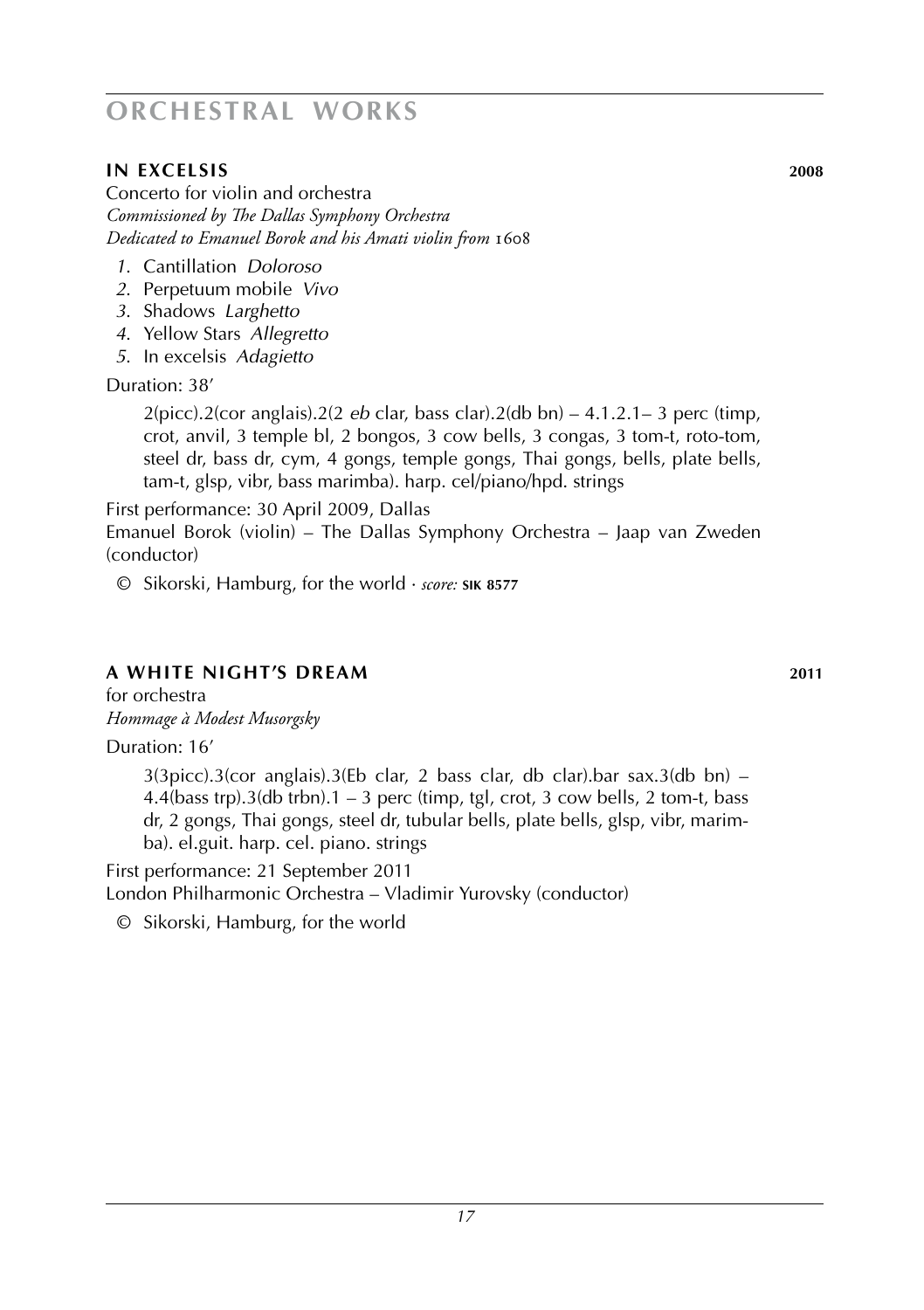# ORCHESTRAL WORKS

## IN EXCELSIS 2008

Concerto for violin and orchestra
*Commissioned by The Dallas Symphony Orchestra*
*Dedicated to Emanuel Borok and his Amati violin from 1608*

*1.* Cantillation *Doloroso*
*2.* Perpetuum mobile *Vivo*
*3.* Shadows *Larghetto*
*4.* Yellow Stars *Allegretto*
*5.* In excelsis *Adagietto*

Duration: 38'

2(picc).2(cor anglais).2(2 *eb* clar, bass clar).2(db bn) – 4.1.2.1– 3 perc (timp, crot, anvil, 3 temple bl, 2 bongos, 3 cow bells, 3 congas, 3 tom-t, roto-tom, steel dr, bass dr, cym, 4 gongs, temple gongs, Thai gongs, bells, plate bells, tam-t, glsp, vibr, bass marimba). harp. cel/piano/hpd. strings

First performance: 30 April 2009, Dallas
Emanuel Borok (violin) – The Dallas Symphony Orchestra – Jaap van Zweden (conductor)

© Sikorski, Hamburg, for the world · *score:* **SIK 8577**

## A WHITE NIGHT'S DREAM 2011

for orchestra
*Hommage à Modest Musorgsky*

Duration: 16'

3(3picc).3(cor anglais).3(Eb clar, 2 bass clar, db clar).bar sax.3(db bn) – 4.4(bass trp).3(db trbn).1 – 3 perc (timp, tgl, crot, 3 cow bells, 2 tom-t, bass dr, 2 gongs, Thai gongs, steel dr, tubular bells, plate bells, glsp, vibr, marimba). el.guit. harp. cel. piano. strings

First performance: 21 September 2011
London Philharmonic Orchestra – Vladimir Yurovsky (conductor)

© Sikorski, Hamburg, for the world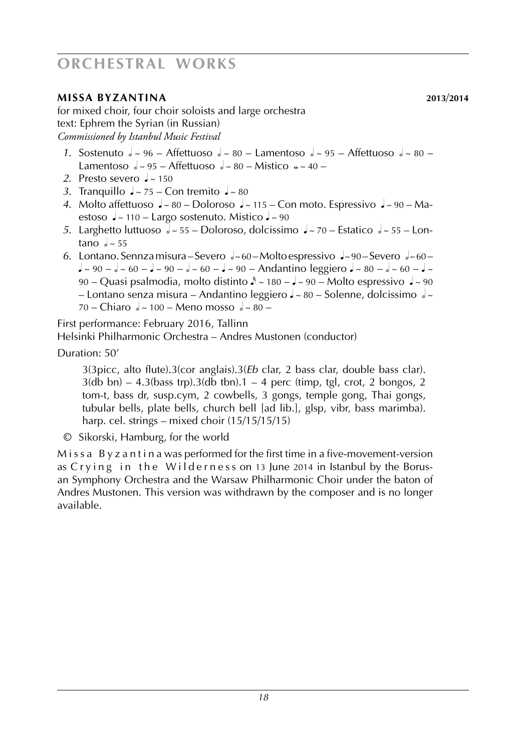# ORCHESTRAL WORKS

## MISSA BYZANTINA 2013/2014

for mixed choir, four choir soloists and large orchestra
text: Ephrem the Syrian (in Russian)
*Commissioned by Istanbul Music Festival*

1. Sostenuto 𝅗𝅥 ~ 96 – Affettuoso 𝅗𝅥 ~ 80 – Lamentoso 𝅗𝅥 ~ 95 – Affettuoso 𝅗𝅥 ~ 80 – Lamentoso 𝅗𝅥 ~ 95 – Affettuoso 𝅗𝅥 ~ 80 – Mistico 𝅝 ~ 40 –
2. Presto severo ♩ ~ 150
3. Tranquillo ♩ ~ 75 – Con tremito ♩ ~ 80
4. Molto affettuoso ♩ ~ 80 – Doloroso ♩ ~ 115 – Con moto. Espressivo ♩ ~ 90 – Maestoso ♩ ~ 110 – Largo sostenuto. Mistico ♩ ~ 90
5. Larghetto luttuoso 𝅗𝅥 ~ 55 – Doloroso, dolcissimo ♩ ~ 70 – Estatico 𝅗𝅥 ~ 55 – Lontano 𝅗𝅥 ~ 55
6. Lontano. Sennza misura – Severo 𝅗𝅥 ~ 60 – Molto espressivo ♩ ~ 90 – Severo 𝅗𝅥 ~ 60 – ♩ ~ 90 – 𝅗𝅥 ~ 60 – ♩ ~ 90 – 𝅗𝅥 ~ 60 – ♩ ~ 90 – Andantino leggiero ♩ ~ 80 – 𝅗𝅥 ~ 60 – ♩ ~ 90 – Quasi psalmodia, molto distinto ♪ ~ 180 – ♩ ~ 90 – Molto espressivo ♩ ~ 90 – Lontano senza misura – Andantino leggiero ♩ ~ 80 – Solenne, dolcissimo 𝅗𝅥 ~ 70 – Chiaro 𝅗𝅥 ~ 100 – Meno mosso 𝅗𝅥 ~ 80 –

First performance: February 2016, Tallinn
Helsinki Philharmonic Orchestra – Andres Mustonen (conductor)

Duration: 50'

3(3picc, alto flute).3(cor anglais).3(*Eb* clar, 2 bass clar, double bass clar). 3(db bn) – 4.3(bass trp).3(db tbn).1 – 4 perc (timp, tgl, crot, 2 bongos, 2 tom-t, bass dr, susp.cym, 2 cowbells, 3 gongs, temple gong, Thai gongs, tubular bells, plate bells, church bell [ad lib.], glsp, vibr, bass marimba). harp. cel. strings – mixed choir (15/15/15/15)

© Sikorski, Hamburg, for the world

Missa Byzantina was performed for the first time in a five-movement-version as Crying in the Wilderness on 13 June 2014 in Istanbul by the Borusan Symphony Orchestra and the Warsaw Philharmonic Choir under the baton of Andres Mustonen. This version was withdrawn by the composer and is no longer available.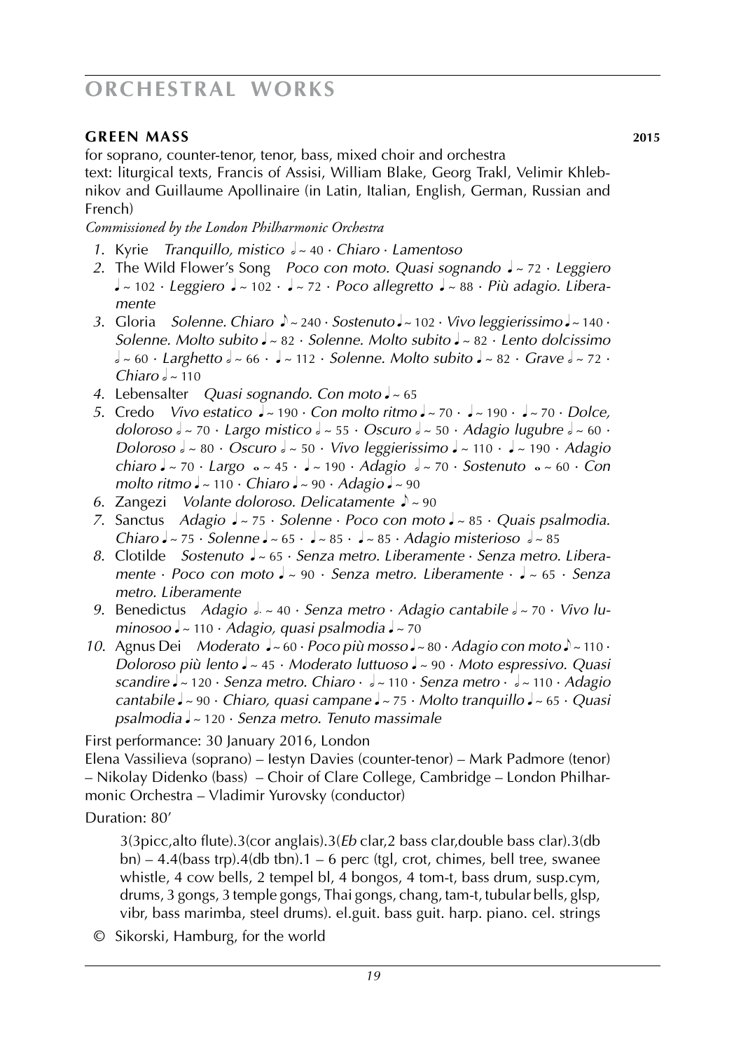# ORCHESTRAL WORKS

**GREEN MASS** **2015**

for soprano, counter-tenor, tenor, bass, mixed choir and orchestra
text: liturgical texts, Francis of Assisi, William Blake, Georg Trakl, Velimir Khlebnikov and Guillaume Apollinaire (in Latin, Italian, English, German, Russian and French)

*Commissioned by the London Philharmonic Orchestra*

1. Kyrie *Tranquillo, mistico* 𝅗𝅥 ~ 40 · *Chiaro* · *Lamentoso*
2. The Wild Flower's Song *Poco con moto. Quasi sognando* ♩ ~ 72 · *Leggiero* ♩ ~ 102 · *Leggiero* ♩ ~ 102 · ♩ ~ 72 · *Poco allegretto* ♩ ~ 88 · *Più adagio. Liberamente*
3. Gloria *Solenne. Chiaro* ♪ ~ 240 · *Sostenuto* ♩ ~ 102 · *Vivo leggierissimo* ♩ ~ 140 · *Solenne. Molto subito* ♩ ~ 82 · *Solenne. Molto subito* ♩ ~ 82 · *Lento dolcissimo* 𝅗𝅥 ~ 60 · *Larghetto* 𝅗𝅥 ~ 66 · ♩ ~ 112 · *Solenne. Molto subito* ♩ ~ 82 · *Grave* 𝅗𝅥 ~ 72 · *Chiaro* 𝅗𝅥 ~ 110
4. Lebensalter *Quasi sognando. Con moto* ♩ ~ 65
5. Credo *Vivo estatico* ♩ ~ 190 · *Con molto ritmo* ♩ ~ 70 · ♩ ~ 190 · ♩ ~ 70 · *Dolce, doloroso* 𝅗𝅥 ~ 70 · *Largo mistico* 𝅗𝅥 ~ 55 · *Oscuro* 𝅗𝅥 ~ 50 · *Adagio lugubre* 𝅗𝅥 ~ 60 · *Doloroso* 𝅗𝅥 ~ 80 · *Oscuro* 𝅗𝅥 ~ 50 · *Vivo leggierissimo* ♩ ~ 110 · ♩ ~ 190 · *Adagio chiaro* ♩ ~ 70 · *Largo* 𝅝 ~ 45 · ♩ ~ 190 · *Adagio* 𝅗𝅥 ~ 70 · *Sostenuto* 𝅝 ~ 60 · *Con molto ritmo* ♩ ~ 110 · *Chiaro* ♩ ~ 90 · *Adagio* ♩ ~ 90
6. Zangezi *Volante doloroso. Delicatamente* ♪ ~ 90
7. Sanctus *Adagio* ♩ ~ 75 · *Solenne* · *Poco con moto* ♩ ~ 85 · *Quais psalmodia. Chiaro* ♩ ~ 75 · *Solenne* ♩ ~ 65 · ♩ ~ 85 · ♩ ~ 85 · *Adagio misterioso* 𝅗𝅥 ~ 85
8. Clotilde *Sostenuto* ♩ ~ 65 · *Senza metro. Liberamente* · *Senza metro. Liberamente* · *Poco con moto* ♩ ~ 90 · *Senza metro. Liberamente* · ♩ ~ 65 · *Senza metro. Liberamente*
9. Benedictus *Adagio* 𝅗𝅥. ~ 40 · *Senza metro* · *Adagio cantabile* 𝅗𝅥 ~ 70 · *Vivo luminosoo* ♩ ~ 110 · *Adagio, quasi psalmodia* ♩ ~ 70
10. Agnus Dei *Moderato* ♩ ~ 60 · *Poco più mosso* ♩ ~ 80 · *Adagio con moto* ♪ ~ 110 · *Doloroso più lento* ♩ ~ 45 · *Moderato luttuoso* ♩ ~ 90 · *Moto espressivo. Quasi scandire* ♩ ~ 120 · *Senza metro. Chiaro* · 𝅗𝅥 ~ 110 · *Senza metro* · 𝅗𝅥 ~ 110 · *Adagio cantabile* ♩ ~ 90 · *Chiaro, quasi campane* ♩ ~ 75 · *Molto tranquillo* ♩ ~ 65 · *Quasi psalmodia* ♩ ~ 120 · *Senza metro. Tenuto massimale*

First performance: 30 January 2016, London
Elena Vassilieva (soprano) – Iestyn Davies (counter-tenor) – Mark Padmore (tenor) – Nikolay Didenko (bass) – Choir of Clare College, Cambridge – London Philharmonic Orchestra – Vladimir Yurovsky (conductor)

Duration: 80'

3(3picc,alto flute).3(cor anglais).3(*Eb* clar,2 bass clar,double bass clar).3(db bn) – 4.4(bass trp).4(db tbn).1 – 6 perc (tgl, crot, chimes, bell tree, swanee whistle, 4 cow bells, 2 tempel bl, 4 bongos, 4 tom-t, bass drum, susp.cym, drums, 3 gongs, 3 temple gongs, Thai gongs, chang, tam-t, tubular bells, glsp, vibr, bass marimba, steel drums). el.guit. bass guit. harp. piano. cel. strings

© Sikorski, Hamburg, for the world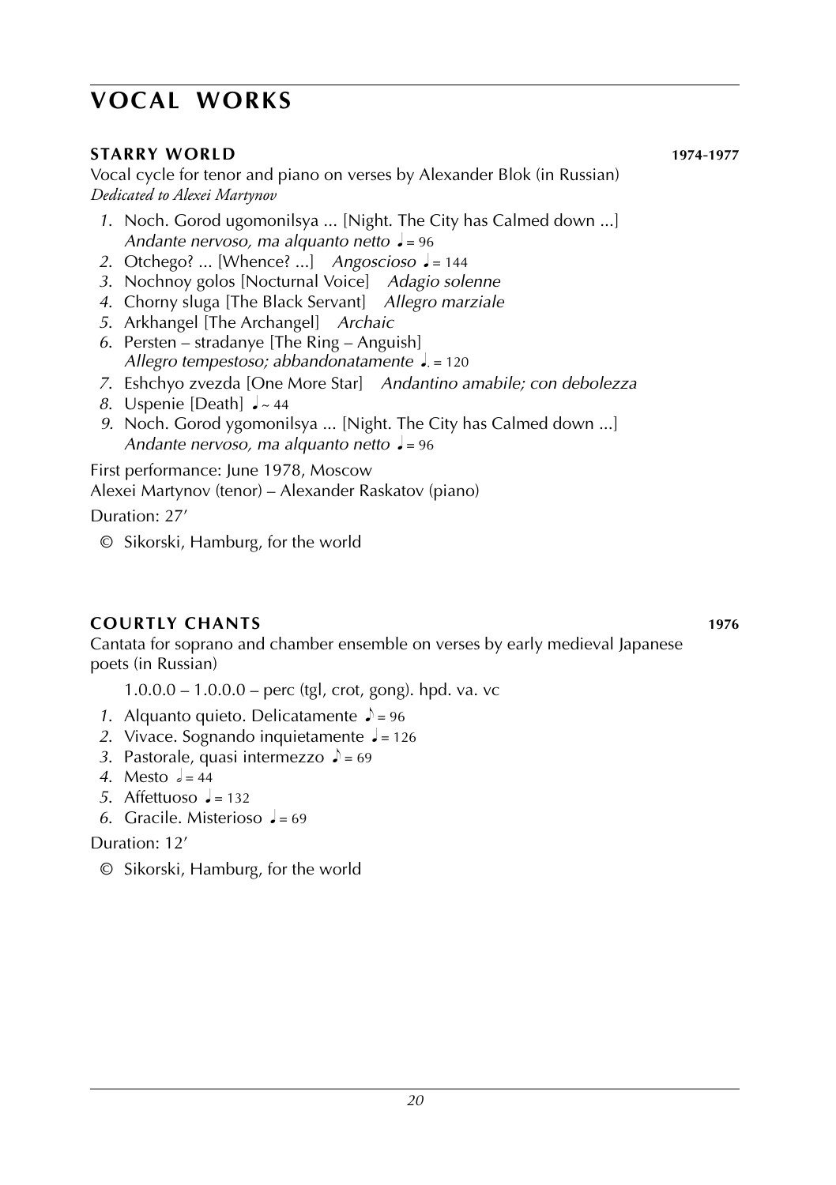# VOCAL WORKS

## STARRY WORLD 1974-1977

Vocal cycle for tenor and piano on verses by Alexander Blok (in Russian)
*Dedicated to Alexei Martynov*

1. Noch. Gorod ugomonilsya ... [Night. The City has Calmed down ...]
   *Andante nervoso, ma alquanto netto* ♩ = 96
2. Otchego? ... [Whence? ...] *Angoscioso* ♩ = 144
3. Nochnoy golos [Nocturnal Voice] *Adagio solenne*
4. Chorny sluga [The Black Servant] *Allegro marziale*
5. Arkhangel [The Archangel] *Archaic*
6. Persten – stradanye [The Ring – Anguish]
   *Allegro tempestoso; abbandonatamente* ♩. = 120
7. Eshchyo zvezda [One More Star] *Andantino amabile; con debolezza*
8. Uspenie [Death] ♩ ~ 44
9. Noch. Gorod ygomonilsya ... [Night. The City has Calmed down ...]
   *Andante nervoso, ma alquanto netto* ♩ = 96

First performance: June 1978, Moscow
Alexei Martynov (tenor) – Alexander Raskatov (piano)

Duration: 27'

© Sikorski, Hamburg, for the world

## COURTLY CHANTS 1976

Cantata for soprano and chamber ensemble on verses by early medieval Japanese poets (in Russian)

1.0.0.0 – 1.0.0.0 – perc (tgl, crot, gong). hpd. va. vc

1. Alquanto quieto. Delicatamente ♪ = 96
2. Vivace. Sognando inquietamente ♩ = 126
3. Pastorale, quasi intermezzo ♪ = 69
4. Mesto 𝅗𝅥 = 44
5. Affettuoso ♩ = 132
6. Gracile. Misterioso ♩ = 69

Duration: 12'

© Sikorski, Hamburg, for the world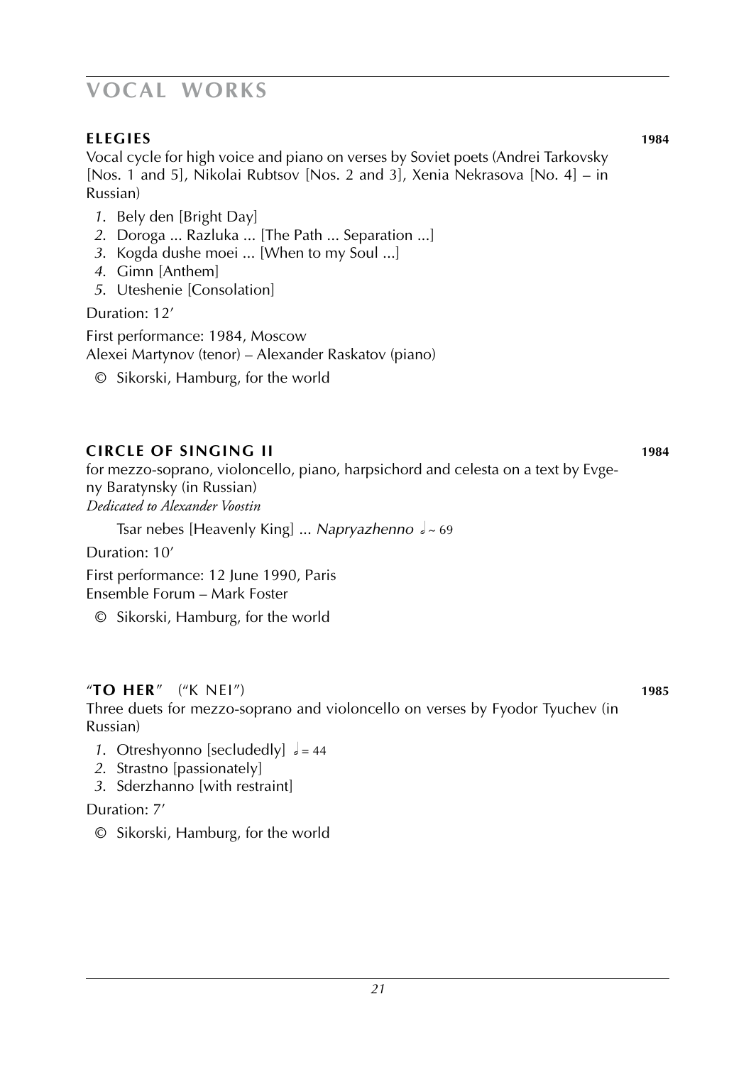# VOCAL WORKS

## ELEGIES 1984

Vocal cycle for high voice and piano on verses by Soviet poets (Andrei Tarkovsky [Nos. 1 and 5], Nikolai Rubtsov [Nos. 2 and 3], Xenia Nekrasova [No. 4] – in Russian)

1. Bely den [Bright Day]
2. Doroga ... Razluka ... [The Path ... Separation ...]
3. Kogda dushe moei ... [When to my Soul ...]
4. Gimn [Anthem]
5. Uteshenie [Consolation]

Duration: 12'

First performance: 1984, Moscow
Alexei Martynov (tenor) – Alexander Raskatov (piano)

© Sikorski, Hamburg, for the world

## CIRCLE OF SINGING II 1984

for mezzo-soprano, violoncello, piano, harpsichord and celesta on a text by Evgeny Baratynsky (in Russian)
*Dedicated to Alexander Voostin*

Tsar nebes [Heavenly King] ... *Napryazhenno* 𝅗𝅥 ~ 69

Duration: 10'

First performance: 12 June 1990, Paris
Ensemble Forum – Mark Foster

© Sikorski, Hamburg, for the world

## "TO HER" ("K NEI") 1985

Three duets for mezzo-soprano and violoncello on verses by Fyodor Tyuchev (in Russian)

1. Otreshyonno [secludedly] 𝅗𝅥 = 44
2. Strastno [passionately]
3. Sderzhanno [with restraint]

Duration: 7'

© Sikorski, Hamburg, for the world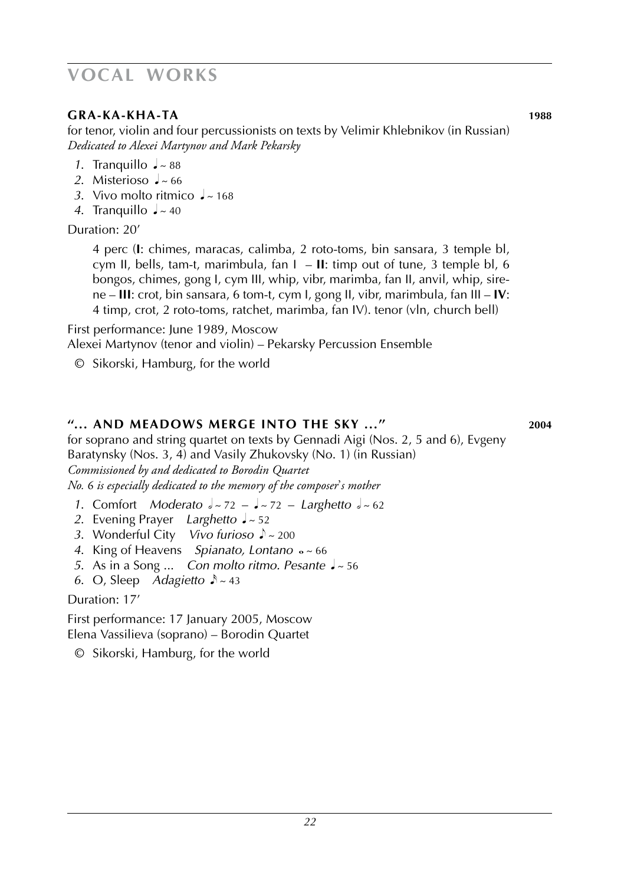# VOCAL WORKS

### GRA-KA-KHA-TA **1988**

for tenor, violin and four percussionists on texts by Velimir Khlebnikov (in Russian)
*Dedicated to Alexei Martynov and Mark Pekarsky*

*1.* Tranquillo ♩~ 88
*2.* Misterioso ♩~ 66
*3.* Vivo molto ritmico ♩~ 168
*4.* Tranquillo ♩~ 40

Duration: 20′

4 perc (**I**: chimes, maracas, calimba, 2 roto-toms, bin sansara, 3 temple bl, cym II, bells, tam-t, marimbula, fan I – **II**: timp out of tune, 3 temple bl, 6 bongos, chimes, gong I, cym III, whip, vibr, marimba, fan II, anvil, whip, sirene – **III**: crot, bin sansara, 6 tom-t, cym I, gong II, vibr, marimbula, fan III – **IV**: 4 timp, crot, 2 roto-toms, ratchet, marimba, fan IV). tenor (vln, church bell)

First performance: June 1989, Moscow
Alexei Martynov (tenor and violin) – Pekarsky Percussion Ensemble

© Sikorski, Hamburg, for the world

### "... AND MEADOWS MERGE INTO THE SKY ..." **2004**

for soprano and string quartet on texts by Gennadi Aigi (Nos. 2, 5 and 6), Evgeny Baratynsky (Nos. 3, 4) and Vasily Zhukovsky (No. 1) (in Russian)
*Commissioned by and dedicated to Borodin Quartet*
*No. 6 is especially dedicated to the memory of the composer's mother*

*1.* Comfort *Moderato* 𝅗𝅥~ 72 – ♩~ 72 – *Larghetto* 𝅗𝅥~ 62
*2.* Evening Prayer *Larghetto* ♩~ 52
*3.* Wonderful City *Vivo furioso* ♪~ 200
*4.* King of Heavens *Spianato, Lontano* 𝅝~ 66
*5.* As in a Song ... *Con molto ritmo. Pesante* ♩~ 56
*6.* O, Sleep *Adagietto* 𝅘𝅥𝅯~ 43

Duration: 17′

First performance: 17 January 2005, Moscow
Elena Vassilieva (soprano) – Borodin Quartet

© Sikorski, Hamburg, for the world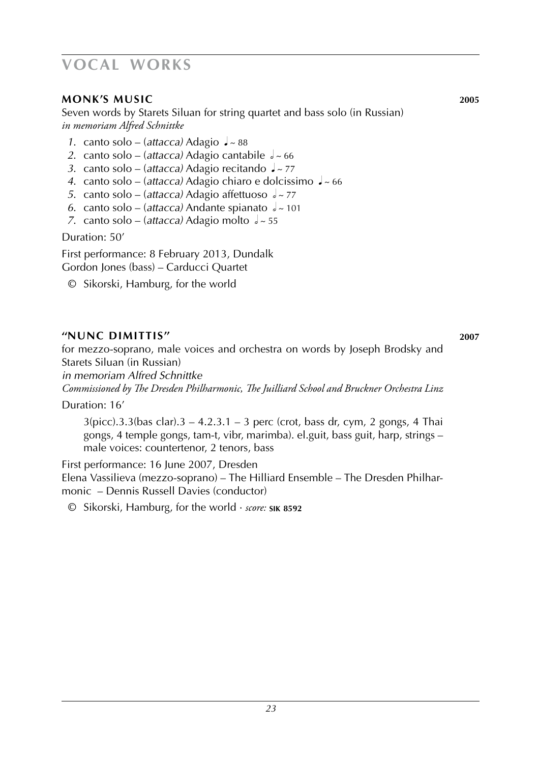# VOCAL WORKS

## MONK'S MUSIC 2005

Seven words by Starets Siluan for string quartet and bass solo (in Russian)
*in memoriam Alfred Schnittke*

1. canto solo – (*attacca)* Adagio ♩~ 88
2. canto solo – (*attacca)* Adagio cantabile 𝅗𝅥~ 66
3. canto solo – (*attacca)* Adagio recitando ♩~ 77
4. canto solo – (*attacca)* Adagio chiaro e dolcissimo ♩~ 66
5. canto solo – (*attacca)* Adagio affettuoso 𝅗𝅥~ 77
6. canto solo – (*attacca)* Andante spianato 𝅗𝅥~ 101
7. canto solo – (*attacca)* Adagio molto 𝅗𝅥~ 55

Duration: 50'

First performance: 8 February 2013, Dundalk
Gordon Jones (bass) – Carducci Quartet

© Sikorski, Hamburg, for the world

## "NUNC DIMITTIS" 2007

for mezzo-soprano, male voices and orchestra on words by Joseph Brodsky and Starets Siluan (in Russian)
*in memoriam Alfred Schnittke*
*Commissioned by The Dresden Philharmonic, The Juilliard School and Bruckner Orchestra Linz*

Duration: 16'

3(picc).3.3(bas clar).3 – 4.2.3.1 – 3 perc (crot, bass dr, cym, 2 gongs, 4 Thai gongs, 4 temple gongs, tam-t, vibr, marimba). el.guit, bass guit, harp, strings – male voices: countertenor, 2 tenors, bass

First performance: 16 June 2007, Dresden
Elena Vassilieva (mezzo-soprano) – The Hilliard Ensemble – The Dresden Philharmonic – Dennis Russell Davies (conductor)

© Sikorski, Hamburg, for the world · *score:* **SIK 8592**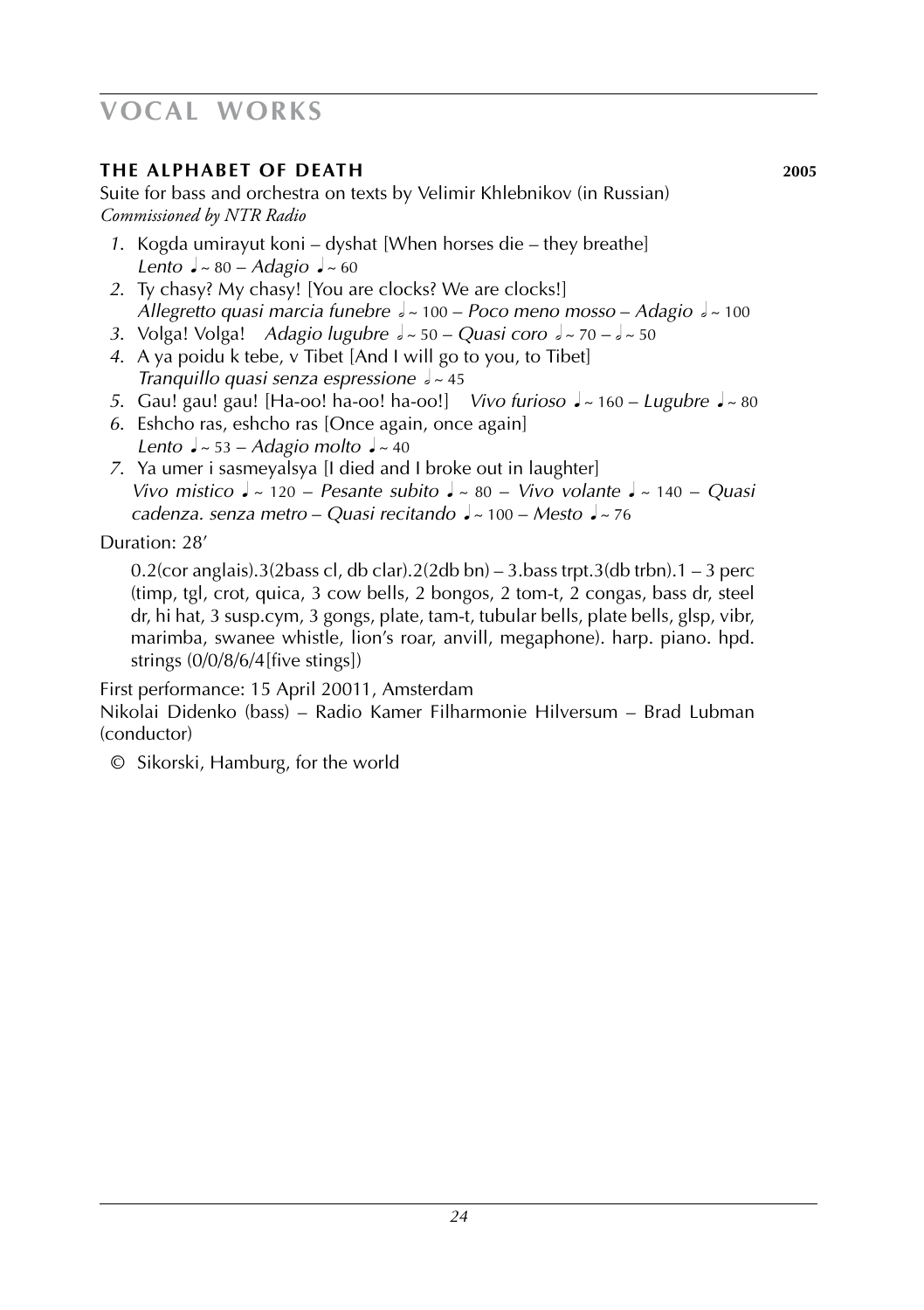# VOCAL WORKS

### THE ALPHABET OF DEATH 2005

Suite for bass and orchestra on texts by Velimir Khlebnikov (in Russian)
*Commissioned by NTR Radio*

1. Kogda umirayut koni – dyshat [When horses die – they breathe]
   *Lento* ♩ ~ 80 – *Adagio* ♩ ~ 60
2. Ty chasy? My chasy! [You are clocks? We are clocks!]
   *Allegretto quasi marcia funebre* 𝅗𝅥 ~ 100 – *Poco meno mosso* – *Adagio* 𝅗𝅥 ~ 100
3. Volga! Volga! *Adagio lugubre* 𝅗𝅥 ~ 50 – *Quasi coro* 𝅗𝅥 ~ 70 – 𝅗𝅥 ~ 50
4. A ya poidu k tebe, v Tibet [And I will go to you, to Tibet]
   *Tranquillo quasi senza espressione* 𝅗𝅥 ~ 45
5. Gau! gau! gau! [Ha-oo! ha-oo! ha-oo!] *Vivo furioso* ♩ ~ 160 – *Lugubre* ♩ ~ 80
6. Eshcho ras, eshcho ras [Once again, once again]
   *Lento* ♩ ~ 53 – *Adagio molto* ♩ ~ 40
7. Ya umer i sasmeyalsya [I died and I broke out in laughter]
   *Vivo mistico* ♩ ~ 120 – *Pesante subito* ♩ ~ 80 – *Vivo volante* ♩ ~ 140 – *Quasi cadenza. senza metro* – *Quasi recitando* ♩ ~ 100 – *Mesto* ♩ ~ 76

Duration: 28'

0.2(cor anglais).3(2bass cl, db clar).2(2db bn) – 3.bass trpt.3(db trbn).1 – 3 perc (timp, tgl, crot, quica, 3 cow bells, 2 bongos, 2 tom-t, 2 congas, bass dr, steel dr, hi hat, 3 susp.cym, 3 gongs, plate, tam-t, tubular bells, plate bells, glsp, vibr, marimba, swanee whistle, lion's roar, anvill, megaphone). harp. piano. hpd. strings (0/0/8/6/4[five stings])

First performance: 15 April 20011, Amsterdam
Nikolai Didenko (bass) – Radio Kamer Filharmonie Hilversum – Brad Lubman (conductor)

© Sikorski, Hamburg, for the world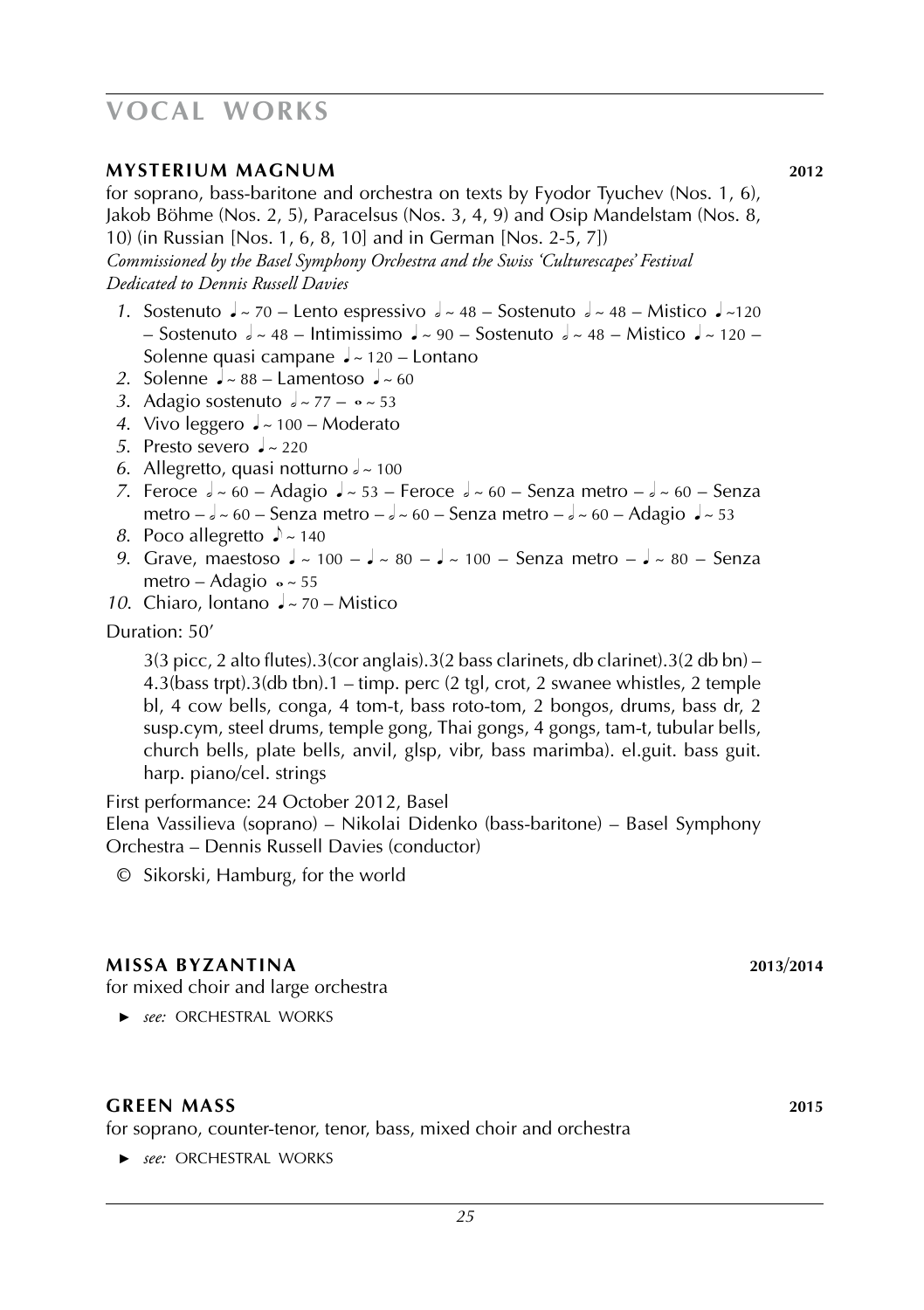# VOCAL WORKS

## MYSTERIUM MAGNUM 2012

for soprano, bass-baritone and orchestra on texts by Fyodor Tyuchev (Nos. 1, 6), Jakob Böhme (Nos. 2, 5), Paracelsus (Nos. 3, 4, 9) and Osip Mandelstam (Nos. 8, 10) (in Russian [Nos. 1, 6, 8, 10] and in German [Nos. 2-5, 7])

*Commissioned by the Basel Symphony Orchestra and the Swiss 'Culturescapes' Festival*
*Dedicated to Dennis Russell Davies*

1. Sostenuto ♩ ~ 70 – Lento espressivo 𝅗𝅥 ~ 48 – Sostenuto 𝅗𝅥 ~ 48 – Mistico ♩ ~120 – Sostenuto 𝅗𝅥 ~ 48 – Intimissimo ♩ ~ 90 – Sostenuto 𝅗𝅥 ~ 48 – Mistico ♩ ~ 120 – Solenne quasi campane ♩ ~ 120 – Lontano
2. Solenne ♩ ~ 88 – Lamentoso ♩ ~ 60
3. Adagio sostenuto 𝅗𝅥 ~ 77 – 𝅝 ~ 53
4. Vivo leggero ♩ ~ 100 – Moderato
5. Presto severo ♩ ~ 220
6. Allegretto, quasi notturno 𝅗𝅥 ~ 100
7. Feroce 𝅗𝅥 ~ 60 – Adagio ♩ ~ 53 – Feroce 𝅗𝅥 ~ 60 – Senza metro – 𝅗𝅥 ~ 60 – Senza metro – 𝅗𝅥 ~ 60 – Senza metro – 𝅗𝅥 ~ 60 – Senza metro – 𝅗𝅥 ~ 60 – Adagio ♩ ~ 53
8. Poco allegretto ♪ ~ 140
9. Grave, maestoso ♩ ~ 100 – ♩ ~ 80 – ♩ ~ 100 – Senza metro – ♩ ~ 80 – Senza metro – Adagio 𝅝 ~ 55
10. Chiaro, lontano ♩ ~ 70 – Mistico

Duration: 50'

3(3 picc, 2 alto flutes).3(cor anglais).3(2 bass clarinets, db clarinet).3(2 db bn) – 4.3(bass trpt).3(db tbn).1 – timp. perc (2 tgl, crot, 2 swanee whistles, 2 temple bl, 4 cow bells, conga, 4 tom-t, bass roto-tom, 2 bongos, drums, bass dr, 2 susp.cym, steel drums, temple gong, Thai gongs, 4 gongs, tam-t, tubular bells, church bells, plate bells, anvil, glsp, vibr, bass marimba). el.guit. bass guit. harp. piano/cel. strings

First performance: 24 October 2012, Basel
Elena Vassilieva (soprano) – Nikolai Didenko (bass-baritone) – Basel Symphony Orchestra – Dennis Russell Davies (conductor)

© Sikorski, Hamburg, for the world

## MISSA BYZANTINA 2013/2014

for mixed choir and large orchestra

► *see:* ORCHESTRAL WORKS

## GREEN MASS 2015

for soprano, counter-tenor, tenor, bass, mixed choir and orchestra

► *see:* ORCHESTRAL WORKS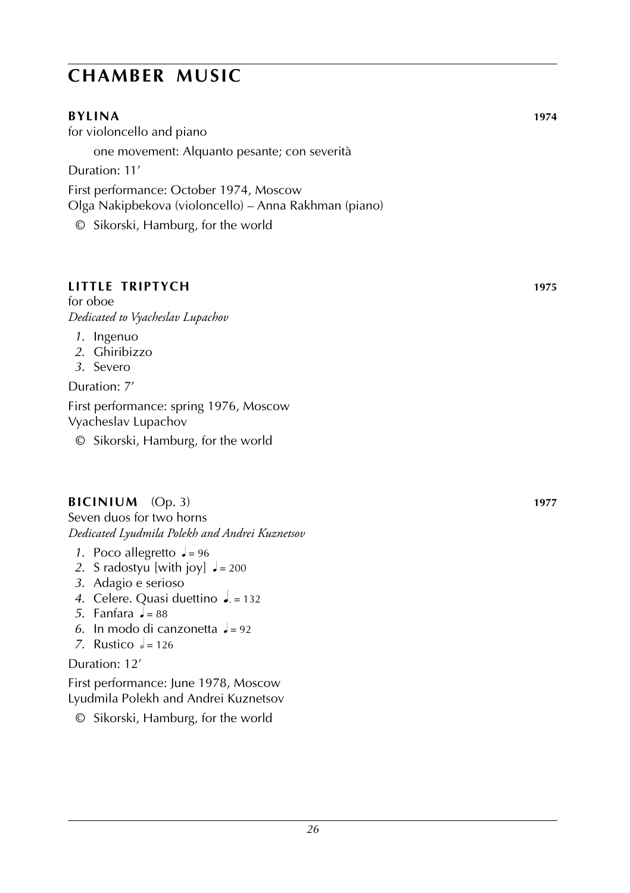# CHAMBER MUSIC

## BYLINA 1974

for violoncello and piano

one movement: Alquanto pesante; con severità

Duration: 11′

First performance: October 1974, Moscow
Olga Nakipbekova (violoncello) – Anna Rakhman (piano)

© Sikorski, Hamburg, for the world

## LITTLE TRIPTYCH 1975

for oboe
*Dedicated to Vyacheslav Lupachov*

1. Ingenuo
2. Ghiribizzo
3. Severo

Duration: 7′

First performance: spring 1976, Moscow
Vyacheslav Lupachov

© Sikorski, Hamburg, for the world

## BICINIUM (Op. 3) 1977

Seven duos for two horns
*Dedicated Lyudmila Polekh and Andrei Kuznetsov*

1. Poco allegretto ♩ = 96
2. S radostyu [with joy] ♩ = 200
3. Adagio e serioso
4. Celere. Quasi duettino ♩. = 132
5. Fanfara ♩ = 88
6. In modo di canzonetta ♩ = 92
7. Rustico 𝅗𝅥 = 126

Duration: 12′

First performance: June 1978, Moscow
Lyudmila Polekh and Andrei Kuznetsov

© Sikorski, Hamburg, for the world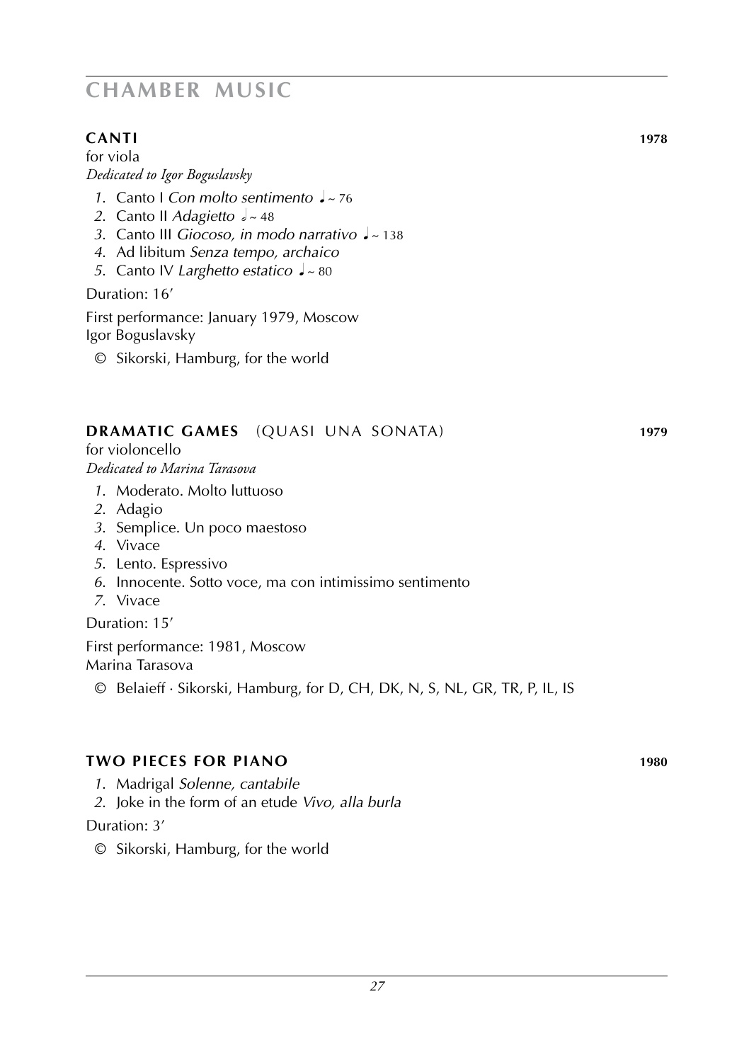# CHAMBER MUSIC

## CANTI 1978

for viola
*Dedicated to Igor Boguslavsky*

1. Canto I *Con molto sentimento* ♩~ 76
2. Canto II *Adagietto* 𝅗𝅥~ 48
3. Canto III *Giocoso, in modo narrativo* ♩~ 138
4. Ad libitum *Senza tempo, archaico*
5. Canto IV *Larghetto estatico* ♩~ 80

Duration: 16′

First performance: January 1979, Moscow
Igor Boguslavsky

© Sikorski, Hamburg, for the world

## DRAMATIC GAMES (QUASI UNA SONATA) 1979

for violoncello
*Dedicated to Marina Tarasova*

1. Moderato. Molto luttuoso
2. Adagio
3. Semplice. Un poco maestoso
4. Vivace
5. Lento. Espressivo
6. Innocente. Sotto voce, ma con intimissimo sentimento
7. Vivace

Duration: 15′

First performance: 1981, Moscow
Marina Tarasova

© Belaieff · Sikorski, Hamburg, for D, CH, DK, N, S, NL, GR, TR, P, IL, IS

## TWO PIECES FOR PIANO 1980

1. Madrigal *Solenne, cantabile*
2. Joke in the form of an etude *Vivo, alla burla*

Duration: 3′

© Sikorski, Hamburg, for the world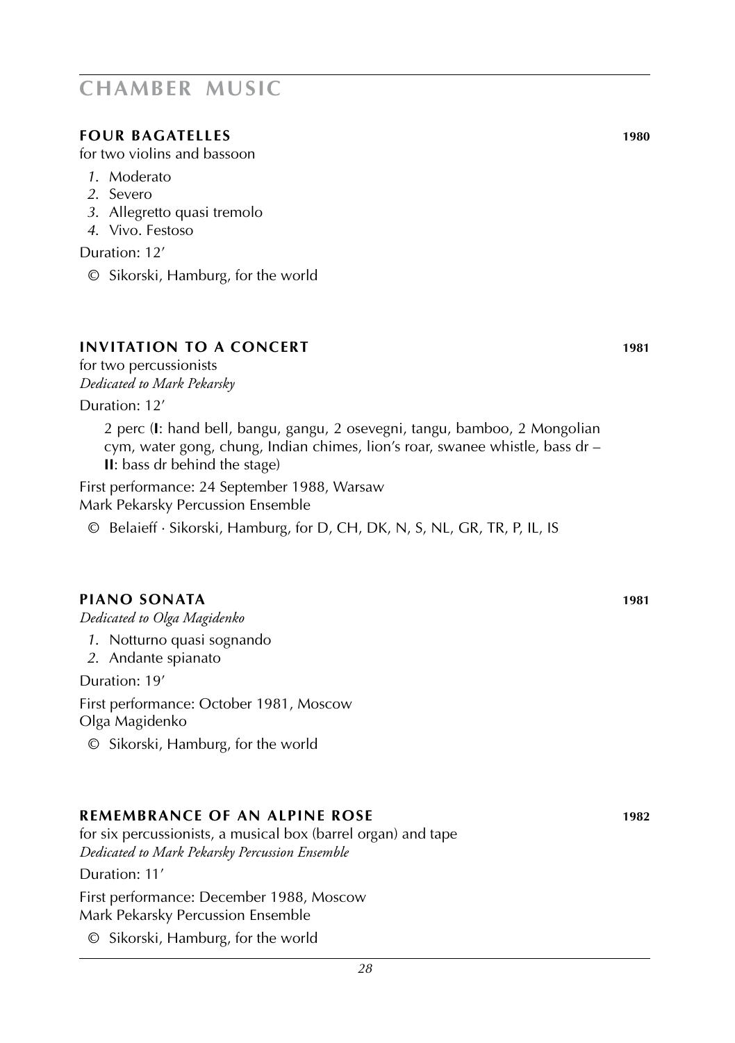# CHAMBER MUSIC

## FOUR BAGATELLES 1980

for two violins and bassoon

*1*. Moderato
*2*. Severo
*3*. Allegretto quasi tremolo
*4*. Vivo. Festoso

Duration: 12′

© Sikorski, Hamburg, for the world

## INVITATION TO A CONCERT 1981

for two percussionists
*Dedicated to Mark Pekarsky*

Duration: 12′

2 perc (**I**: hand bell, bangu, gangu, 2 osevegni, tangu, bamboo, 2 Mongolian cym, water gong, chung, Indian chimes, lion's roar, swanee whistle, bass dr – **II**: bass dr behind the stage)

First performance: 24 September 1988, Warsaw
Mark Pekarsky Percussion Ensemble

© Belaieff · Sikorski, Hamburg, for D, CH, DK, N, S, NL, GR, TR, P, IL, IS

## PIANO SONATA 1981

*Dedicated to Olga Magidenko*

*1*. Notturno quasi sognando
*2*. Andante spianato

Duration: 19′

First performance: October 1981, Moscow
Olga Magidenko

© Sikorski, Hamburg, for the world

## REMEMBRANCE OF AN ALPINE ROSE 1982

for six percussionists, a musical box (barrel organ) and tape
*Dedicated to Mark Pekarsky Percussion Ensemble*

Duration: 11′

First performance: December 1988, Moscow
Mark Pekarsky Percussion Ensemble

© Sikorski, Hamburg, for the world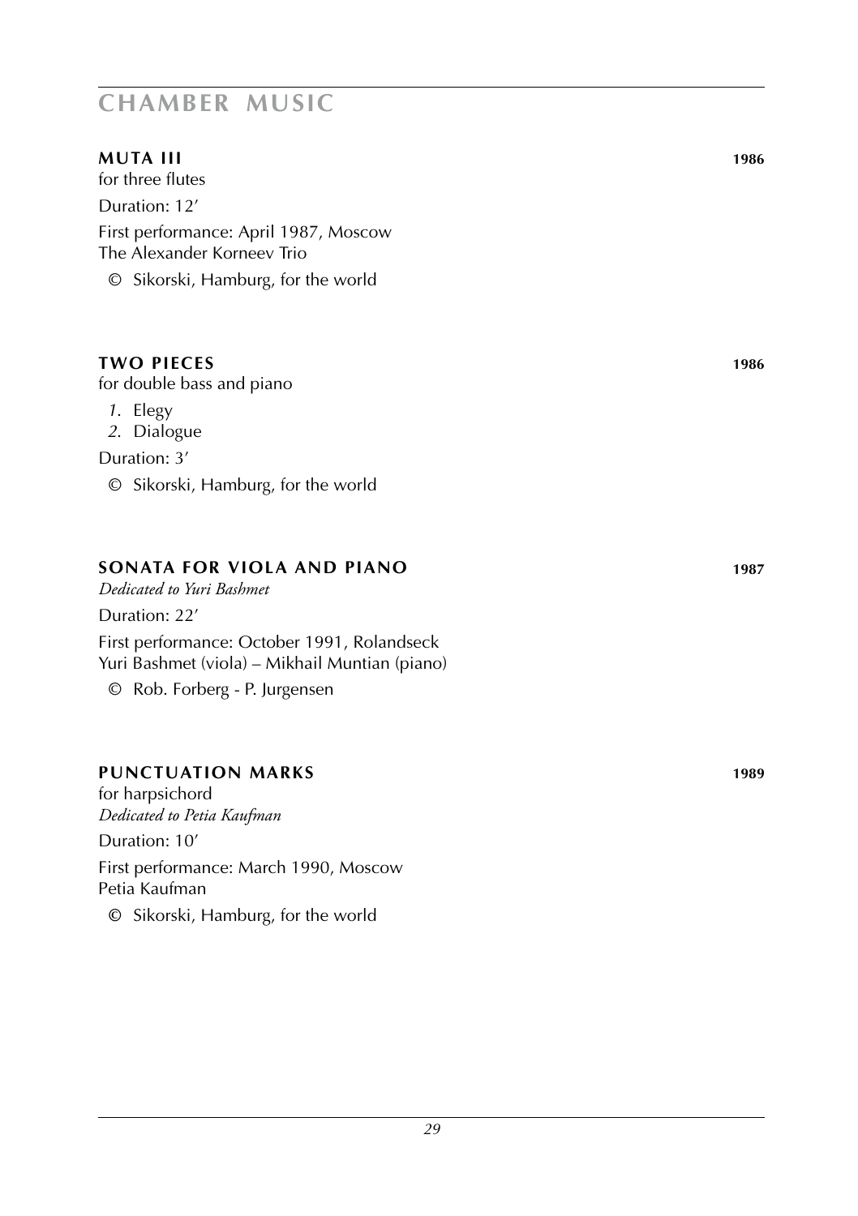# CHAMBER MUSIC

## MUTA III — 1986

for three flutes

Duration: 12′

First performance: April 1987, Moscow
The Alexander Korneev Trio

© Sikorski, Hamburg, for the world

## TWO PIECES — 1986

for double bass and piano

*1.* Elegy
*2.* Dialogue

Duration: 3′

© Sikorski, Hamburg, for the world

## SONATA FOR VIOLA AND PIANO — 1987

*Dedicated to Yuri Bashmet*

Duration: 22′

First performance: October 1991, Rolandseck
Yuri Bashmet (viola) – Mikhail Muntian (piano)

© Rob. Forberg - P. Jurgensen

## PUNCTUATION MARKS — 1989

for harpsichord
*Dedicated to Petia Kaufman*

Duration: 10′

First performance: March 1990, Moscow
Petia Kaufman

© Sikorski, Hamburg, for the world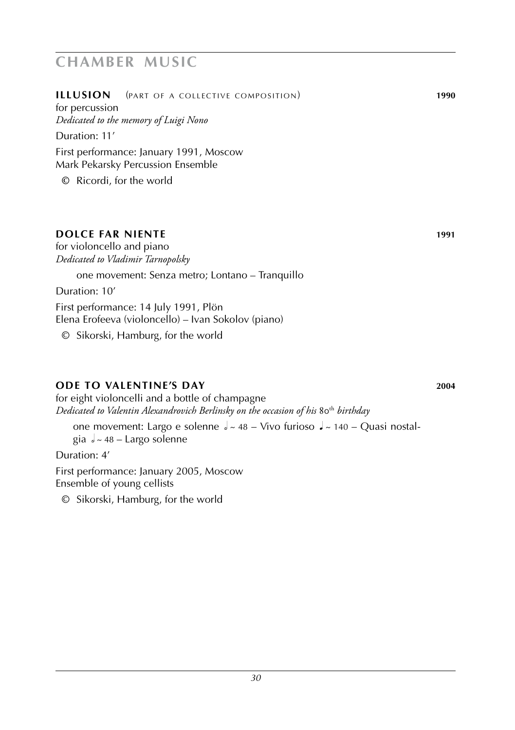# CHAMBER MUSIC

## ILLUSION (PART OF A COLLECTIVE COMPOSITION) **1990**

for percussion
*Dedicated to the memory of Luigi Nono*

Duration: 11′

First performance: January 1991, Moscow
Mark Pekarsky Percussion Ensemble

© Ricordi, for the world

## DOLCE FAR NIENTE **1991**

for violoncello and piano
*Dedicated to Vladimir Tarnopolsky*

one movement: Senza metro; Lontano – Tranquillo

Duration: 10′

First performance: 14 July 1991, Plön
Elena Erofeeva (violoncello) – Ivan Sokolov (piano)

© Sikorski, Hamburg, for the world

## ODE TO VALENTINE'S DAY **2004**

for eight violoncelli and a bottle of champagne
*Dedicated to Valentin Alexandrovich Berlinsky on the occasion of his 80th birthday*

one movement: Largo e solenne 𝅗𝅥 ~ 48 – Vivo furioso ♩ ~ 140 – Quasi nostalgia 𝅗𝅥 ~ 48 – Largo solenne

Duration: 4′

First performance: January 2005, Moscow
Ensemble of young cellists

© Sikorski, Hamburg, for the world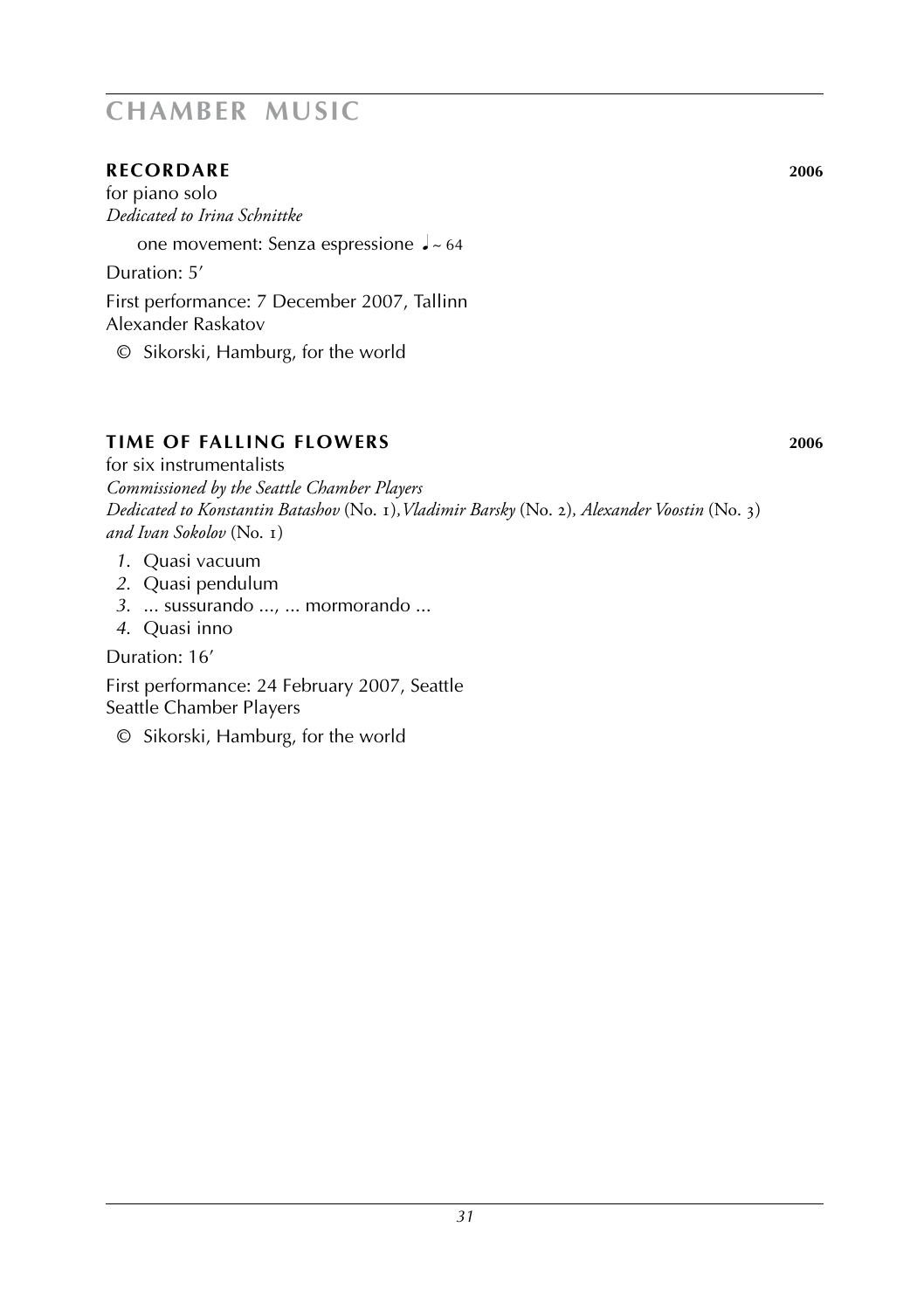# CHAMBER MUSIC

## RECORDARE 2006

for piano solo
*Dedicated to Irina Schnittke*

one movement: Senza espressione ♩~ 64

Duration: 5′

First performance: 7 December 2007, Tallinn
Alexander Raskatov

© Sikorski, Hamburg, for the world

## TIME OF FALLING FLOWERS 2006

for six instrumentalists
*Commissioned by the Seattle Chamber Players*
*Dedicated to Konstantin Batashov* (No. 1), *Vladimir Barsky* (No. 2), *Alexander Voostin* (No. 3) *and Ivan Sokolov* (No. 1)

1. Quasi vacuum
2. Quasi pendulum
3. ... sussurando ..., ... mormorando ...
4. Quasi inno

Duration: 16′

First performance: 24 February 2007, Seattle
Seattle Chamber Players

© Sikorski, Hamburg, for the world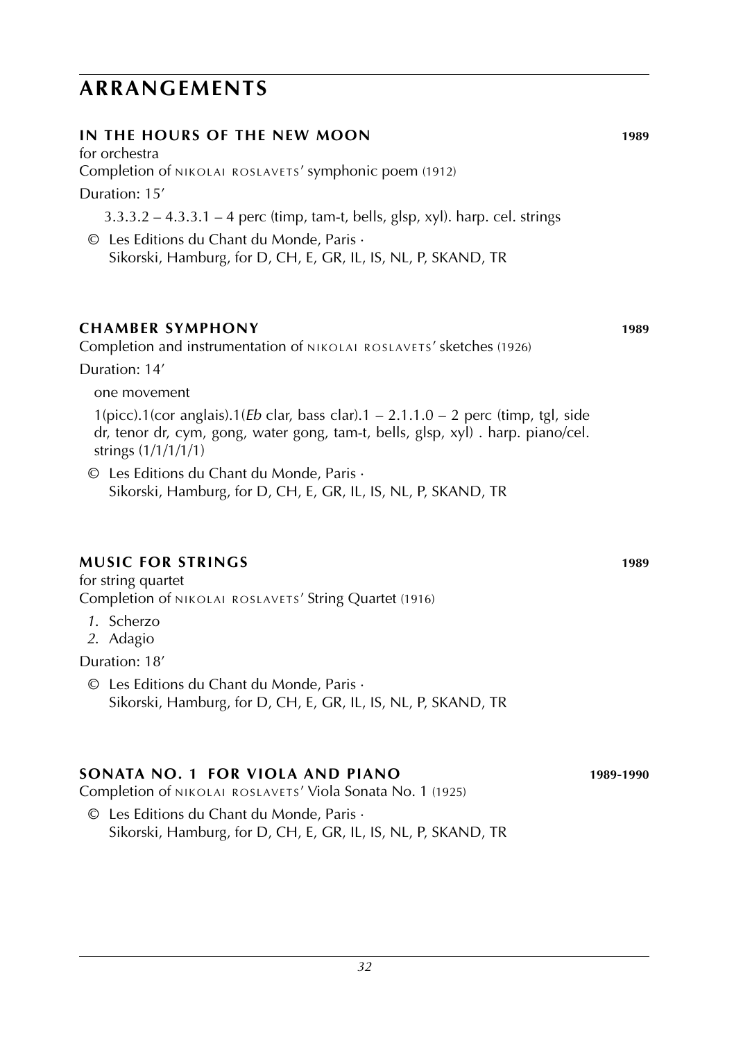# ARRANGEMENTS

### IN THE HOURS OF THE NEW MOON **1989**

for orchestra
Completion of NIKOLAI ROSLAVETS' symphonic poem (1912)

Duration: 15'

3.3.3.2 – 4.3.3.1 – 4 perc (timp, tam-t, bells, glsp, xyl). harp. cel. strings

© Les Editions du Chant du Monde, Paris ·
Sikorski, Hamburg, for D, CH, E, GR, IL, IS, NL, P, SKAND, TR

### CHAMBER SYMPHONY **1989**

Completion and instrumentation of NIKOLAI ROSLAVETS' sketches (1926)

Duration: 14'

one movement

1(picc).1(cor anglais).1(*Eb* clar, bass clar).1 – 2.1.1.0 – 2 perc (timp, tgl, side dr, tenor dr, cym, gong, water gong, tam-t, bells, glsp, xyl) . harp. piano/cel. strings (1/1/1/1/1)

© Les Editions du Chant du Monde, Paris ·
Sikorski, Hamburg, for D, CH, E, GR, IL, IS, NL, P, SKAND, TR

### MUSIC FOR STRINGS **1989**

for string quartet
Completion of NIKOLAI ROSLAVETS' String Quartet (1916)

*1*. Scherzo
*2*. Adagio

Duration: 18'

© Les Editions du Chant du Monde, Paris ·
Sikorski, Hamburg, for D, CH, E, GR, IL, IS, NL, P, SKAND, TR

### SONATA NO. 1 FOR VIOLA AND PIANO **1989-1990**

Completion of NIKOLAI ROSLAVETS' Viola Sonata No. 1 (1925)

© Les Editions du Chant du Monde, Paris ·
Sikorski, Hamburg, for D, CH, E, GR, IL, IS, NL, P, SKAND, TR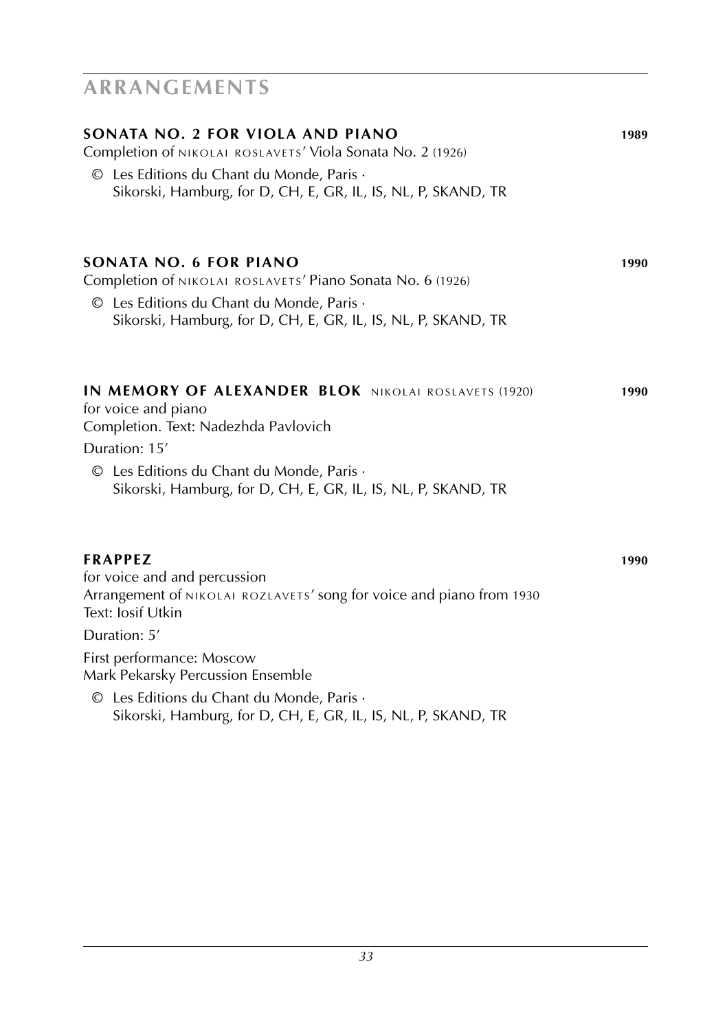# ARRANGEMENTS

### SONATA NO. 2 FOR VIOLA AND PIANO — 1989

Completion of NIKOLAI ROSLAVETS' Viola Sonata No. 2 (1926)

© Les Editions du Chant du Monde, Paris ·
Sikorski, Hamburg, for D, CH, E, GR, IL, IS, NL, P, SKAND, TR

### SONATA NO. 6 FOR PIANO — 1990

Completion of NIKOLAI ROSLAVETS' Piano Sonata No. 6 (1926)

© Les Editions du Chant du Monde, Paris ·
Sikorski, Hamburg, for D, CH, E, GR, IL, IS, NL, P, SKAND, TR

### IN MEMORY OF ALEXANDER BLOK NIKOLAI ROSLAVETS (1920) — 1990

for voice and piano
Completion. Text: Nadezhda Pavlovich

Duration: 15'

© Les Editions du Chant du Monde, Paris ·
Sikorski, Hamburg, for D, CH, E, GR, IL, IS, NL, P, SKAND, TR

### FRAPPEZ — 1990

for voice and and percussion
Arrangement of NIKOLAI ROZLAVETS' song for voice and piano from 1930
Text: Iosif Utkin

Duration: 5'

First performance: Moscow
Mark Pekarsky Percussion Ensemble

© Les Editions du Chant du Monde, Paris ·
Sikorski, Hamburg, for D, CH, E, GR, IL, IS, NL, P, SKAND, TR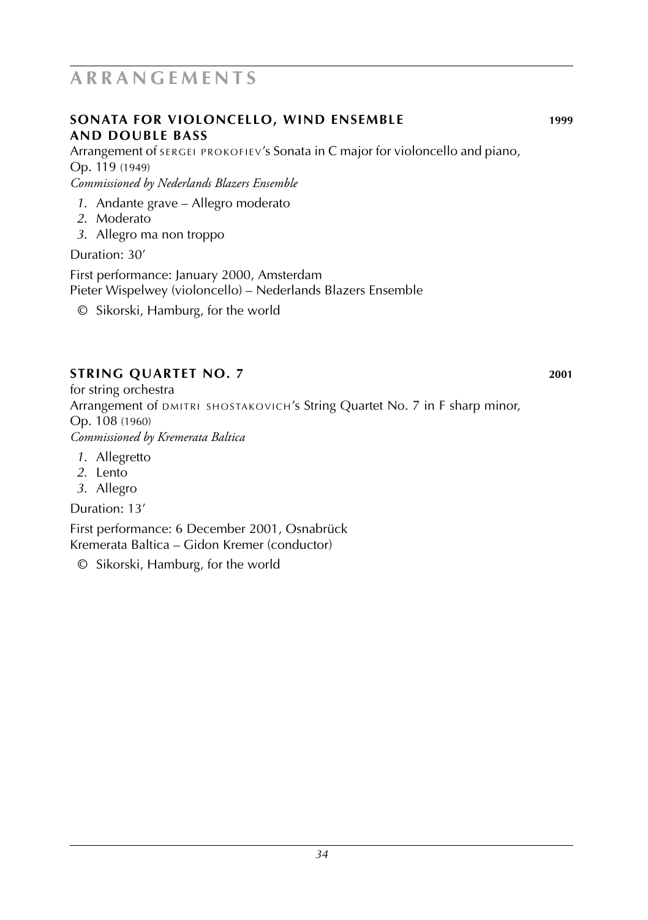# ARRANGEMENTS

## SONATA FOR VIOLONCELLO, WIND ENSEMBLE AND DOUBLE BASS 1999

Arrangement of SERGEI PROKOFIEV's Sonata in C major for violoncello and piano, Op. 119 (1949)
*Commissioned by Nederlands Blazers Ensemble*

1. Andante grave – Allegro moderato
2. Moderato
3. Allegro ma non troppo

Duration: 30′

First performance: January 2000, Amsterdam
Pieter Wispelwey (violoncello) – Nederlands Blazers Ensemble

© Sikorski, Hamburg, for the world

## STRING QUARTET NO. 7 2001

for string orchestra
Arrangement of DMITRI SHOSTAKOVICH's String Quartet No. 7 in F sharp minor, Op. 108 (1960)
*Commissioned by Kremerata Baltica*

1. Allegretto
2. Lento
3. Allegro

Duration: 13′

First performance: 6 December 2001, Osnabrück
Kremerata Baltica – Gidon Kremer (conductor)

© Sikorski, Hamburg, for the world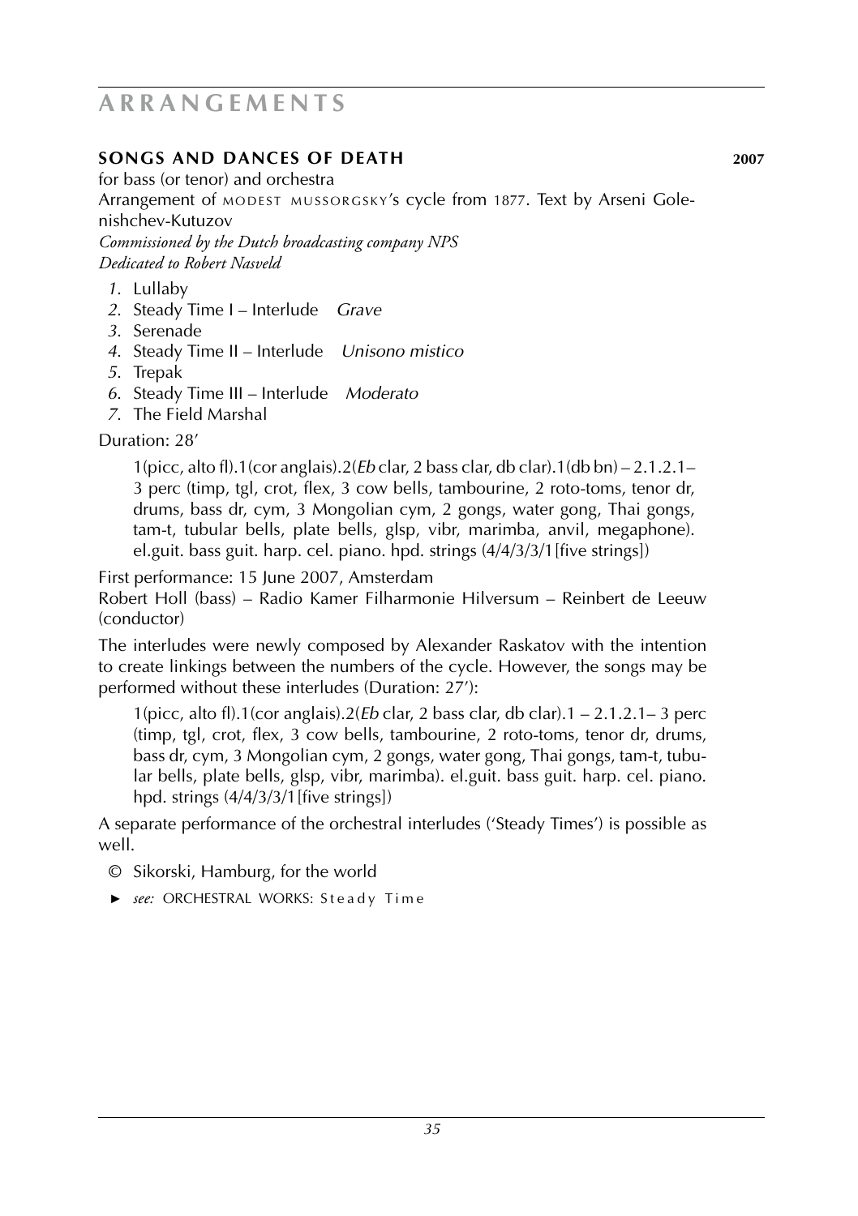# ARRANGEMENTS

## SONGS AND DANCES OF DEATH — 2007

for bass (or tenor) and orchestra
Arrangement of MODEST MUSSORGSKY's cycle from 1877. Text by Arseni Golenishchev-Kutuzov
*Commissioned by the Dutch broadcasting company NPS*
*Dedicated to Robert Nasveld*

1. Lullaby
2. Steady Time I – Interlude *Grave*
3. Serenade
4. Steady Time II – Interlude *Unisono mistico*
5. Trepak
6. Steady Time III – Interlude *Moderato*
7. The Field Marshal

Duration: 28'

1(picc, alto fl).1(cor anglais).2(*Eb* clar, 2 bass clar, db clar).1(db bn) – 2.1.2.1– 3 perc (timp, tgl, crot, flex, 3 cow bells, tambourine, 2 roto-toms, tenor dr, drums, bass dr, cym, 3 Mongolian cym, 2 gongs, water gong, Thai gongs, tam-t, tubular bells, plate bells, glsp, vibr, marimba, anvil, megaphone). el.guit. bass guit. harp. cel. piano. hpd. strings (4/4/3/3/1[five strings])

First performance: 15 June 2007, Amsterdam
Robert Holl (bass) – Radio Kamer Filharmonie Hilversum – Reinbert de Leeuw (conductor)

The interludes were newly composed by Alexander Raskatov with the intention to create linkings between the numbers of the cycle. However, the songs may be performed without these interludes (Duration: 27'):

1(picc, alto fl).1(cor anglais).2(*Eb* clar, 2 bass clar, db clar).1 – 2.1.2.1– 3 perc (timp, tgl, crot, flex, 3 cow bells, tambourine, 2 roto-toms, tenor dr, drums, bass dr, cym, 3 Mongolian cym, 2 gongs, water gong, Thai gongs, tam-t, tubular bells, plate bells, glsp, vibr, marimba). el.guit. bass guit. harp. cel. piano. hpd. strings (4/4/3/3/1[five strings])

A separate performance of the orchestral interludes ('Steady Times') is possible as well.

© Sikorski, Hamburg, for the world

► *see:* ORCHESTRAL WORKS: Steady Time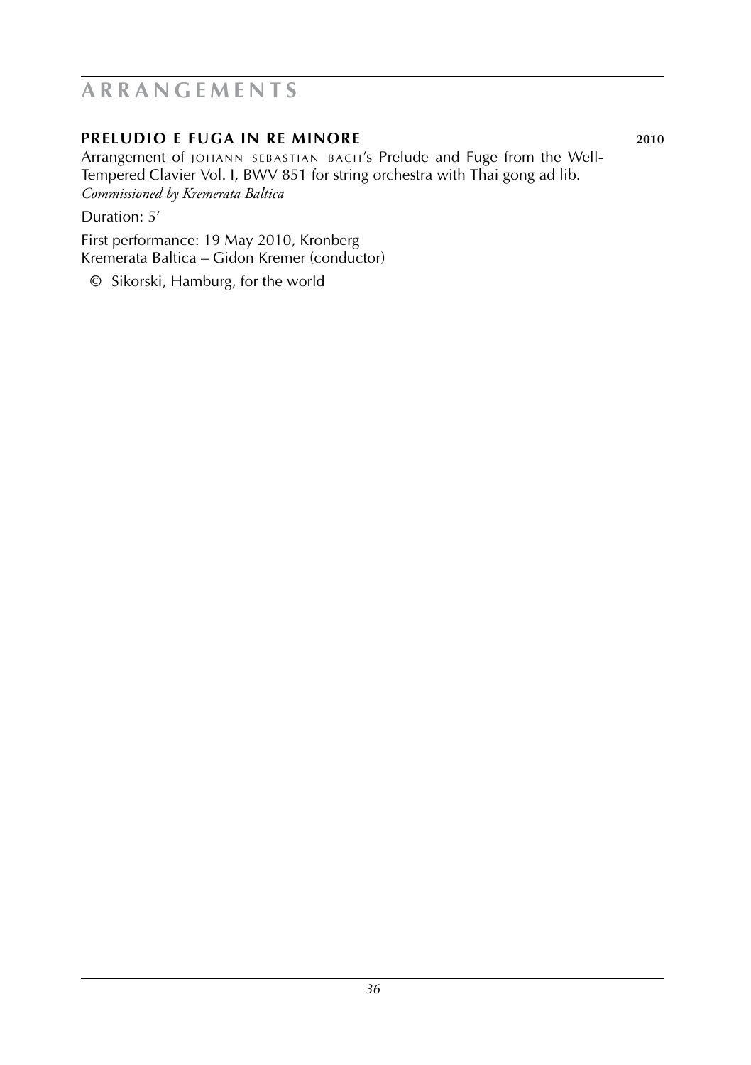## ARRANGEMENTS

### PRELUDIO E FUGA IN RE MINORE 2010

Arrangement of JOHANN SEBASTIAN BACH's Prelude and Fuge from the Well-Tempered Clavier Vol. I, BWV 851 for string orchestra with Thai gong ad lib.
*Commissioned by Kremerata Baltica*

Duration: 5'

First performance: 19 May 2010, Kronberg
Kremerata Baltica – Gidon Kremer (conductor)

© Sikorski, Hamburg, for the world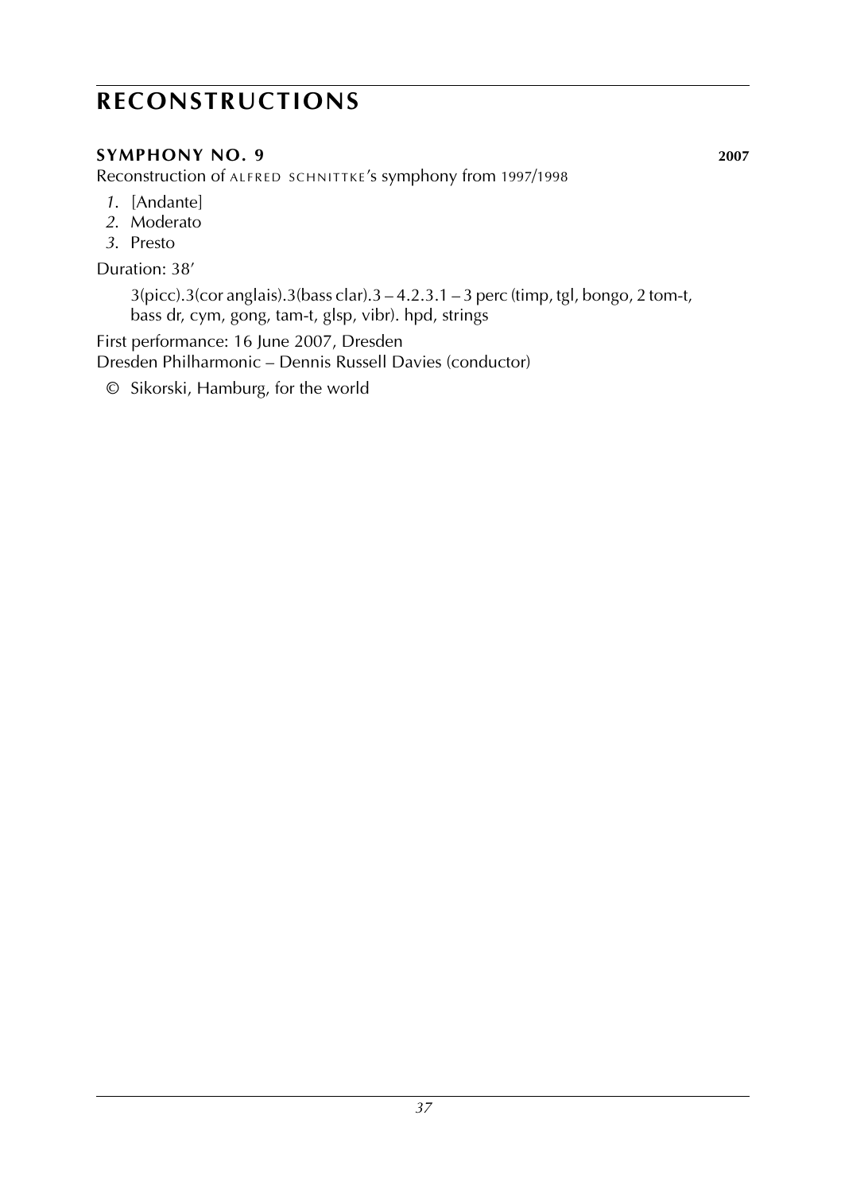# RECONSTRUCTIONS

### SYMPHONY NO. 9 — 2007

Reconstruction of ALFRED SCHNITTKE's symphony from 1997/1998

*1.* [Andante]
*2.* Moderato
*3.* Presto

Duration: 38'

3(picc).3(cor anglais).3(bass clar).3 – 4.2.3.1 – 3 perc (timp, tgl, bongo, 2 tom-t, bass dr, cym, gong, tam-t, glsp, vibr). hpd, strings

First performance: 16 June 2007, Dresden
Dresden Philharmonic – Dennis Russell Davies (conductor)

© Sikorski, Hamburg, for the world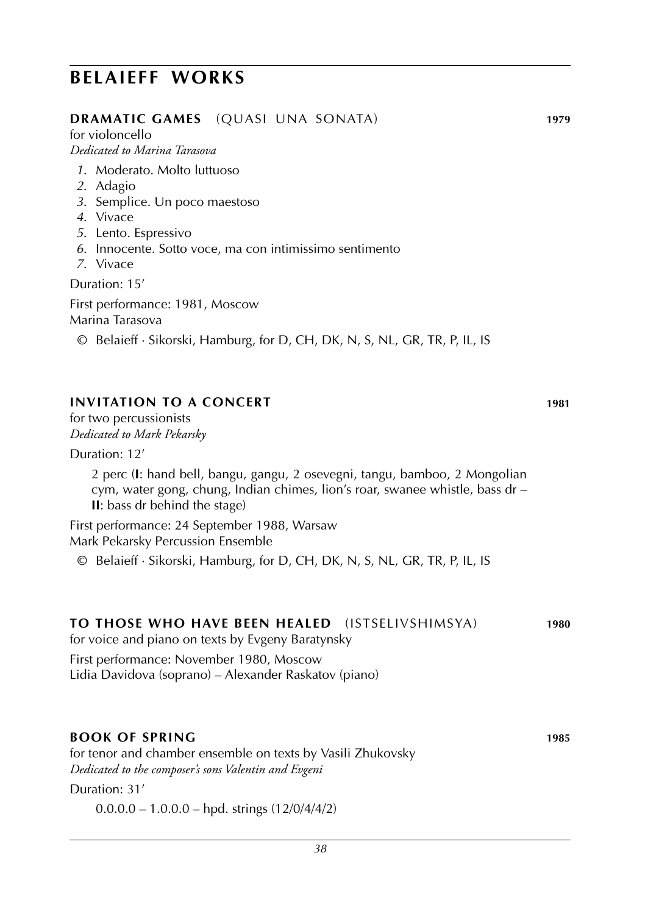# BELAIEFF WORKS

### DRAMATIC GAMES (QUASI UNA SONATA) 1979

for violoncello
*Dedicated to Marina Tarasova*

1. Moderato. Molto luttuoso
2. Adagio
3. Semplice. Un poco maestoso
4. Vivace
5. Lento. Espressivo
6. Innocente. Sotto voce, ma con intimissimo sentimento
7. Vivace

Duration: 15'

First performance: 1981, Moscow
Marina Tarasova

© Belaieff · Sikorski, Hamburg, for D, CH, DK, N, S, NL, GR, TR, P, IL, IS

### INVITATION TO A CONCERT 1981

for two percussionists
*Dedicated to Mark Pekarsky*

Duration: 12'

2 perc (**I**: hand bell, bangu, gangu, 2 osevegni, tangu, bamboo, 2 Mongolian cym, water gong, chung, Indian chimes, lion's roar, swanee whistle, bass dr – **II**: bass dr behind the stage)

First performance: 24 September 1988, Warsaw
Mark Pekarsky Percussion Ensemble

© Belaieff · Sikorski, Hamburg, for D, CH, DK, N, S, NL, GR, TR, P, IL, IS

### TO THOSE WHO HAVE BEEN HEALED (ISTSELIVSHIMSYA) 1980

for voice and piano on texts by Evgeny Baratynsky

First performance: November 1980, Moscow
Lidia Davidova (soprano) – Alexander Raskatov (piano)

### BOOK OF SPRING 1985

for tenor and chamber ensemble on texts by Vasili Zhukovsky
*Dedicated to the composer's sons Valentin and Evgeni*

Duration: 31'

0.0.0.0 – 1.0.0.0 – hpd. strings (12/0/4/4/2)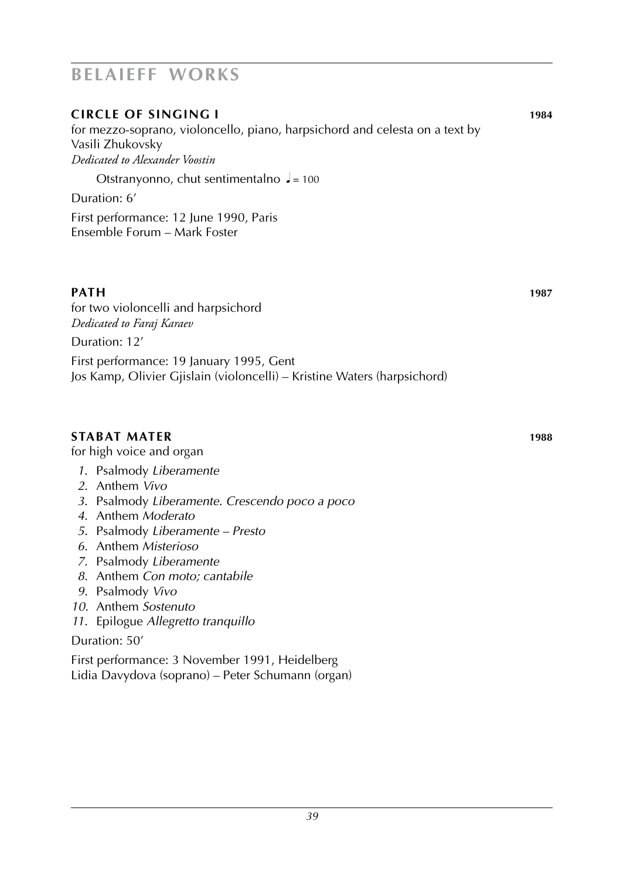**CIRCLE OF SINGING I** **1984**

for mezzo-soprano, violoncello, piano, harpsichord and celesta on a text by Vasili Zhukovsky
*Dedicated to Alexander Voostin*

Otstranyonno, chut sentimentalno ♩= 100

Duration: 6’

First performance: 12 June 1990, Paris
Ensemble Forum – Mark Foster

**PATH** **1987**

for two violoncelli and harpsichord
*Dedicated to Faraj Karaev*

Duration: 12’

First performance: 19 January 1995, Gent
Jos Kamp, Olivier Gjislain (violoncelli) – Kristine Waters (harpsichord)

**STABAT MATER** **1988**

for high voice and organ

1. Psalmody *Liberamente*
2. Anthem *Vivo*
3. Psalmody *Liberamente. Crescendo poco a poco*
4. Anthem *Moderato*
5. Psalmody *Liberamente – Presto*
6. Anthem *Misterioso*
7. Psalmody *Liberamente*
8. Anthem *Con moto; cantabile*
9. Psalmody *Vivo*
10. Anthem *Sostenuto*
11. Epilogue *Allegretto tranquillo*

Duration: 50’

First performance: 3 November 1991, Heidelberg
Lidia Davydova (soprano) – Peter Schumann (organ)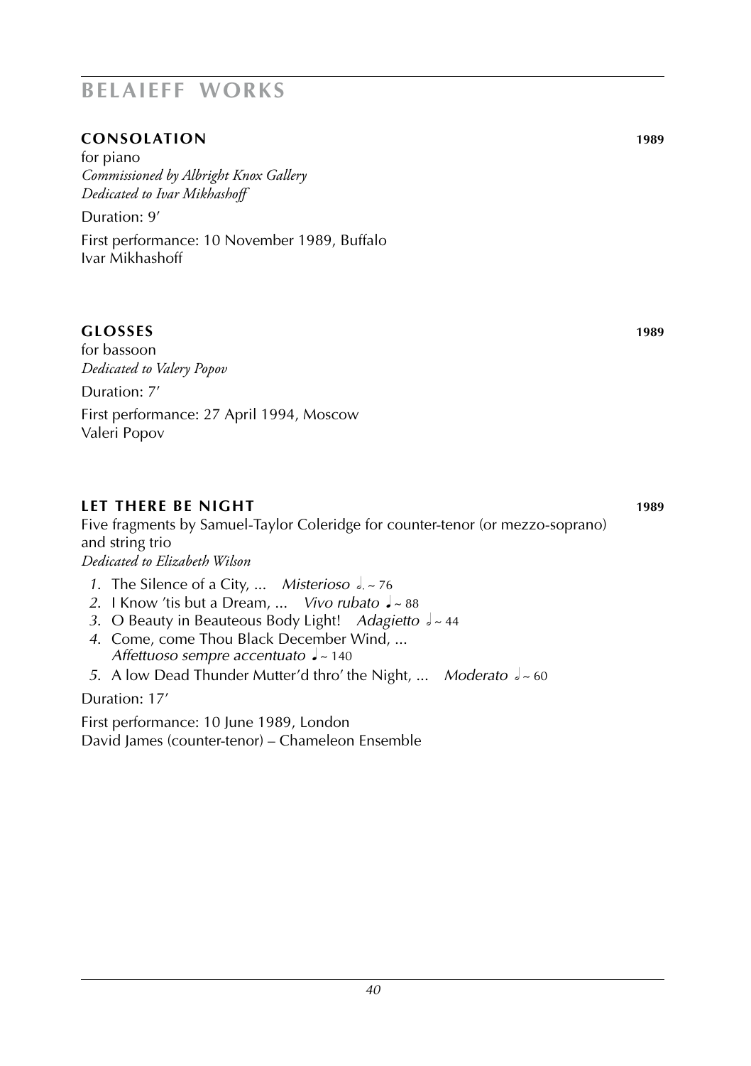## CONSOLATION 1989

for piano
*Commissioned by Albright Knox Gallery*
*Dedicated to Ivar Mikhashoff*

Duration: 9′

First performance: 10 November 1989, Buffalo
Ivar Mikhashoff

## GLOSSES 1989

for bassoon
*Dedicated to Valery Popov*

Duration: 7′

First performance: 27 April 1994, Moscow
Valeri Popov

## LET THERE BE NIGHT 1989

Five fragments by Samuel-Taylor Coleridge for counter-tenor (or mezzo-soprano) and string trio
*Dedicated to Elizabeth Wilson*

1. The Silence of a City, ... *Misterioso* 𝅗𝅥. ~ 76
2. I Know 'tis but a Dream, ... *Vivo rubato* ♩ ~ 88
3. O Beauty in Beauteous Body Light! *Adagietto* 𝅗𝅥 ~ 44
4. Come, come Thou Black December Wind, ... *Affettuoso sempre accentuato* ♩ ~ 140
5. A low Dead Thunder Mutter'd thro' the Night, ... *Moderato* 𝅗𝅥 ~ 60

Duration: 17′

First performance: 10 June 1989, London
David James (counter-tenor) – Chameleon Ensemble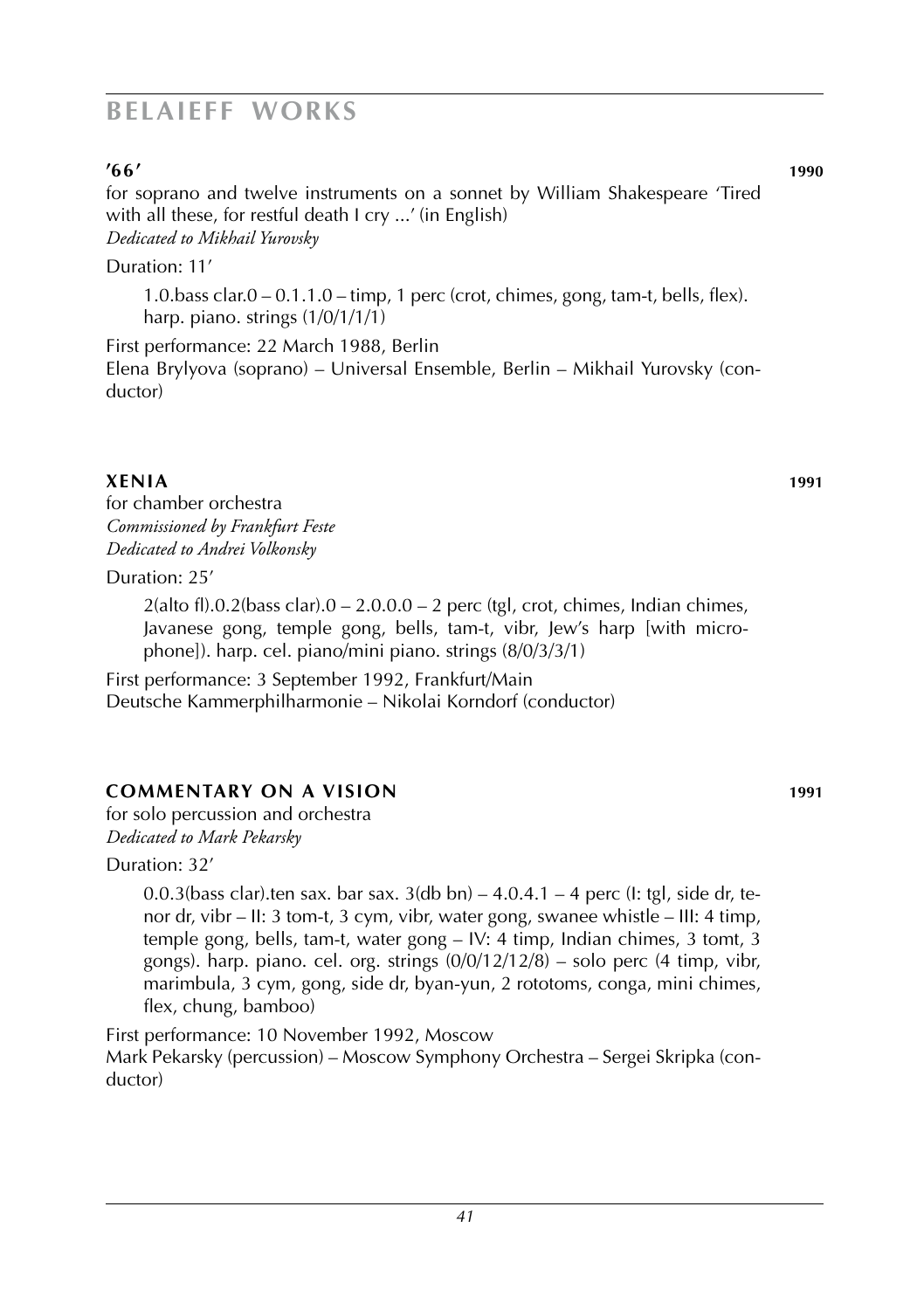### ’66’ 1990

for soprano and twelve instruments on a sonnet by William Shakespeare ‘Tired with all these, for restful death I cry ...’ (in English)
*Dedicated to Mikhail Yurovsky*

Duration: 11’

1.0.bass clar.0 – 0.1.1.0 – timp, 1 perc (crot, chimes, gong, tam-t, bells, flex). harp. piano. strings (1/0/1/1/1)

First performance: 22 March 1988, Berlin
Elena Brylyova (soprano) – Universal Ensemble, Berlin – Mikhail Yurovsky (conductor)

### XENIA 1991

for chamber orchestra
*Commissioned by Frankfurt Feste*
*Dedicated to Andrei Volkonsky*

Duration: 25’

2(alto fl).0.2(bass clar).0 – 2.0.0.0 – 2 perc (tgl, crot, chimes, Indian chimes, Javanese gong, temple gong, bells, tam-t, vibr, Jew’s harp [with microphone]). harp. cel. piano/mini piano. strings (8/0/3/3/1)

First performance: 3 September 1992, Frankfurt/Main
Deutsche Kammerphilharmonie – Nikolai Korndorf (conductor)

### COMMENTARY ON A VISION 1991

for solo percussion and orchestra
*Dedicated to Mark Pekarsky*

Duration: 32’

0.0.3(bass clar).ten sax. bar sax. 3(db bn) – 4.0.4.1 – 4 perc (I: tgl, side dr, tenor dr, vibr – II: 3 tom-t, 3 cym, vibr, water gong, swanee whistle – III: 4 timp, temple gong, bells, tam-t, water gong – IV: 4 timp, Indian chimes, 3 tomt, 3 gongs). harp. piano. cel. org. strings (0/0/12/12/8) – solo perc (4 timp, vibr, marimbula, 3 cym, gong, side dr, byan-yun, 2 rototoms, conga, mini chimes, flex, chung, bamboo)

First performance: 10 November 1992, Moscow
Mark Pekarsky (percussion) – Moscow Symphony Orchestra – Sergei Skripka (conductor)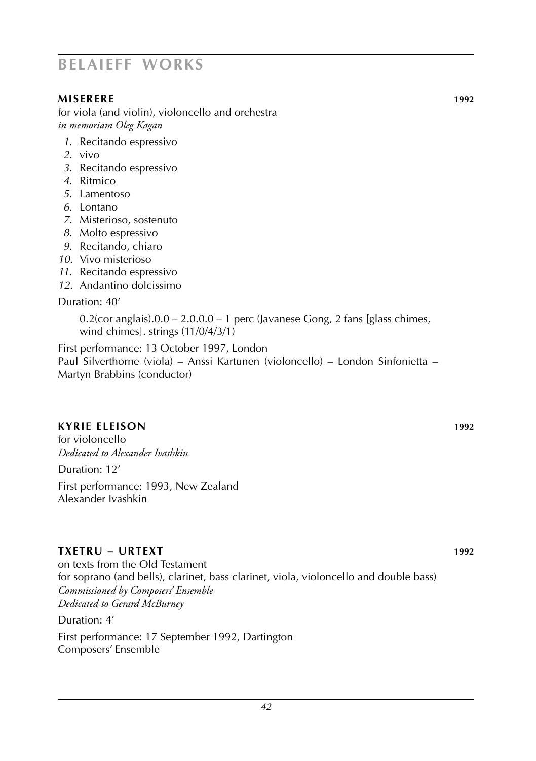## MISERERE 1992

for viola (and violin), violoncello and orchestra
*in memoriam Oleg Kagan*

1. Recitando espressivo
2. vivo
3. Recitando espressivo
4. Ritmico
5. Lamentoso
6. Lontano
7. Misterioso, sostenuto
8. Molto espressivo
9. Recitando, chiaro
10. Vivo misterioso
11. Recitando espressivo
12. Andantino dolcissimo

Duration: 40′

0.2(cor anglais).0.0 – 2.0.0.0 – 1 perc (Javanese Gong, 2 fans [glass chimes, wind chimes]. strings (11/0/4/3/1)

First performance: 13 October 1997, London
Paul Silverthorne (viola) – Anssi Kartunen (violoncello) – London Sinfonietta – Martyn Brabbins (conductor)

## KYRIE ELEISON 1992

for violoncello
*Dedicated to Alexander Ivashkin*

Duration: 12′

First performance: 1993, New Zealand
Alexander Ivashkin

## TXETRU – URTEXT 1992

on texts from the Old Testament
for soprano (and bells), clarinet, bass clarinet, viola, violoncello and double bass)
*Commissioned by Composers' Ensemble*
*Dedicated to Gerard McBurney*

Duration: 4′

First performance: 17 September 1992, Dartington
Composers' Ensemble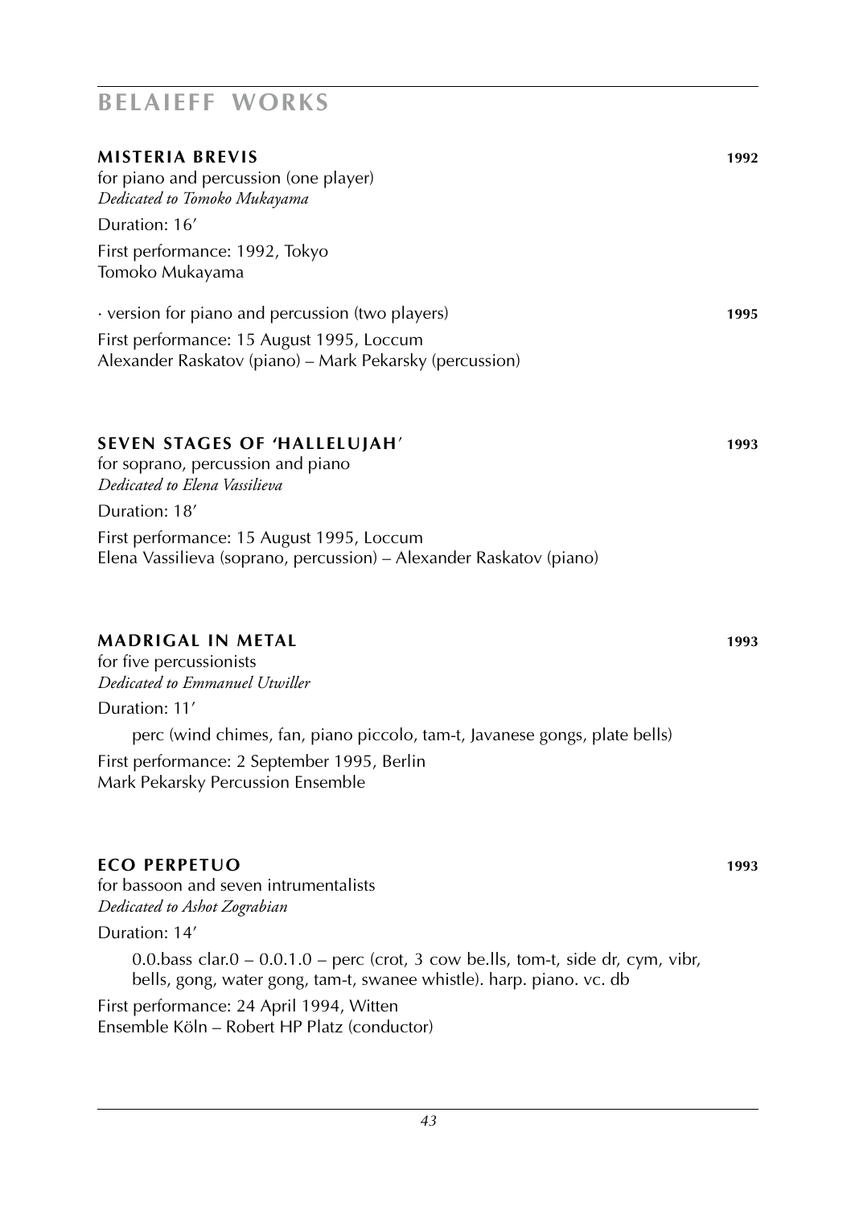## MISTERIA BREVIS **1992**

for piano and percussion (one player)
*Dedicated to Tomoko Mukayama*

Duration: 16′

First performance: 1992, Tokyo
Tomoko Mukayama

· version for piano and percussion (two players) **1995**

First performance: 15 August 1995, Loccum
Alexander Raskatov (piano) – Mark Pekarsky (percussion)

## SEVEN STAGES OF 'HALLELUJAH' **1993**

for soprano, percussion and piano
*Dedicated to Elena Vassilieva*

Duration: 18′

First performance: 15 August 1995, Loccum
Elena Vassilieva (soprano, percussion) – Alexander Raskatov (piano)

## MADRIGAL IN METAL **1993**

for five percussionists
*Dedicated to Emmanuel Utwiller*

Duration: 11′

perc (wind chimes, fan, piano piccolo, tam-t, Javanese gongs, plate bells)

First performance: 2 September 1995, Berlin
Mark Pekarsky Percussion Ensemble

## ECO PERPETUO **1993**

for bassoon and seven intrumentalists
*Dedicated to Ashot Zograbian*

Duration: 14′

0.0.bass clar.0 – 0.0.1.0 – perc (crot, 3 cow be.lls, tom-t, side dr, cym, vibr, bells, gong, water gong, tam-t, swanee whistle). harp. piano. vc. db

First performance: 24 April 1994, Witten
Ensemble Köln – Robert HP Platz (conductor)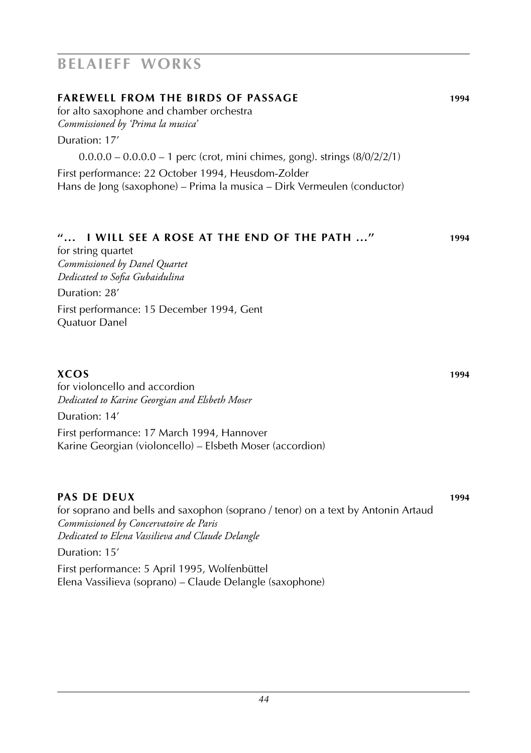## FAREWELL FROM THE BIRDS OF PASSAGE 1994

for alto saxophone and chamber orchestra
*Commissioned by 'Prima la musica'*

Duration: 17′

0.0.0.0 – 0.0.0.0 – 1 perc (crot, mini chimes, gong). strings (8/0/2/2/1)

First performance: 22 October 1994, Heusdom-Zolder
Hans de Jong (saxophone) – Prima la musica – Dirk Vermeulen (conductor)

## "… I WILL SEE A ROSE AT THE END OF THE PATH …" 1994

for string quartet
*Commissioned by Danel Quartet*
*Dedicated to Sofia Gubaidulina*

Duration: 28′

First performance: 15 December 1994, Gent
Quatuor Danel

## XCOS 1994

for violoncello and accordion
*Dedicated to Karine Georgian and Elsbeth Moser*

Duration: 14′

First performance: 17 March 1994, Hannover
Karine Georgian (violoncello) – Elsbeth Moser (accordion)

## PAS DE DEUX 1994

for soprano and bells and saxophon (soprano / tenor) on a text by Antonin Artaud
*Commissioned by Concervatoire de Paris*
*Dedicated to Elena Vassilieva and Claude Delangle*

Duration: 15′

First performance: 5 April 1995, Wolfenbüttel
Elena Vassilieva (soprano) – Claude Delangle (saxophone)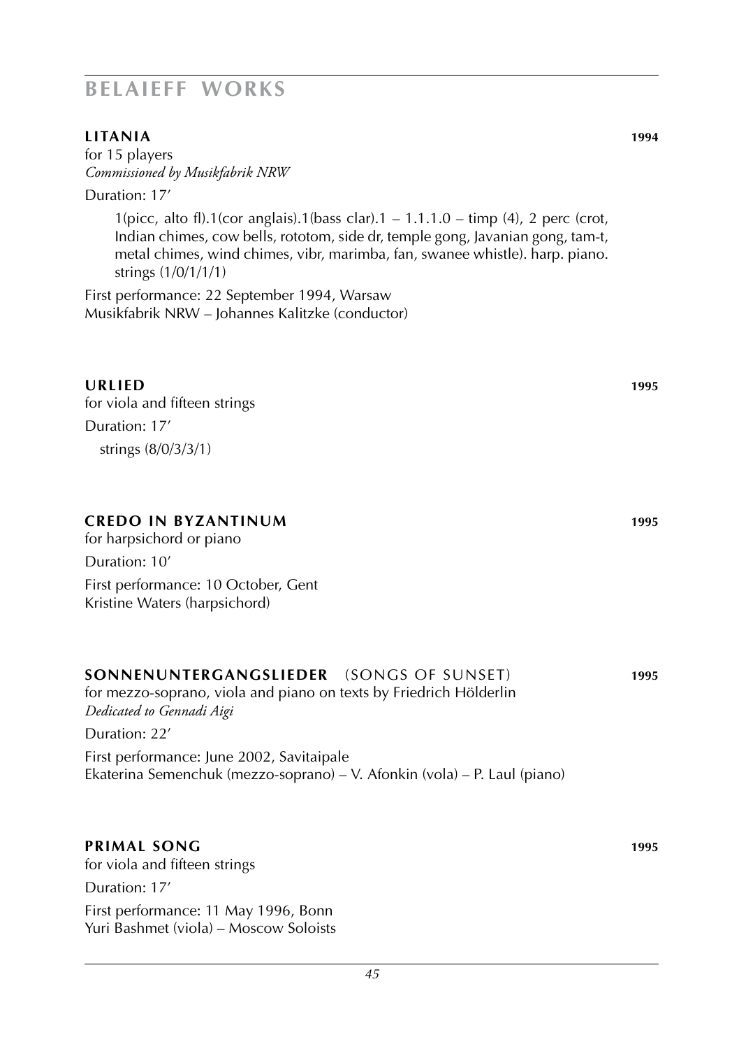## BELAIEFF WORKS

### LITANIA **1994**

for 15 players
*Commissioned by Musikfabrik NRW*

Duration: 17′

1(picc, alto fl).1(cor anglais).1(bass clar).1 – 1.1.1.0 – timp (4), 2 perc (crot, Indian chimes, cow bells, rototom, side dr, temple gong, Javanian gong, tam-t, metal chimes, wind chimes, vibr, marimba, fan, swanee whistle). harp. piano. strings (1/0/1/1/1)

First performance: 22 September 1994, Warsaw
Musikfabrik NRW – Johannes Kalitzke (conductor)

### URLIED **1995**

for viola and fifteen strings

Duration: 17′

strings (8/0/3/3/1)

### CREDO IN BYZANTINUM **1995**

for harpsichord or piano

Duration: 10′

First performance: 10 October, Gent
Kristine Waters (harpsichord)

### SONNENUNTERGANGSLIEDER (SONGS OF SUNSET) **1995**

for mezzo-soprano, viola and piano on texts by Friedrich Hölderlin
*Dedicated to Gennadi Aigi*

Duration: 22′

First performance: June 2002, Savitaipale
Ekaterina Semenchuk (mezzo-soprano) – V. Afonkin (vola) – P. Laul (piano)

### PRIMAL SONG **1995**

for viola and fifteen strings

Duration: 17′

First performance: 11 May 1996, Bonn
Yuri Bashmet (viola) – Moscow Soloists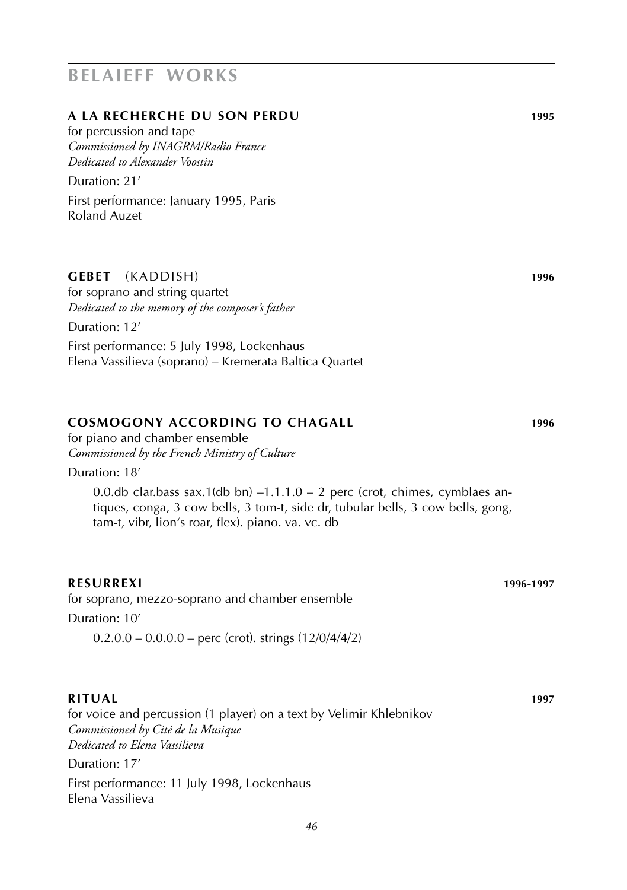## BELAIEFF WORKS

### A LA RECHERCHE DU SON PERDU **1995**

for percussion and tape
*Commissioned by INAGRM/Radio France*
*Dedicated to Alexander Voostin*

Duration: 21′

First performance: January 1995, Paris
Roland Auzet

### GEBET (KADDISH) **1996**

for soprano and string quartet
*Dedicated to the memory of the composer's father*

Duration: 12′

First performance: 5 July 1998, Lockenhaus
Elena Vassilieva (soprano) – Kremerata Baltica Quartet

### COSMOGONY ACCORDING TO CHAGALL **1996**

for piano and chamber ensemble
*Commissioned by the French Ministry of Culture*

Duration: 18′

0.0.db clar.bass sax.1(db bn) –1.1.1.0 – 2 perc (crot, chimes, cymblaes antiques, conga, 3 cow bells, 3 tom-t, side dr, tubular bells, 3 cow bells, gong, tam-t, vibr, lion's roar, flex). piano. va. vc. db

### RESURREXI **1996-1997**

for soprano, mezzo-soprano and chamber ensemble

Duration: 10′

0.2.0.0 – 0.0.0.0 – perc (crot). strings (12/0/4/4/2)

### RITUAL **1997**

for voice and percussion (1 player) on a text by Velimir Khlebnikov
*Commissioned by Cité de la Musique*
*Dedicated to Elena Vassilieva*

Duration: 17′

First performance: 11 July 1998, Lockenhaus
Elena Vassilieva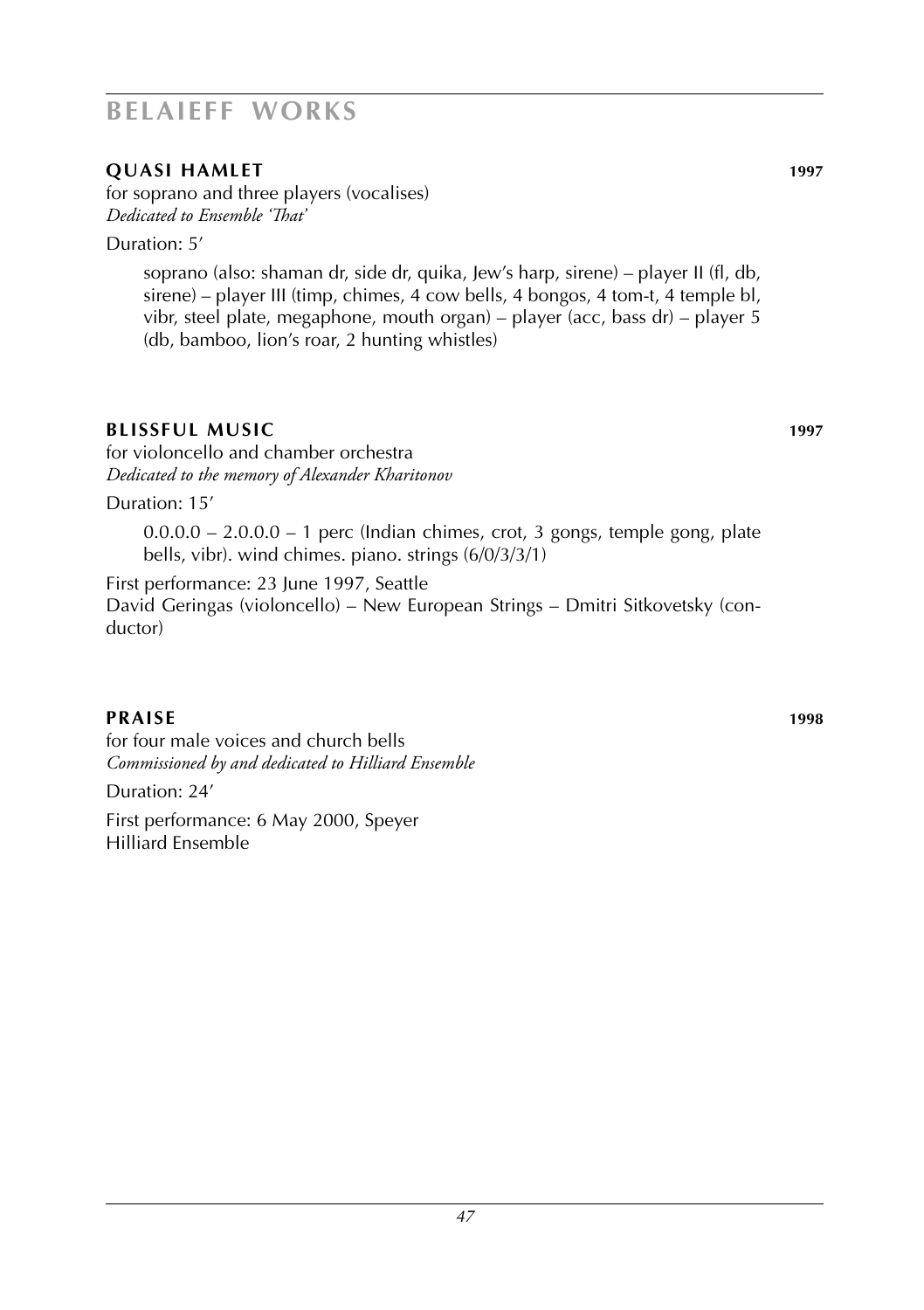### QUASI HAMLET 1997

for soprano and three players (vocalises)
*Dedicated to Ensemble 'That'*

Duration: 5'

soprano (also: shaman dr, side dr, quika, Jew's harp, sirene) – player II (fl, db, sirene) – player III (timp, chimes, 4 cow bells, 4 bongos, 4 tom-t, 4 temple bl, vibr, steel plate, megaphone, mouth organ) – player (acc, bass dr) – player 5 (db, bamboo, lion's roar, 2 hunting whistles)

### BLISSFUL MUSIC 1997

for violoncello and chamber orchestra
*Dedicated to the memory of Alexander Kharitonov*

Duration: 15'

0.0.0.0 – 2.0.0.0 – 1 perc (Indian chimes, crot, 3 gongs, temple gong, plate bells, vibr). wind chimes. piano. strings (6/0/3/3/1)

First performance: 23 June 1997, Seattle
David Geringas (violoncello) – New European Strings – Dmitri Sitkovetsky (conductor)

### PRAISE 1998

for four male voices and church bells
*Commissioned by and dedicated to Hilliard Ensemble*

Duration: 24'

First performance: 6 May 2000, Speyer
Hilliard Ensemble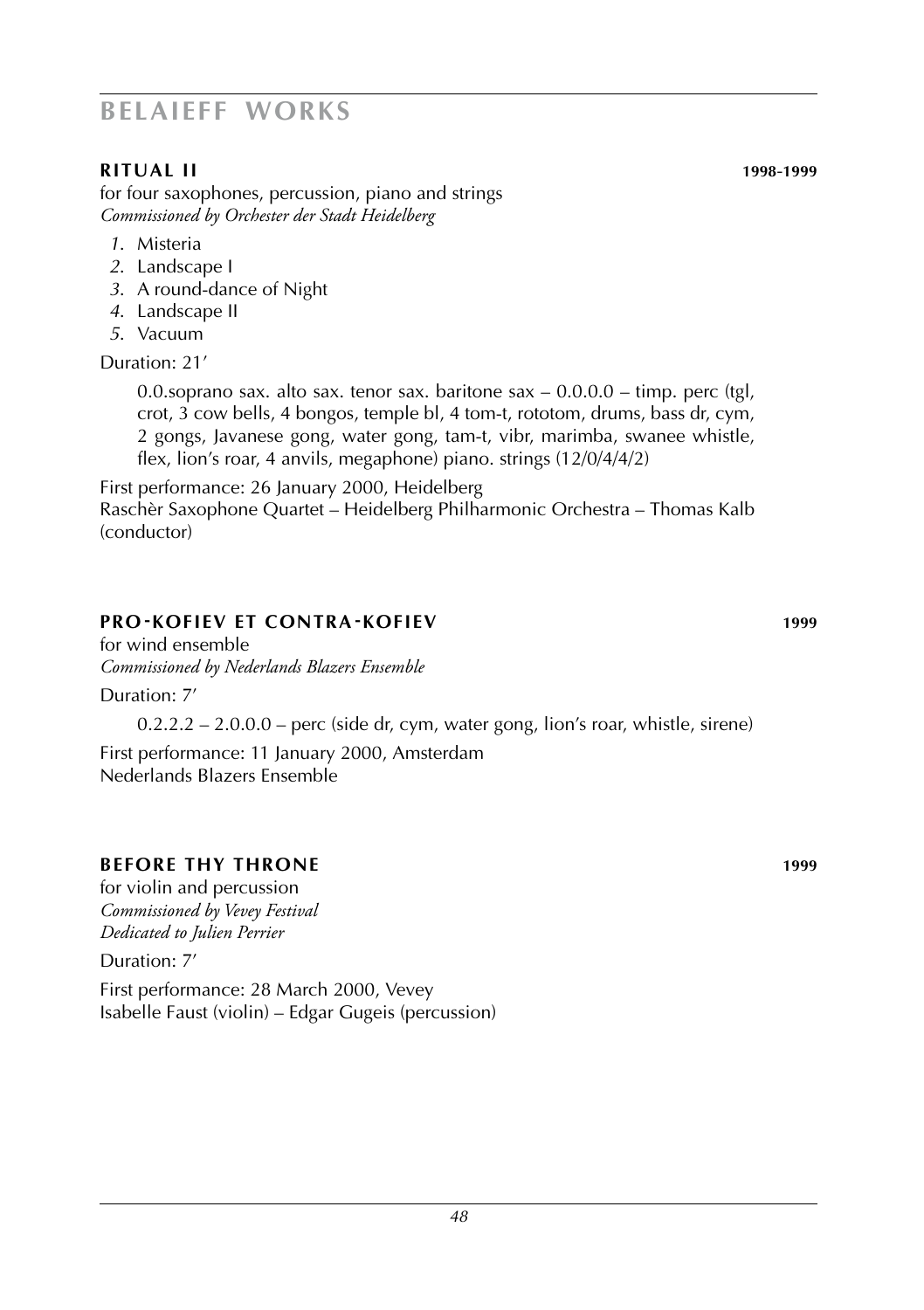## **RITUAL II** 1998-1999

for four saxophones, percussion, piano and strings
*Commissioned by Orchester der Stadt Heidelberg*

1. Misteria
2. Landscape I
3. A round-dance of Night
4. Landscape II
5. Vacuum

Duration: 21’

0.0.soprano sax. alto sax. tenor sax. baritone sax – 0.0.0.0 – timp. perc (tgl, crot, 3 cow bells, 4 bongos, temple bl, 4 tom-t, rototom, drums, bass dr, cym, 2 gongs, Javanese gong, water gong, tam-t, vibr, marimba, swanee whistle, flex, lion’s roar, 4 anvils, megaphone) piano. strings (12/0/4/4/2)

First performance: 26 January 2000, Heidelberg
Raschèr Saxophone Quartet – Heidelberg Philharmonic Orchestra – Thomas Kalb (conductor)

## **PRO-KOFIEV ET CONTRA-KOFIEV** 1999

for wind ensemble
*Commissioned by Nederlands Blazers Ensemble*

Duration: 7’

0.2.2.2 – 2.0.0.0 – perc (side dr, cym, water gong, lion’s roar, whistle, sirene)

First performance: 11 January 2000, Amsterdam
Nederlands Blazers Ensemble

## **BEFORE THY THRONE** 1999

for violin and percussion
*Commissioned by Vevey Festival*
*Dedicated to Julien Perrier*

Duration: 7’

First performance: 28 March 2000, Vevey
Isabelle Faust (violin) – Edgar Gugeis (percussion)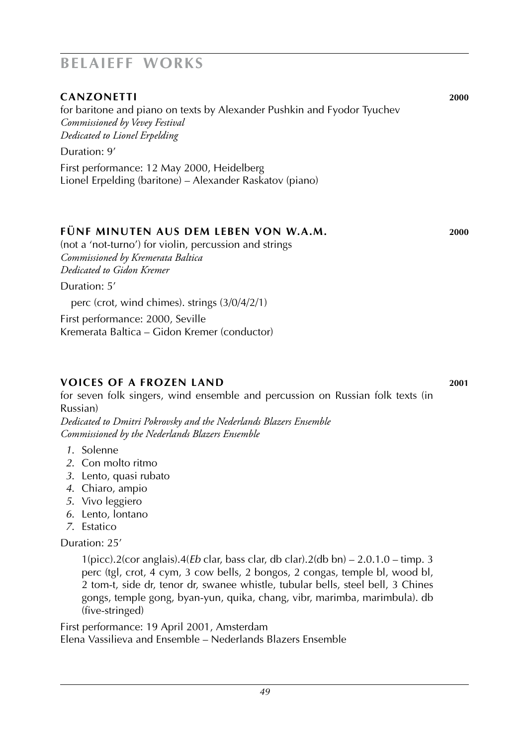## CANZONETTI 2000

for baritone and piano on texts by Alexander Pushkin and Fyodor Tyuchev
*Commissioned by Vevey Festival*
*Dedicated to Lionel Erpelding*

Duration: 9'

First performance: 12 May 2000, Heidelberg
Lionel Erpelding (baritone) – Alexander Raskatov (piano)

## FÜNF MINUTEN AUS DEM LEBEN VON W.A.M. 2000

(not a 'not-turno') for violin, percussion and strings
*Commissioned by Kremerata Baltica*
*Dedicated to Gidon Kremer*

Duration: 5'

perc (crot, wind chimes). strings (3/0/4/2/1)

First performance: 2000, Seville
Kremerata Baltica – Gidon Kremer (conductor)

## VOICES OF A FROZEN LAND 2001

for seven folk singers, wind ensemble and percussion on Russian folk texts (in Russian)
*Dedicated to Dmitri Pokrovsky and the Nederlands Blazers Ensemble*
*Commissioned by the Nederlands Blazers Ensemble*

1. Solenne
2. Con molto ritmo
3. Lento, quasi rubato
4. Chiaro, ampio
5. Vivo leggiero
6. Lento, lontano
7. Estatico

Duration: 25'

1(picc).2(cor anglais).4(*Eb* clar, bass clar, db clar).2(db bn) – 2.0.1.0 – timp. 3 perc (tgl, crot, 4 cym, 3 cow bells, 2 bongos, 2 congas, temple bl, wood bl, 2 tom-t, side dr, tenor dr, swanee whistle, tubular bells, steel bell, 3 Chines gongs, temple gong, byan-yun, quika, chang, vibr, marimba, marimbula). db (five-stringed)

First performance: 19 April 2001, Amsterdam
Elena Vassilieva and Ensemble – Nederlands Blazers Ensemble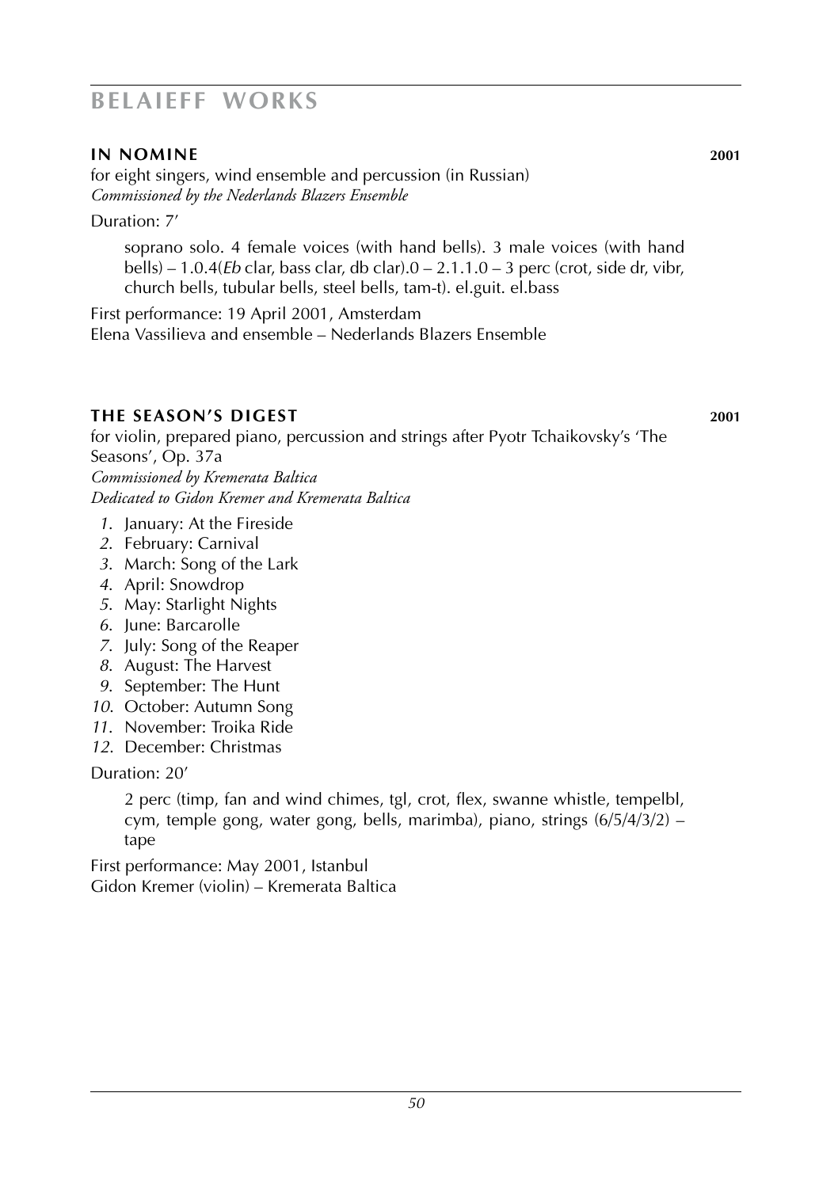## IN NOMINE 2001

for eight singers, wind ensemble and percussion (in Russian)
*Commissioned by the Nederlands Blazers Ensemble*

Duration: 7'

soprano solo. 4 female voices (with hand bells). 3 male voices (with hand bells) – 1.0.4(*Eb* clar, bass clar, db clar).0 – 2.1.1.0 – 3 perc (crot, side dr, vibr, church bells, tubular bells, steel bells, tam-t). el.guit. el.bass

First performance: 19 April 2001, Amsterdam
Elena Vassilieva and ensemble – Nederlands Blazers Ensemble

## THE SEASON'S DIGEST 2001

for violin, prepared piano, percussion and strings after Pyotr Tchaikovsky's 'The Seasons', Op. 37a
*Commissioned by Kremerata Baltica*
*Dedicated to Gidon Kremer and Kremerata Baltica*

1. January: At the Fireside
2. February: Carnival
3. March: Song of the Lark
4. April: Snowdrop
5. May: Starlight Nights
6. June: Barcarolle
7. July: Song of the Reaper
8. August: The Harvest
9. September: The Hunt
10. October: Autumn Song
11. November: Troika Ride
12. December: Christmas

Duration: 20'

2 perc (timp, fan and wind chimes, tgl, crot, flex, swanne whistle, tempelbl, cym, temple gong, water gong, bells, marimba), piano, strings (6/5/4/3/2) – tape

First performance: May 2001, Istanbul
Gidon Kremer (violin) – Kremerata Baltica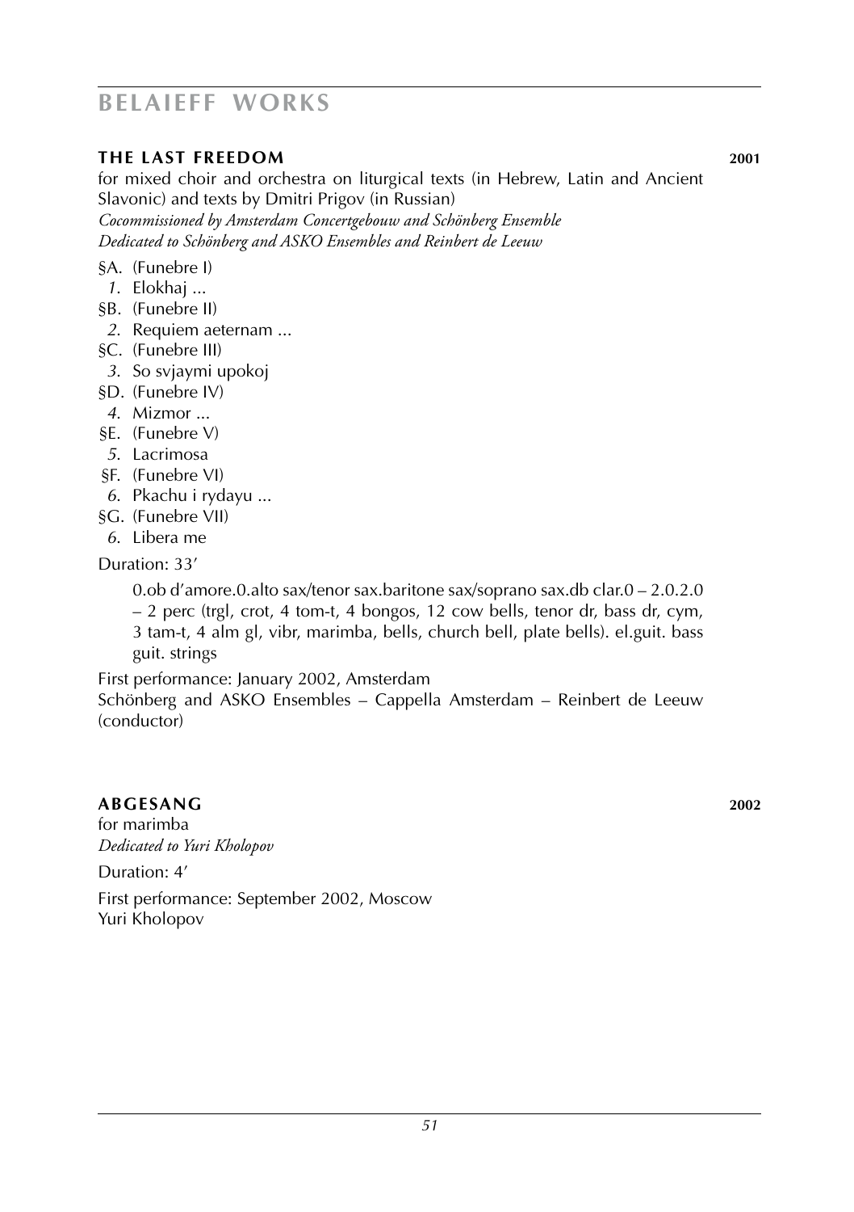### THE LAST FREEDOM 2001

for mixed choir and orchestra on liturgical texts (in Hebrew, Latin and Ancient Slavonic) and texts by Dmitri Prigov (in Russian)

*Cocommissioned by Amsterdam Concertgebouw and Schönberg Ensemble*
*Dedicated to Schönberg and ASKO Ensembles and Reinbert de Leeuw*

§A. (Funebre I)
*1.* Elokhaj ...
§B. (Funebre II)
*2.* Requiem aeternam ...
§C. (Funebre III)
*3.* So svjaymi upokoj
§D. (Funebre IV)
*4.* Mizmor ...
§E. (Funebre V)
*5.* Lacrimosa
§F. (Funebre VI)
*6.* Pkachu i rydayu ...
§G. (Funebre VII)
*6.* Libera me

Duration: 33’

0.ob d’amore.0.alto sax/tenor sax.baritone sax/soprano sax.db clar.0 – 2.0.2.0 – 2 perc (trgl, crot, 4 tom-t, 4 bongos, 12 cow bells, tenor dr, bass dr, cym, 3 tam-t, 4 alm gl, vibr, marimba, bells, church bell, plate bells). el.guit. bass guit. strings

First performance: January 2002, Amsterdam
Schönberg and ASKO Ensembles – Cappella Amsterdam – Reinbert de Leeuw (conductor)

### ABGESANG 2002

for marimba
*Dedicated to Yuri Kholopov*

Duration: 4’

First performance: September 2002, Moscow
Yuri Kholopov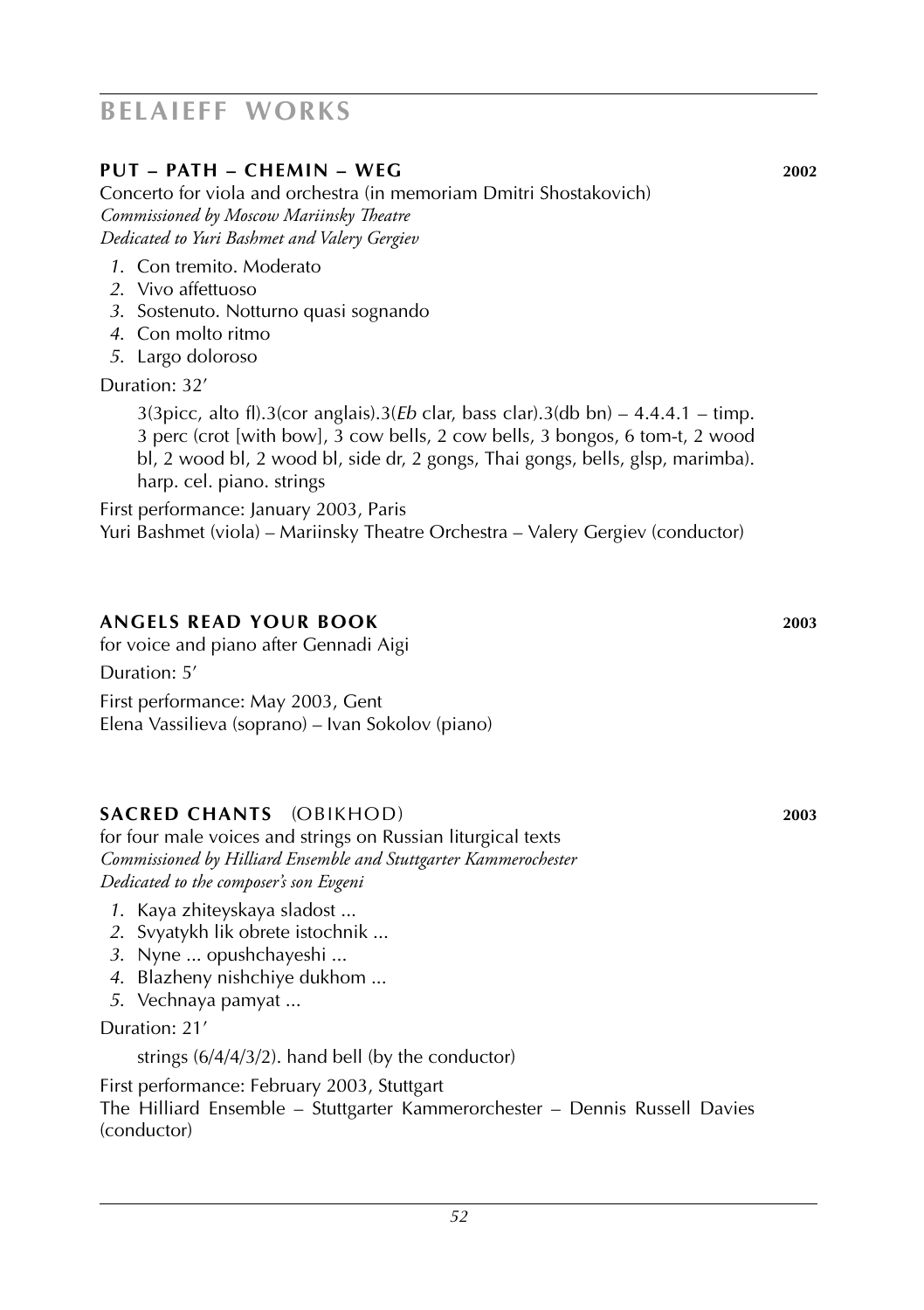## PUT – PATH – CHEMIN – WEG 2002

Concerto for viola and orchestra (in memoriam Dmitri Shostakovich)
*Commissioned by Moscow Mariinsky Theatre*
*Dedicated to Yuri Bashmet and Valery Gergiev*

1. Con tremito. Moderato
2. Vivo affettuoso
3. Sostenuto. Notturno quasi sognando
4. Con molto ritmo
5. Largo doloroso

Duration: 32'

3(3picc, alto fl).3(cor anglais).3(*Eb* clar, bass clar).3(db bn) – 4.4.4.1 – timp. 3 perc (crot [with bow], 3 cow bells, 2 cow bells, 3 bongos, 6 tom-t, 2 wood bl, 2 wood bl, 2 wood bl, side dr, 2 gongs, Thai gongs, bells, glsp, marimba). harp. cel. piano. strings

First performance: January 2003, Paris
Yuri Bashmet (viola) – Mariinsky Theatre Orchestra – Valery Gergiev (conductor)

## ANGELS READ YOUR BOOK 2003

for voice and piano after Gennadi Aigi

Duration: 5'

First performance: May 2003, Gent
Elena Vassilieva (soprano) – Ivan Sokolov (piano)

## SACRED CHANTS (OBIKHOD) 2003

for four male voices and strings on Russian liturgical texts
*Commissioned by Hilliard Ensemble and Stuttgarter Kammerochester*
*Dedicated to the composer's son Evgeni*

1. Kaya zhiteyskaya sladost ...
2. Svyatykh lik obrete istochnik ...
3. Nyne ... opushchayeshi ...
4. Blazheny nishchiye dukhom ...
5. Vechnaya pamyat ...

Duration: 21'

strings (6/4/4/3/2). hand bell (by the conductor)

First performance: February 2003, Stuttgart
The Hilliard Ensemble – Stuttgarter Kammerorchester – Dennis Russell Davies (conductor)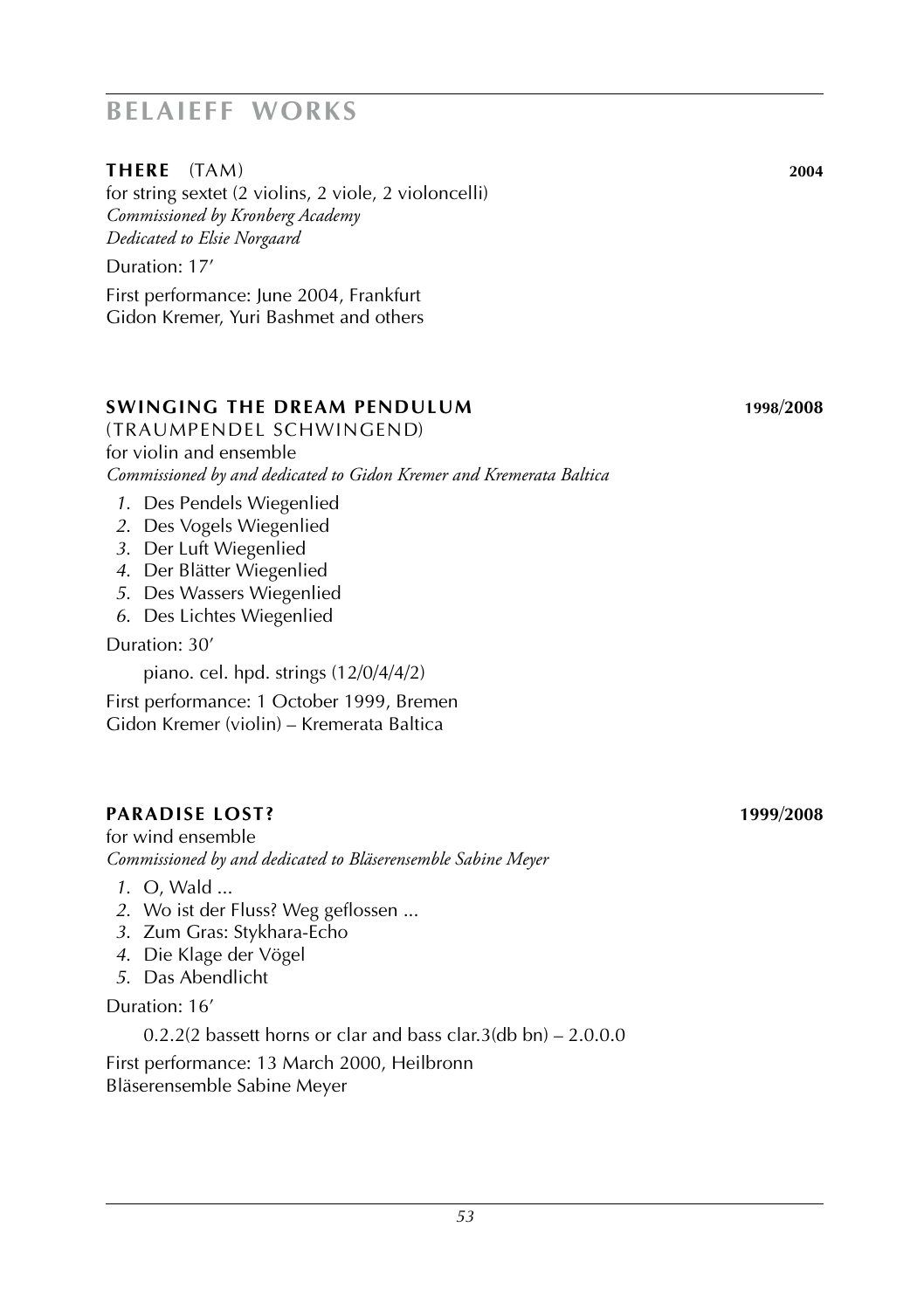## **THERE** (TAM) **2004**

for string sextet (2 violins, 2 viole, 2 violoncelli)
*Commissioned by Kronberg Academy*
*Dedicated to Elsie Norgaard*

Duration: 17'

First performance: June 2004, Frankfurt
Gidon Kremer, Yuri Bashmet and others

## **SWINGING THE DREAM PENDULUM** **1998/2008**

(TRAUMPENDEL SCHWINGEND)
for violin and ensemble
*Commissioned by and dedicated to Gidon Kremer and Kremerata Baltica*

1. Des Pendels Wiegenlied
2. Des Vogels Wiegenlied
3. Der Luft Wiegenlied
4. Der Blätter Wiegenlied
5. Des Wassers Wiegenlied
6. Des Lichtes Wiegenlied

Duration: 30'

piano. cel. hpd. strings (12/0/4/4/2)

First performance: 1 October 1999, Bremen
Gidon Kremer (violin) – Kremerata Baltica

## **PARADISE LOST?** **1999/2008**

for wind ensemble
*Commissioned by and dedicated to Bläserensemble Sabine Meyer*

1. O, Wald ...
2. Wo ist der Fluss? Weg geflossen ...
3. Zum Gras: Stykhara-Echo
4. Die Klage der Vögel
5. Das Abendlicht

Duration: 16'

0.2.2(2 bassett horns or clar and bass clar.3(db bn) – 2.0.0.0

First performance: 13 March 2000, Heilbronn
Bläserensemble Sabine Meyer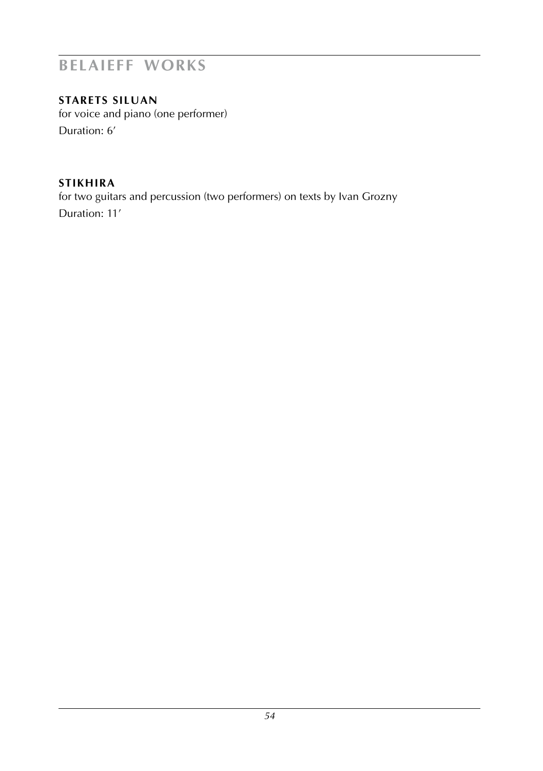**STARETS SILUAN**
for voice and piano (one performer)
Duration: 6′

**STIKHIRA**
for two guitars and percussion (two performers) on texts by Ivan Grozny
Duration: 11′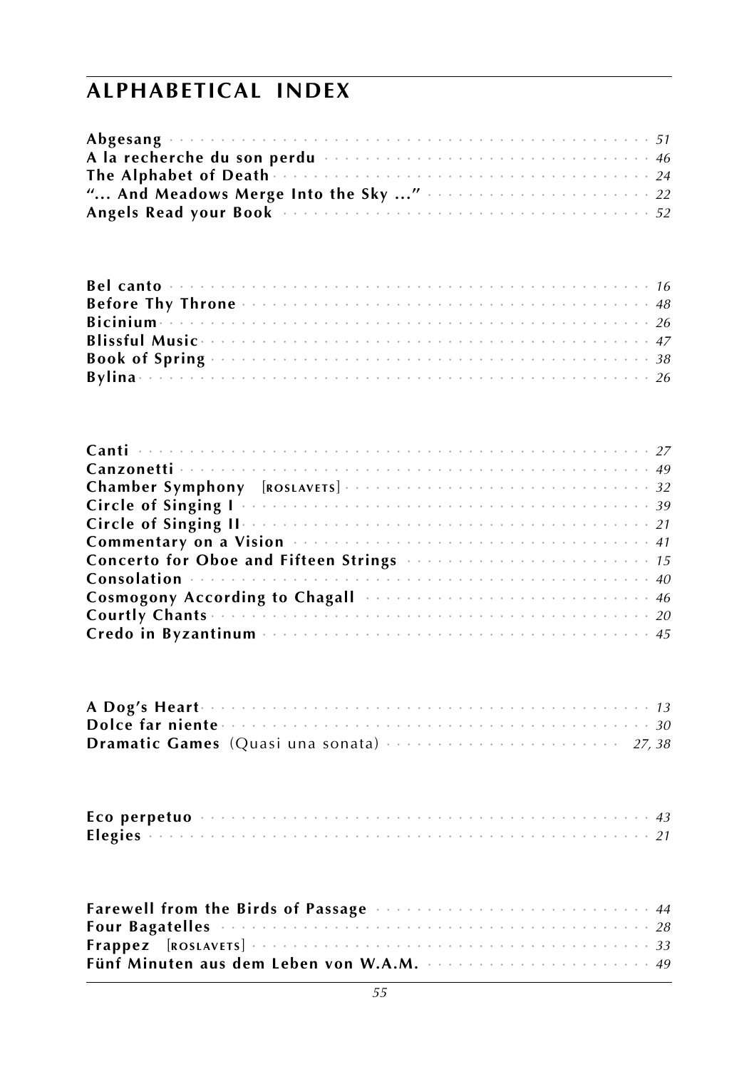## ALPHABETICAL INDEX

**Abgesang** · · · · · · · · · · · · · · · · · · · · · · · · *51*
**A la recherche du son perdu** · · · · · · · · · · · · · · · · *46*
**The Alphabet of Death** · · · · · · · · · · · · · · · · · · · *24*
**"... And Meadows Merge Into the Sky ..."** · · · · · · · · · · *22*
**Angels Read your Book** · · · · · · · · · · · · · · · · · · *52*

**Bel canto** · · · · · · · · · · · · · · · · · · · · · · · · *16*
**Before Thy Throne** · · · · · · · · · · · · · · · · · · · · *48*
**Bicinium** · · · · · · · · · · · · · · · · · · · · · · · · · *26*
**Blissful Music** · · · · · · · · · · · · · · · · · · · · · · *47*
**Book of Spring** · · · · · · · · · · · · · · · · · · · · · · *38*
**Bylina** · · · · · · · · · · · · · · · · · · · · · · · · · · *26*

**Canti** · · · · · · · · · · · · · · · · · · · · · · · · · · *27*
**Canzonetti** · · · · · · · · · · · · · · · · · · · · · · · · *49*
**Chamber Symphony** [ROSLAVETS] · · · · · · · · · · · · · · · *32*
**Circle of Singing I** · · · · · · · · · · · · · · · · · · · · *39*
**Circle of Singing II** · · · · · · · · · · · · · · · · · · · *21*
**Commentary on a Vision** · · · · · · · · · · · · · · · · · · *41*
**Concerto for Oboe and Fifteen Strings** · · · · · · · · · · · *15*
**Consolation** · · · · · · · · · · · · · · · · · · · · · · · *40*
**Cosmogony According to Chagall** · · · · · · · · · · · · · · *46*
**Courtly Chants** · · · · · · · · · · · · · · · · · · · · · · *20*
**Credo in Byzantinum** · · · · · · · · · · · · · · · · · · · *45*

**A Dog's Heart** · · · · · · · · · · · · · · · · · · · · · · *13*
**Dolce far niente** · · · · · · · · · · · · · · · · · · · · · *30*
**Dramatic Games** (Quasi una sonata) · · · · · · · · · · · · *27, 38*

**Eco perpetuo** · · · · · · · · · · · · · · · · · · · · · · · *43*
**Elegies** · · · · · · · · · · · · · · · · · · · · · · · · · *21*

**Farewell from the Birds of Passage** · · · · · · · · · · · · · *44*
**Four Bagatelles** · · · · · · · · · · · · · · · · · · · · · · *28*
**Frappez** [ROSLAVETS] · · · · · · · · · · · · · · · · · · · · *33*
**Fünf Minuten aus dem Leben von W.A.M.** · · · · · · · · · · · *49*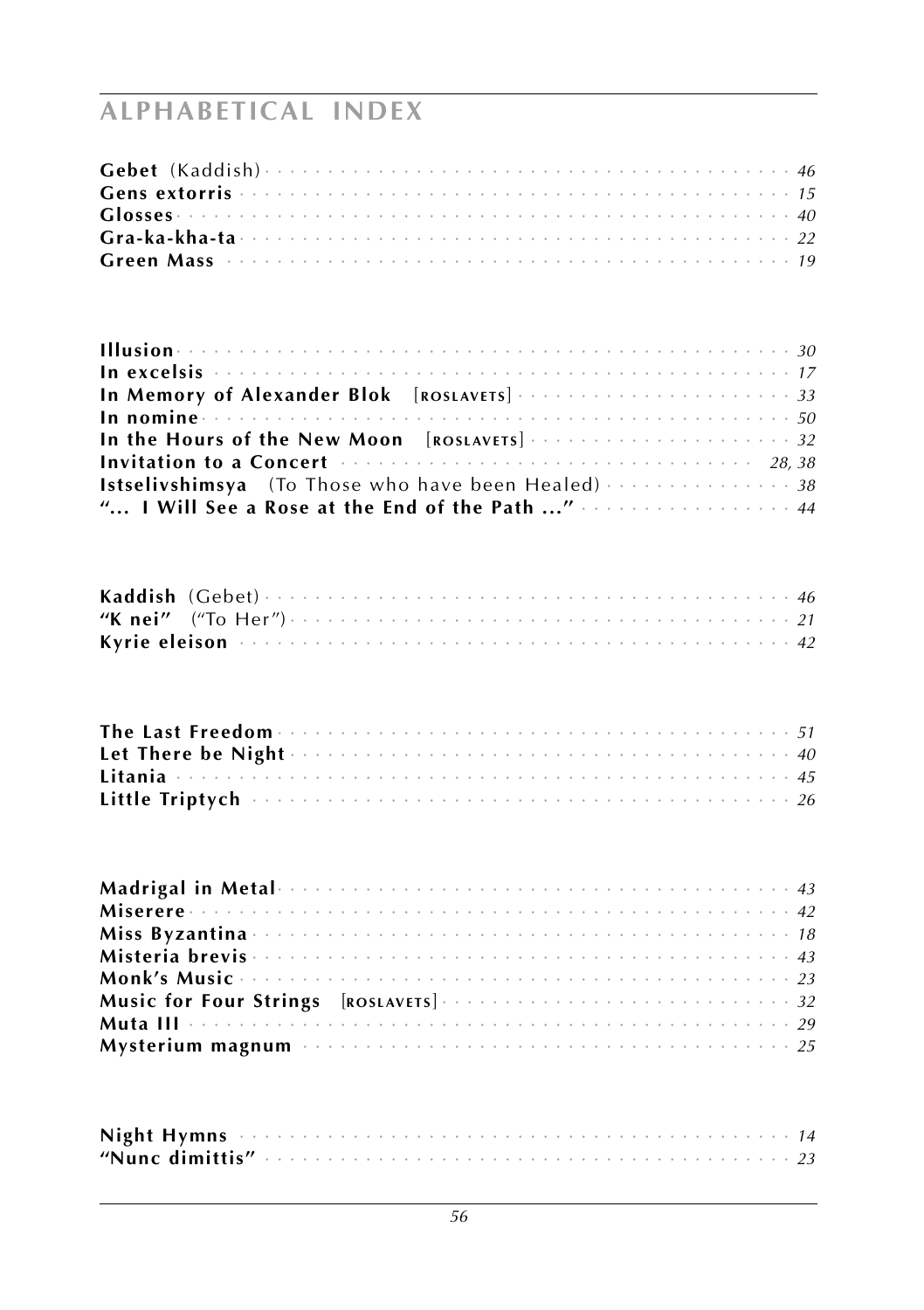## ALPHABETICAL INDEX

**Gebet** (Kaddish) · · · *46*
**Gens extorris** · · · *15*
**Glosses** · · · *40*
**Gra-ka-kha-ta** · · · *22*
**Green Mass** · · · *19*

**Illusion** · · · *30*
**In excelsis** · · · *17*
**In Memory of Alexander Blok** [ROSLAVETS] · · · *33*
**In nomine** · · · *50*
**In the Hours of the New Moon** [ROSLAVETS] · · · *32*
**Invitation to a Concert** · · · *28, 38*
**Istselivshimsya** (To Those who have been Healed) · · · *38*
**"... I Will See a Rose at the End of the Path ..."** · · · *44*

**Kaddish** (Gebet) · · · *46*
**"K nei"** ("To Her") · · · *21*
**Kyrie eleison** · · · *42*

**The Last Freedom** · · · *51*
**Let There be Night** · · · *40*
**Litania** · · · *45*
**Little Triptych** · · · *26*

**Madrigal in Metal** · · · *43*
**Miserere** · · · *42*
**Miss Byzantina** · · · *18*
**Misteria brevis** · · · *43*
**Monk's Music** · · · *23*
**Music for Four Strings** [ROSLAVETS] · · · *32*
**Muta III** · · · *29*
**Mysterium magnum** · · · *25*

**Night Hymns** · · · *14*
**"Nunc dimittis"** · · · *23*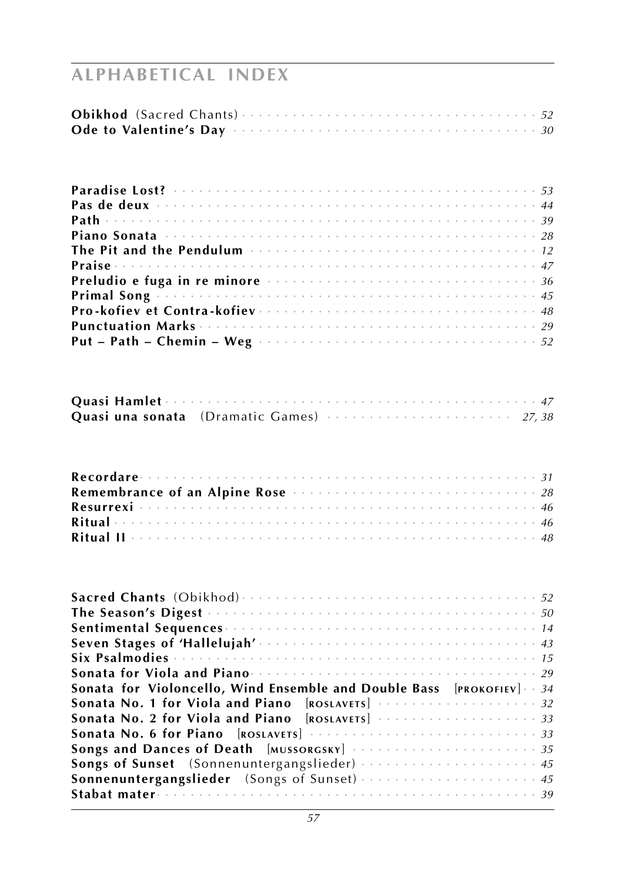## ALPHABETICAL INDEX

**Obikhod** (Sacred Chants) · · · 52
**Ode to Valentine's Day** · · · 30

**Paradise Lost?** · · · 53
**Pas de deux** · · · 44
**Path** · · · 39
**Piano Sonata** · · · 28
**The Pit and the Pendulum** · · · 12
**Praise** · · · 47
**Preludio e fuga in re minore** · · · 36
**Primal Song** · · · 45
**Pro-kofiev et Contra-kofiev** · · · 48
**Punctuation Marks** · · · 29
**Put – Path – Chemin – Weg** · · · 52

**Quasi Hamlet** · · · 47
**Quasi una sonata** (Dramatic Games) · · · 27, 38

**Recordare** · · · 31
**Remembrance of an Alpine Rose** · · · 28
**Resurrexi** · · · 46
**Ritual** · · · 46
**Ritual II** · · · 48

**Sacred Chants** (Obikhod) · · · 52
**The Season's Digest** · · · 50
**Sentimental Sequences** · · · 14
**Seven Stages of 'Hallelujah'** · · · 43
**Six Psalmodies** · · · 15
**Sonata for Viola and Piano** · · · 29
**Sonata for Violoncello, Wind Ensemble and Double Bass** [PROKOFIEV] · · · 34
**Sonata No. 1 for Viola and Piano** [ROSLAVETS] · · · 32
**Sonata No. 2 for Viola and Piano** [ROSLAVETS] · · · 33
**Sonata No. 6 for Piano** [ROSLAVETS] · · · 33
**Songs and Dances of Death** [MUSSORGSKY] · · · 35
**Songs of Sunset** (Sonnenuntergangslieder) · · · 45
**Sonnenuntergangslieder** (Songs of Sunset) · · · 45
**Stabat mater** · · · 39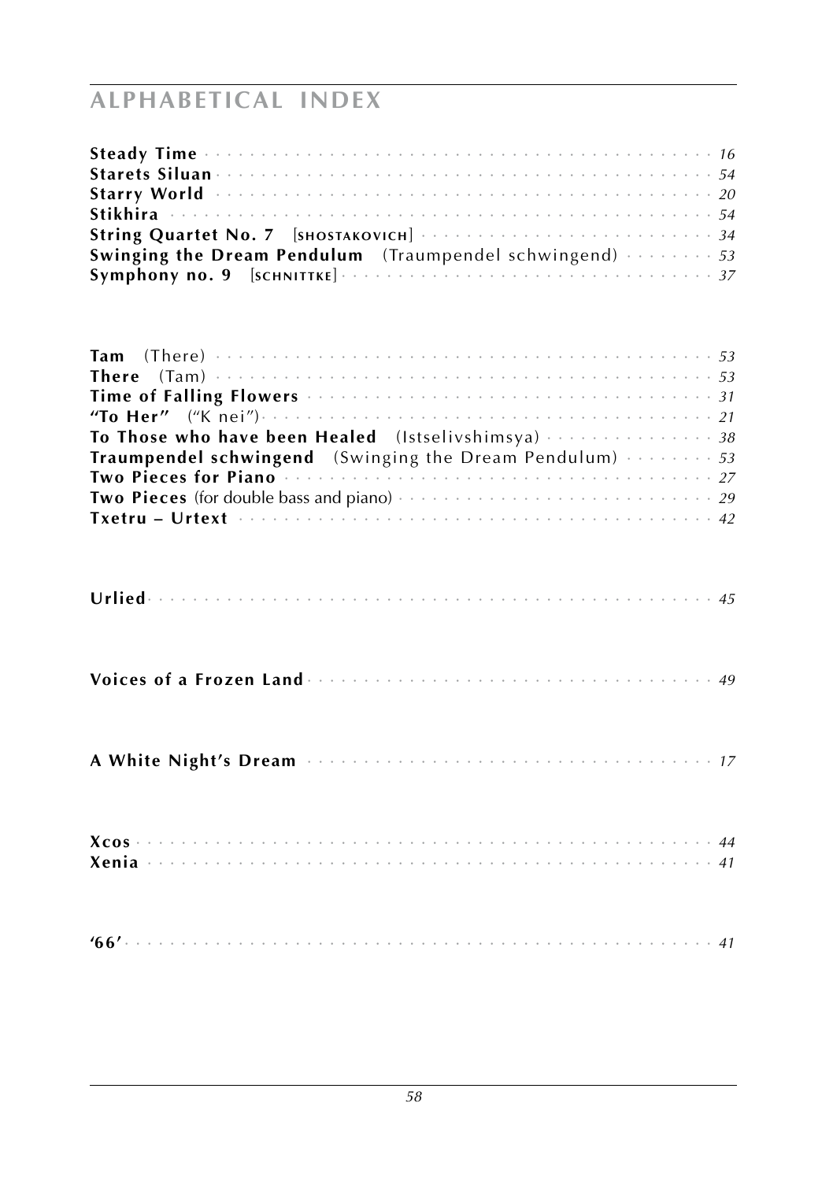## ALPHABETICAL INDEX

**Steady Time** · · · · · · · · · · · · · · · · · · · · *16*
**Starets Siluan** · · · · · · · · · · · · · · · · · · · · *54*
**Starry World** · · · · · · · · · · · · · · · · · · · · *20*
**Stikhira** · · · · · · · · · · · · · · · · · · · · *54*
**String Quartet No. 7** [SHOSTAKOVICH] · · · · · · · · · · *34*
**Swinging the Dream Pendulum** (Traumpendel schwingend) · · · · *53*
**Symphony no. 9** [SCHNITTKE] · · · · · · · · · · · · · · *37*

**Tam** (There) · · · · · · · · · · · · · · · · · · · · *53*
**There** (Tam) · · · · · · · · · · · · · · · · · · · · *53*
**Time of Falling Flowers** · · · · · · · · · · · · · · · · *31*
**"To Her"** ("K nei") · · · · · · · · · · · · · · · · · · *21*
**To Those who have been Healed** (Istselivshimsya) · · · · · · *38*
**Traumpendel schwingend** (Swinging the Dream Pendulum) · · · · *53*
**Two Pieces for Piano** · · · · · · · · · · · · · · · · · *27*
**Two Pieces** (for double bass and piano) · · · · · · · · · · *29*
**Txetru – Urtext** · · · · · · · · · · · · · · · · · · · *42*

**Urlied** · · · · · · · · · · · · · · · · · · · · *45*

**Voices of a Frozen Land** · · · · · · · · · · · · · · · · *49*

**A White Night's Dream** · · · · · · · · · · · · · · · · *17*

**Xcos** · · · · · · · · · · · · · · · · · · · · *44*
**Xenia** · · · · · · · · · · · · · · · · · · · · *41*

**'66'** · · · · · · · · · · · · · · · · · · · · *41*